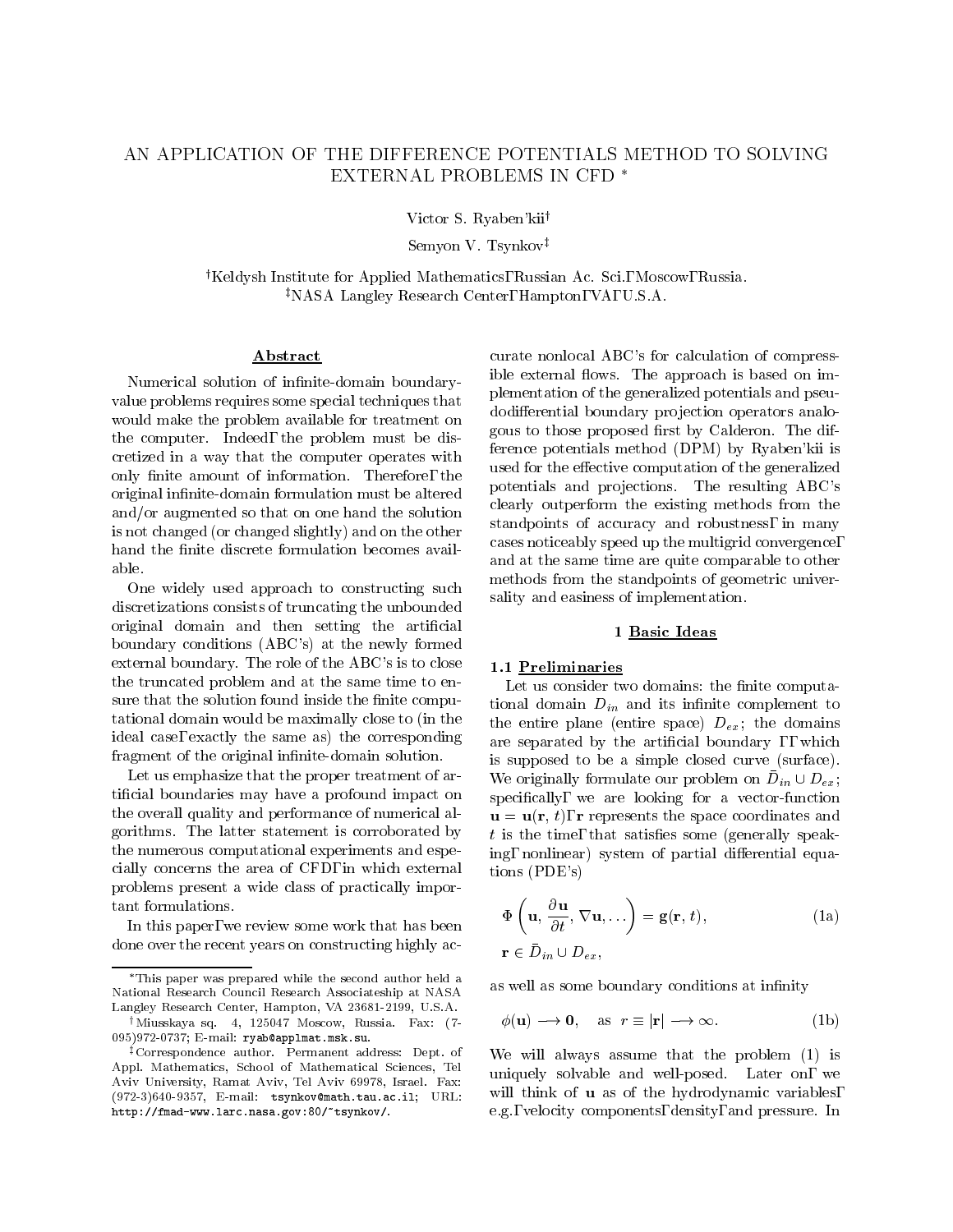# AN APPLICATION OF THE DIFFERENCE POTENTIALS METHOD TO SOLVING EXTERNAL PROBLEMS IN CFD *

Victor S. Ryaben'kii†

Semyon V. Tsynkov‡

†Keldysh Institute for Applied Mathematics, Russian Ac. Sci., Moscow, Russia.
‡NASA Langley Research Center, Hampton, VA, U.S.A.

## Abstract

Numerical solution of infinite-domain boundary-value problems requires some special techniques that would make the problem available for treatment on the computer. Indeed, the problem must be discretized in a way that the computer operates with only finite amount of information. Therefore, the original infinite-domain formulation must be altered and/or augmented so that on one hand the solution is not changed (or changed slightly) and on the other hand the finite discrete formulation becomes available.

One widely used approach to constructing such discretizations consists of truncating the unbounded original domain and then setting the artificial boundary conditions (ABC's) at the newly formed external boundary. The role of the ABC's is to close the truncated problem and at the same time to ensure that the solution found inside the finite computational domain would be maximally close to (in the ideal case, exactly the same as) the corresponding fragment of the original infinite-domain solution.

Let us emphasize that the proper treatment of artificial boundaries may have a profound impact on the overall quality and performance of numerical algorithms. The latter statement is corroborated by the numerous computational experiments and especially concerns the area of CFD, in which external problems present a wide class of practically important formulations.

In this paper, we review some work that has been done over the recent years on constructing highly accurate nonlocal ABC's for calculation of compressible external flows. The approach is based on implementation of the generalized potentials and pseudodifferential boundary projection operators analogous to those proposed first by Calderon. The difference potentials method (DPM) by Ryaben'kii is used for the effective computation of the generalized potentials and projections. The resulting ABC's clearly outperform the existing methods from the standpoints of accuracy and robustness, in many cases noticeably speed up the multigrid convergence, and at the same time are quite comparable to other methods from the standpoints of geometric universality and easiness of implementation.

## 1 Basic Ideas

### 1.1 Preliminaries

Let us consider two domains: the finite computational domain $D_{in}$ and its infinite complement to the entire plane (entire space) $D_{ex}$; the domains are separated by the artificial boundary $\Gamma$, which is supposed to be a simple closed curve (surface). We originally formulate our problem on $\bar{D}_{in} \cup D_{ex}$; specifically, we are looking for a vector-function $\mathbf{u} = \mathbf{u}(\mathbf{r}, t)$, $\mathbf{r}$ represents the space coordinates and $t$ is the time, that satisfies some (generally speaking, nonlinear) system of partial differential equations (PDE's)

$$\Phi\left(\mathbf{u}, \frac{\partial \mathbf{u}}{\partial t}, \nabla \mathbf{u}, \dots\right) = \mathbf{g}(\mathbf{r}, t), \tag{1a}$$
$$\mathbf{r} \in \bar{D}_{in} \cup D_{ex},$$

as well as some boundary conditions at infinity

$$\phi(\mathbf{u}) \longrightarrow \mathbf{0}, \quad \text{as } r \equiv |\mathbf{r}| \longrightarrow \infty. \tag{1b}$$

We will always assume that the problem (1) is uniquely solvable and well-posed. Later on, we will think of $\mathbf{u}$ as of the hydrodynamic variables, e.g., velocity components, density, and pressure. In

---

*This paper was prepared while the second author held a National Research Council Research Associateship at NASA Langley Research Center, Hampton, VA 23681-2199, U.S.A.

†Miusskaya sq. 4, 125047 Moscow, Russia. Fax: (7-095)972-0737; E-mail: ryab@applmat.msk.su.

‡Correspondence author. Permanent address: Dept. of Appl. Mathematics, School of Mathematical Sciences, Tel Aviv University, Ramat Aviv, Tel Aviv 69978, Israel. Fax: (972-3)640-9357, E-mail: tsynkov@math.tau.ac.il; URL: http://fmad-www.larc.nasa.gov:80/~tsynkov/.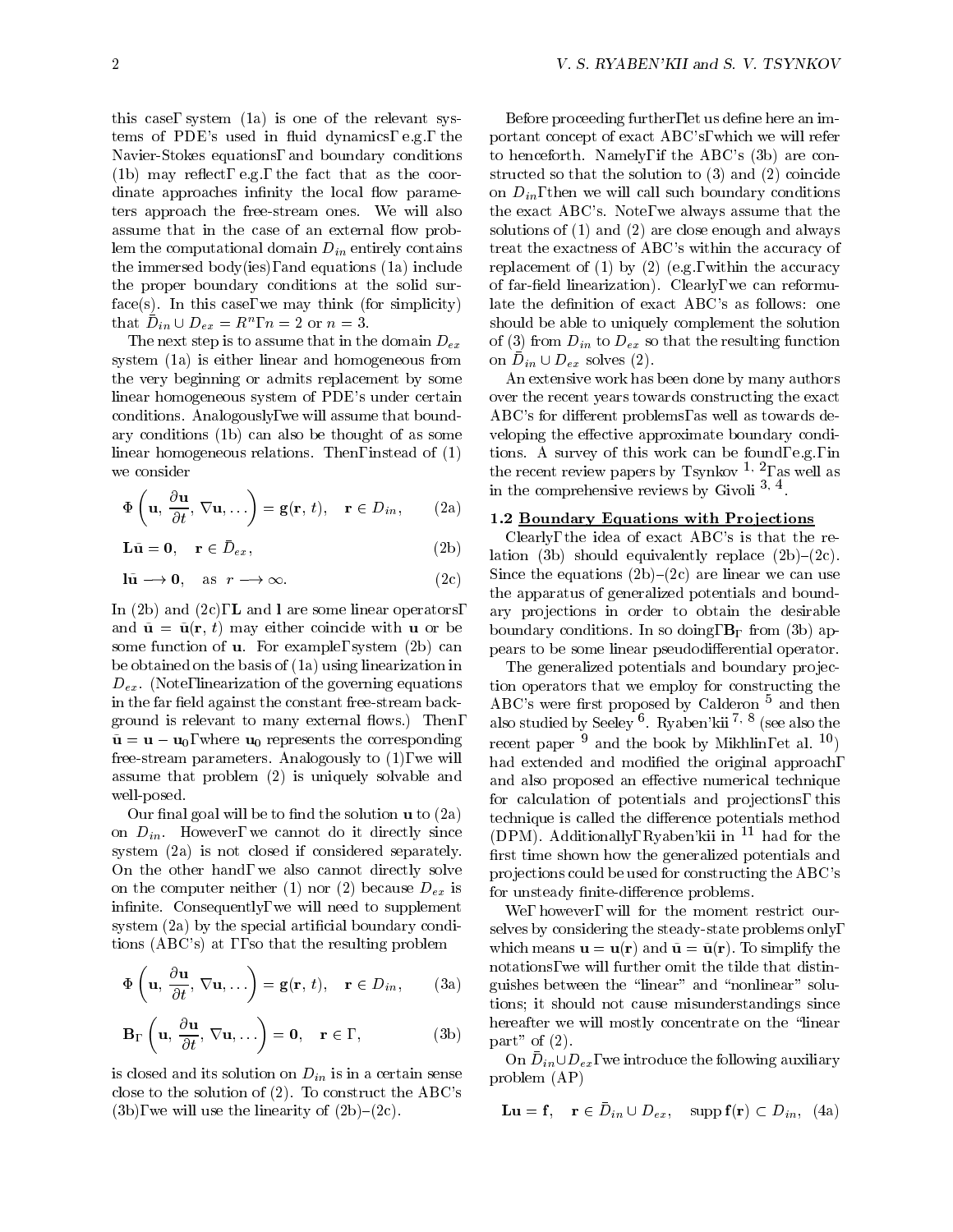this case, system (1a) is one of the relevant systems of PDE's used in fluid dynamics, e.g., the Navier-Stokes equations, and boundary conditions (1b) may reflect, e.g., the fact that as the coordinate approaches infinity the local flow parameters approach the free-stream ones. We will also assume that in the case of an external flow problem the computational domain $D_{in}$ entirely contains the immersed body(ies), and equations (1a) include the proper boundary conditions at the solid surface(s). In this case, we may think (for simplicity) that $\bar{D}_{in} \cup D_{ex} = R^n$, $n = 2$ or $n = 3$.

The next step is to assume that in the domain $D_{ex}$ system (1a) is either linear and homogeneous from the very beginning or admits replacement by some linear homogeneous system of PDE's under certain conditions. Analogously, we will assume that boundary conditions (1b) can also be thought of as some linear homogeneous relations. Then, instead of (1) we consider

$$\Phi\left(\mathbf{u},\, \frac{\partial \mathbf{u}}{\partial t},\, \nabla \mathbf{u}, \dots\right) = \mathbf{g}(\mathbf{r},\, t), \quad \mathbf{r} \in D_{in}, \tag{2a}$$

$$\mathbf{L}\tilde{\mathbf{u}} = \mathbf{0}, \quad \mathbf{r} \in \bar{D}_{ex}, \tag{2b}$$

$$\mathbf{l}\tilde{\mathbf{u}} \longrightarrow \mathbf{0}, \quad \text{as } \ r \longrightarrow \infty. \tag{2c}$$

In (2b) and (2c), $\mathbf{L}$ and $\mathbf{l}$ are some linear operators, and $\tilde{\mathbf{u}} = \tilde{\mathbf{u}}(\mathbf{r}, t)$ may either coincide with $\mathbf{u}$ or be some function of $\mathbf{u}$. For example, system (2b) can be obtained on the basis of (1a) using linearization in $D_{ex}$. (Note, linearization of the governing equations in the far field against the constant free-stream background is relevant to many external flows.) Then, $\tilde{\mathbf{u}} = \mathbf{u} - \mathbf{u}_0$, where $\mathbf{u}_0$ represents the corresponding free-stream parameters. Analogously to (1), we will assume that problem (2) is uniquely solvable and well-posed.

Our final goal will be to find the solution $\mathbf{u}$ to (2a) on $D_{in}$. However, we cannot do it directly since system (2a) is not closed if considered separately. On the other hand, we also cannot directly solve on the computer neither (1) nor (2) because $D_{ex}$ is infinite. Consequently, we will need to supplement system (2a) by the special artificial boundary conditions (ABC's) at $\Gamma$, so that the resulting problem

$$\Phi\left(\mathbf{u},\, \frac{\partial \mathbf{u}}{\partial t},\, \nabla \mathbf{u}, \dots\right) = \mathbf{g}(\mathbf{r},\, t), \quad \mathbf{r} \in D_{in}, \tag{3a}$$

$$\mathbf{B}_\Gamma\left(\mathbf{u},\, \frac{\partial \mathbf{u}}{\partial t},\, \nabla \mathbf{u}, \dots\right) = \mathbf{0}, \quad \mathbf{r} \in \Gamma, \tag{3b}$$

is closed and its solution on $D_{in}$ is in a certain sense close to the solution of (2). To construct the ABC's (3b), we will use the linearity of (2b)–(2c).

Before proceeding further, let us define here an important concept of exact ABC's, which we will refer to henceforth. Namely, if the ABC's (3b) are constructed so that the solution to (3) and (2) coincide on $D_{in}$, then we will call such boundary conditions the exact ABC's. Note, we always assume that the solutions of (1) and (2) are close enough and always treat the exactness of ABC's within the accuracy of replacement of (1) by (2) (e.g., within the accuracy of far-field linearization). Clearly, we can reformulate the definition of exact ABC's as follows: one should be able to uniquely complement the solution of (3) from $D_{in}$ to $D_{ex}$ so that the resulting function on $\bar{D}_{in} \cup D_{ex}$ solves (2).

An extensive work has been done by many authors over the recent years towards constructing the exact ABC's for different problems, as well as towards developing the effective approximate boundary conditions. A survey of this work can be found, e.g., in the recent review papers by Tsynkov [1, 2], as well as in the comprehensive reviews by Givoli [3, 4].

### 1.2 Boundary Equations with Projections

Clearly, the idea of exact ABC's is that the relation (3b) should equivalently replace (2b)–(2c). Since the equations (2b)–(2c) are linear we can use the apparatus of generalized potentials and boundary projections in order to obtain the desirable boundary conditions. In so doing, $\mathbf{B}_\Gamma$ from (3b) appears to be some linear pseudodifferential operator.

The generalized potentials and boundary projection operators that we employ for constructing the ABC's were first proposed by Calderon [5] and then also studied by Seeley [6]. Ryaben'kii [7, 8] (see also the recent paper [9] and the book by Mikhlin, et al. [10]) had extended and modified the original approach, and also proposed an effective numerical technique for calculation of potentials and projections, this technique is called the difference potentials method (DPM). Additionally, Ryaben'kii in [11] had for the first time shown how the generalized potentials and projections could be used for constructing the ABC's for unsteady finite-difference problems.

We, however, will for the moment restrict ourselves by considering the steady-state problems only, which means $\mathbf{u} = \mathbf{u}(\mathbf{r})$ and $\tilde{\mathbf{u}} = \tilde{\mathbf{u}}(\mathbf{r})$. To simplify the notations, we will further omit the tilde that distinguishes between the "linear" and "nonlinear" solutions; it should not cause misunderstandings since hereafter we will mostly concentrate on the "linear part" of (2).

On $\bar{D}_{in} \cup D_{ex}$, we introduce the following auxiliary problem (AP)

$$\mathbf{L}\mathbf{u} = \mathbf{f}, \quad \mathbf{r} \in \bar{D}_{in} \cup D_{ex}, \quad \operatorname{supp} \mathbf{f}(\mathbf{r}) \subset D_{in}, \tag{4a}$$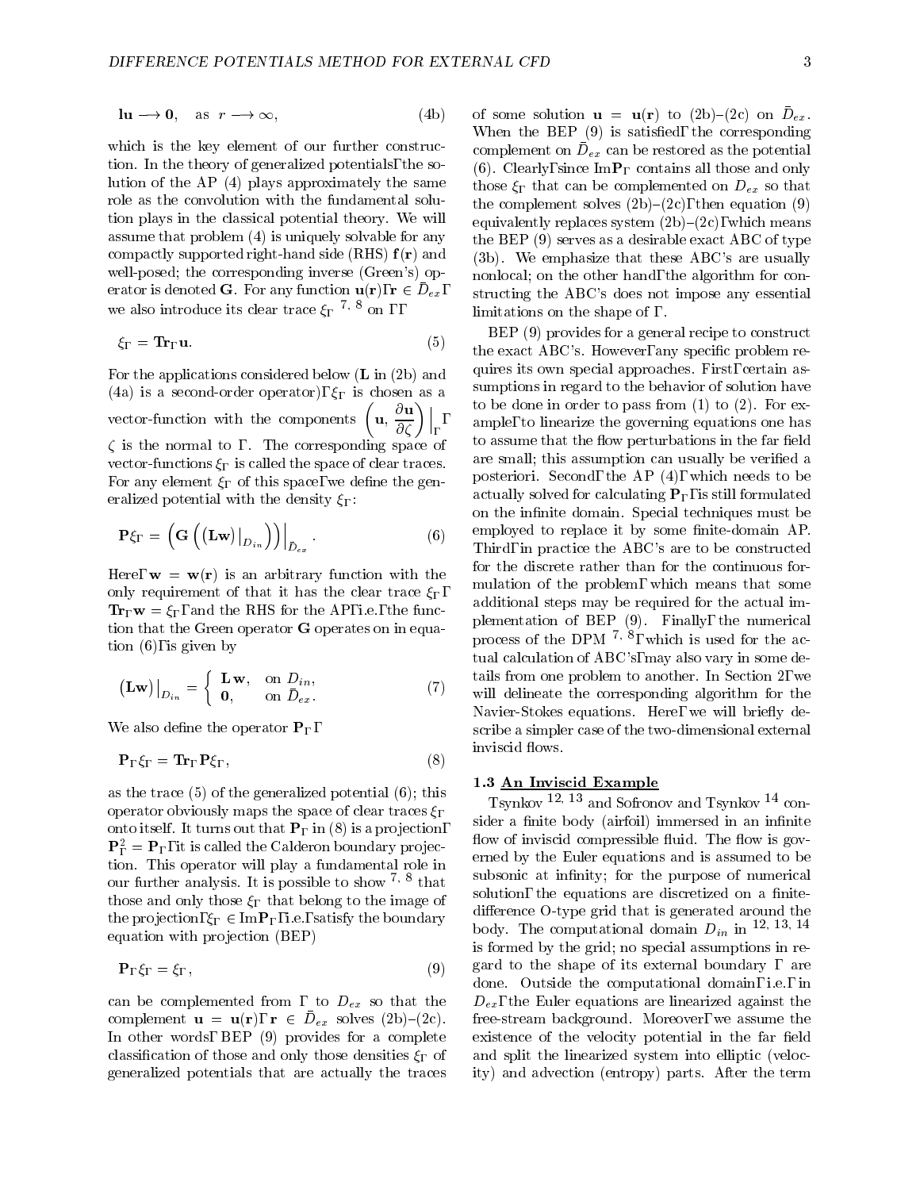$$\mathbf{l}\mathbf{u} \longrightarrow \mathbf{0}, \quad \text{as } r \longrightarrow \infty, \tag{4b}$$

which is the key element of our further construction. In the theory of generalized potentials, the solution of the AP (4) plays approximately the same role as the convolution with the fundamental solution plays in the classical potential theory. We will assume that problem (4) is uniquely solvable for any compactly supported right-hand side (RHS) $\mathbf{f}(\mathbf{r})$ and well-posed; the corresponding inverse (Green's) operator is denoted $\mathbf{G}$. For any function $\mathbf{u}(\mathbf{r})$, $\mathbf{r} \in \bar{D}_{ex}$, we also introduce its clear trace $\xi_\Gamma$ [7, 8] on $\Gamma$,

$$\xi_\Gamma = \mathbf{Tr}_\Gamma \mathbf{u}. \tag{5}$$

For the applications considered below ($\mathbf{L}$ in (2b) and (4a) is a second-order operator), $\xi_\Gamma$ is chosen as a vector-function with the components $\left(\mathbf{u}, \dfrac{\partial \mathbf{u}}{\partial \zeta}\right)\Big|_\Gamma$, $\zeta$ is the normal to $\Gamma$. The corresponding space of vector-functions $\xi_\Gamma$ is called the space of clear traces. For any element $\xi_\Gamma$ of this space, we define the generalized potential with the density $\xi_\Gamma$:

$$\mathbf{P}\xi_\Gamma = \left(\mathbf{G}\left(\left(\mathbf{L}\mathbf{w}\right)\big|_{D_{in}}\right)\right)\Big|_{\bar{D}_{ex}}. \tag{6}$$

Here, $\mathbf{w} = \mathbf{w}(\mathbf{r})$ is an arbitrary function with the only requirement of that it has the clear trace $\xi_\Gamma$, $\mathbf{Tr}_\Gamma \mathbf{w} = \xi_\Gamma$, and the RHS for the AP, i.e., the function that the Green operator $\mathbf{G}$ operates on in equation (6), is given by

$$\left(\mathbf{L}\mathbf{w}\right)\big|_{D_{in}} = \begin{cases} \mathbf{L}\mathbf{w}, & \text{on } D_{in}, \\ \mathbf{0}, & \text{on } \bar{D}_{ex}. \end{cases} \tag{7}$$

We also define the operator $\mathbf{P}_\Gamma$,

$$\mathbf{P}_\Gamma \xi_\Gamma = \mathbf{Tr}_\Gamma \mathbf{P}\xi_\Gamma, \tag{8}$$

as the trace (5) of the generalized potential (6); this operator obviously maps the space of clear traces $\xi_\Gamma$ onto itself. It turns out that $\mathbf{P}_\Gamma$ in (8) is a projection, $\mathbf{P}_\Gamma^2 = \mathbf{P}_\Gamma$, it is called the Calderon boundary projection. This operator will play a fundamental role in our further analysis. It is possible to show [7, 8] that those and only those $\xi_\Gamma$ that belong to the image of the projection, $\xi_\Gamma \in \mathrm{Im}\mathbf{P}_\Gamma$, i.e., satisfy the boundary equation with projection (BEP)

$$\mathbf{P}_\Gamma \xi_\Gamma = \xi_\Gamma, \tag{9}$$

can be complemented from $\Gamma$ to $D_{ex}$ so that the complement $\mathbf{u} = \mathbf{u}(\mathbf{r})$, $\mathbf{r} \in \bar{D}_{ex}$ solves (2b)–(2c). In other words, BEP (9) provides for a complete classification of those and only those densities $\xi_\Gamma$ of generalized potentials that are actually the traces of some solution $\mathbf{u} = \mathbf{u}(\mathbf{r})$ to (2b)–(2c) on $\bar{D}_{ex}$. When the BEP (9) is satisfied, the corresponding complement on $\bar{D}_{ex}$ can be restored as the potential (6). Clearly, since $\mathrm{Im}\mathbf{P}_\Gamma$ contains all those and only those $\xi_\Gamma$ that can be complemented on $D_{ex}$ so that the complement solves (2b)–(2c), then equation (9) equivalently replaces system (2b)–(2c), which means the BEP (9) serves as a desirable exact ABC of type (3b). We emphasize that these ABC's are usually nonlocal; on the other hand, the algorithm for constructing the ABC's does not impose any essential limitations on the shape of $\Gamma$.

BEP (9) provides for a general recipe to construct the exact ABC's. However, any specific problem requires its own special approaches. First, certain assumptions in regard to the behavior of solution have to be done in order to pass from (1) to (2). For example, to linearize the governing equations one has to assume that the flow perturbations in the far field are small; this assumption can usually be verified a posteriori. Second, the AP (4), which needs to be actually solved for calculating $\mathbf{P}_\Gamma$, is still formulated on the infinite domain. Special techniques must be employed to replace it by some finite-domain AP. Third, in practice the ABC's are to be constructed for the discrete rather than for the continuous formulation of the problem, which means that some additional steps may be required for the actual implementation of BEP (9). Finally, the numerical process of the DPM [7, 8], which is used for the actual calculation of ABC's, may also vary in some details from one problem to another. In Section 2, we will delineate the corresponding algorithm for the Navier-Stokes equations. Here, we will briefly describe a simpler case of the two-dimensional external inviscid flows.

### 1.3 An Inviscid Example

Tsynkov [12, 13] and Sofronov and Tsynkov [14] consider a finite body (airfoil) immersed in an infinite flow of inviscid compressible fluid. The flow is governed by the Euler equations and is assumed to be subsonic at infinity; for the purpose of numerical solution, the equations are discretized on a finite-difference O-type grid that is generated around the body. The computational domain $D_{in}$ in [12, 13, 14] is formed by the grid; no special assumptions in regard to the shape of its external boundary $\Gamma$ are done. Outside the computational domain, i.e., in $D_{ex}$, the Euler equations are linearized against the free-stream background. Moreover, we assume the existence of the velocity potential in the far field and split the linearized system into elliptic (velocity) and advection (entropy) parts. After the term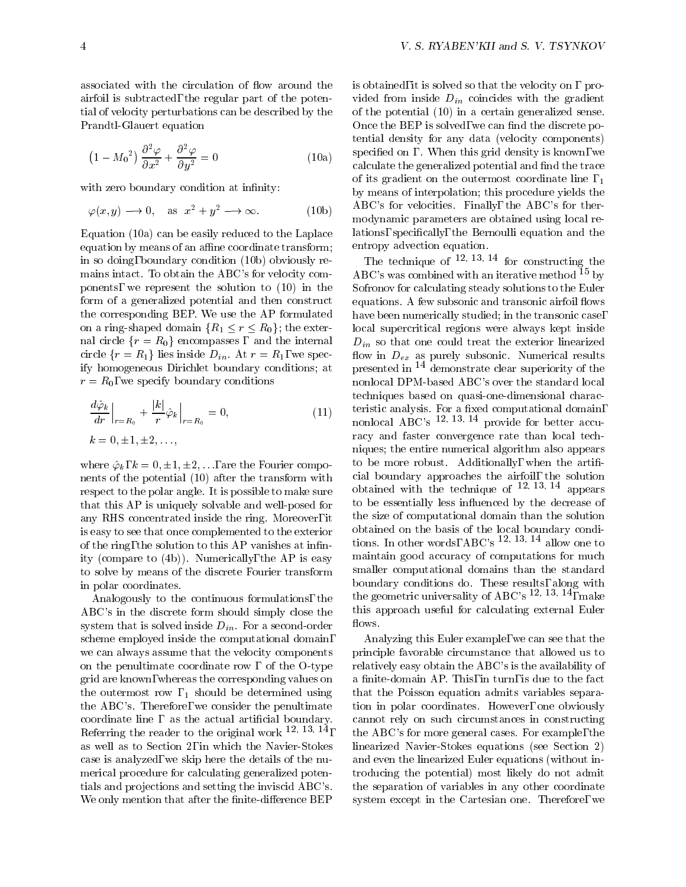associated with the circulation of flow around the airfoil is subtracted, the regular part of the potential of velocity perturbations can be described by the Prandtl-Glauert equation

$$\left(1 - {M_0}^2\right) \frac{\partial^2 \varphi}{\partial x^2} + \frac{\partial^2 \varphi}{\partial y^2} = 0 \tag{10a}$$

with zero boundary condition at infinity:

$$\varphi(x,y) \longrightarrow 0, \quad \text{as } \; x^2 + y^2 \longrightarrow \infty. \tag{10b}$$

Equation (10a) can be easily reduced to the Laplace equation by means of an affine coordinate transform; in so doing, boundary condition (10b) obviously remains intact. To obtain the ABC's for velocity components, we represent the solution to (10) in the form of a generalized potential and then construct the corresponding BEP. We use the AP formulated on a ring-shaped domain $\{R_1 \leq r \leq R_0\}$; the external circle $\{r = R_0\}$ encompasses $\Gamma$ and the internal circle $\{r = R_1\}$ lies inside $D_{in}$. At $r = R_1$, we specify homogeneous Dirichlet boundary conditions; at $r = R_0$, we specify boundary conditions

$$\left.\frac{d\hat{\varphi}_k}{dr}\right|_{r=R_0} + \left.\frac{|k|}{r}\hat{\varphi}_k\right|_{r=R_0} = 0, \qquad k = 0, \pm 1, \pm 2, \ldots, \tag{11}$$

where $\hat{\varphi}_k$, $k = 0, \pm 1, \pm 2, \ldots$, are the Fourier components of the potential (10) after the transform with respect to the polar angle. It is possible to make sure that this AP is uniquely solvable and well-posed for any RHS concentrated inside the ring. Moreover, it is easy to see that once complemented to the exterior of the ring, the solution to this AP vanishes at infinity (compare to (4b)). Numerically, the AP is easy to solve by means of the discrete Fourier transform in polar coordinates.

Analogously to the continuous formulations, the ABC's in the discrete form should simply close the system that is solved inside $D_{in}$. For a second-order scheme employed inside the computational domain, we can always assume that the velocity components on the penultimate coordinate row $\Gamma$ of the O-type grid are known, whereas the corresponding values on the outermost row $\Gamma_1$ should be determined using the ABC's. Therefore, we consider the penultimate coordinate line $\Gamma$ as the actual artificial boundary. Referring the reader to the original work [12, 13, 14], as well as to Section 2, in which the Navier-Stokes case is analyzed, we skip here the details of the numerical procedure for calculating generalized potentials and projections and setting the inviscid ABC's. We only mention that after the finite-difference BEP is obtained, it is solved so that the velocity on $\Gamma$ provided from inside $D_{in}$ coincides with the gradient of the potential (10) in a certain generalized sense. Once the BEP is solved, we can find the discrete potential density for any data (velocity components) specified on $\Gamma$. When this grid density is known, we calculate the generalized potential and find the trace of its gradient on the outermost coordinate line $\Gamma_1$ by means of interpolation; this procedure yields the ABC's for velocities. Finally, the ABC's for thermodynamic parameters are obtained using local relations, specifically, the Bernoulli equation and the entropy advection equation.

The technique of [12, 13, 14] for constructing the ABC's was combined with an iterative method [15] by Sofronov for calculating steady solutions to the Euler equations. A few subsonic and transonic airfoil flows have been numerically studied; in the transonic case, local supercritical regions were always kept inside $D_{in}$ so that one could treat the exterior linearized flow in $D_{ex}$ as purely subsonic. Numerical results presented in [14] demonstrate clear superiority of the nonlocal DPM-based ABC's over the standard local techniques based on quasi-one-dimensional characteristic analysis. For a fixed computational domain, nonlocal ABC's [12, 13, 14] provide for better accuracy and faster convergence rate than local techniques; the entire numerical algorithm also appears to be more robust. Additionally, when the artificial boundary approaches the airfoil, the solution obtained with the technique of [12, 13, 14] appears to be essentially less influenced by the decrease of the size of computational domain than the solution obtained on the basis of the local boundary conditions. In other words, ABC's [12, 13, 14] allow one to maintain good accuracy of computations for much smaller computational domains than the standard boundary conditions do. These results, along with the geometric universality of ABC's [12, 13, 14], make this approach useful for calculating external Euler flows.

Analyzing this Euler example, we can see that the principle favorable circumstance that allowed us to relatively easy obtain the ABC's is the availability of a finite-domain AP. This, in turn, is due to the fact that the Poisson equation admits variables separation in polar coordinates. However, one obviously cannot rely on such circumstances in constructing the ABC's for more general cases. For example, the linearized Navier-Stokes equations (see Section 2) and even the linearized Euler equations (without introducing the potential) most likely do not admit the separation of variables in any other coordinate system except in the Cartesian one. Therefore, we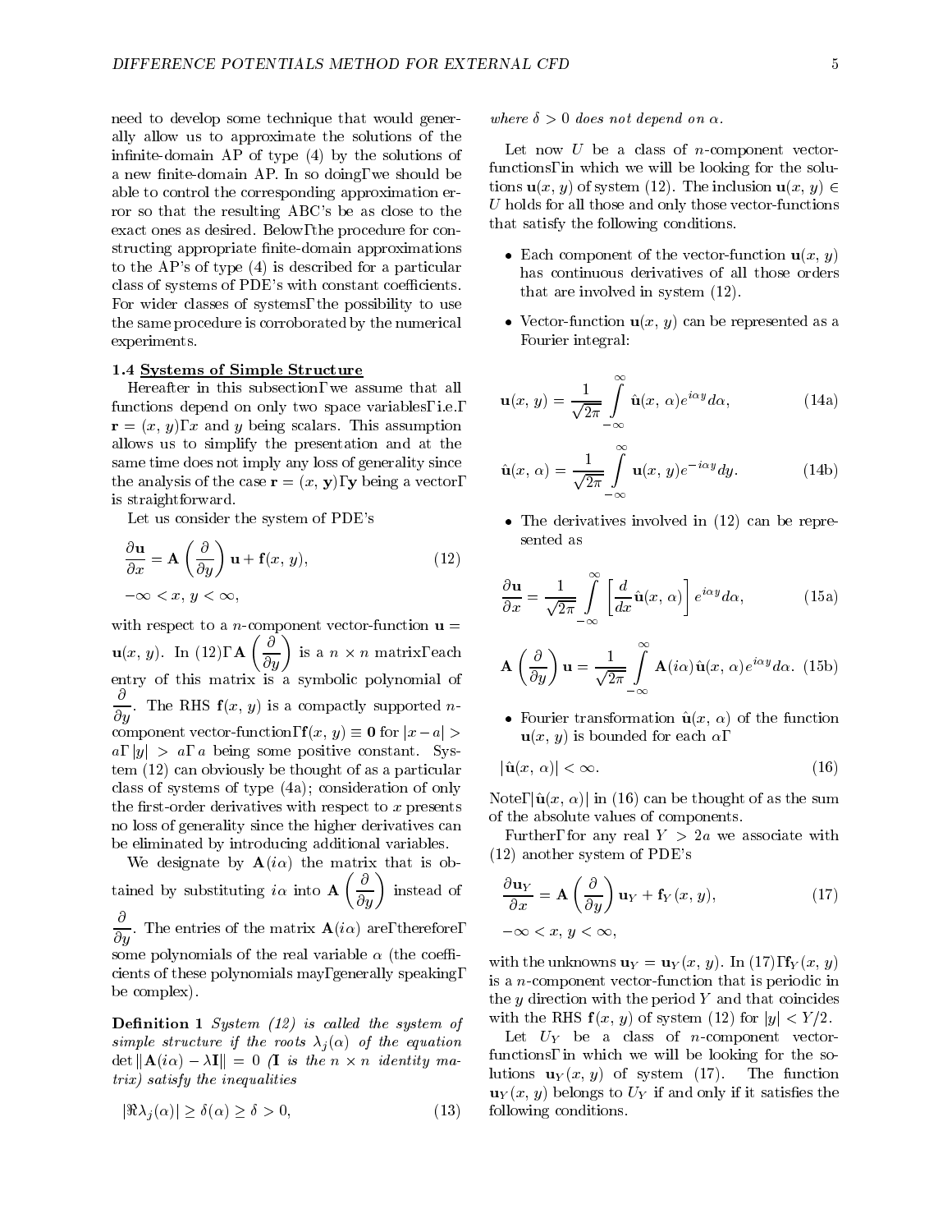need to develop some technique that would generally allow us to approximate the solutions of the infinite-domain AP of type (4) by the solutions of a new finite-domain AP. In so doing, we should be able to control the corresponding approximation error so that the resulting ABC's be as close to the exact ones as desired. Below, the procedure for constructing appropriate finite-domain approximations to the AP's of type (4) is described for a particular class of systems of PDE's with constant coefficients. For wider classes of systems, the possibility to use the same procedure is corroborated by the numerical experiments.

### 1.4 Systems of Simple Structure

Hereafter in this subsection, we assume that all functions depend on only two space variables, i.e., $\mathbf{r} = (x, y)$, $x$ and $y$ being scalars. This assumption allows us to simplify the presentation and at the same time does not imply any loss of generality since the analysis of the case $\mathbf{r} = (x, \mathbf{y})$, $\mathbf{y}$ being a vector, is straightforward.

Let us consider the system of PDE's

$$\frac{\partial \mathbf{u}}{\partial x} = \mathbf{A}\left(\frac{\partial}{\partial y}\right)\mathbf{u} + \mathbf{f}(x, y), \qquad (12)$$

$$-\infty < x, y < \infty,$$

with respect to a $n$-component vector-function $\mathbf{u} = \mathbf{u}(x, y)$. In (12), $\mathbf{A}\left(\frac{\partial}{\partial y}\right)$ is a $n \times n$ matrix, each entry of this matrix is a symbolic polynomial of $\frac{\partial}{\partial y}$. The RHS $\mathbf{f}(x, y)$ is a compactly supported $n$-component vector-function, $\mathbf{f}(x, y) \equiv \mathbf{0}$ for $|x - a| > a$, $|y| > a$, $a$ being some positive constant. System (12) can obviously be thought of as a particular class of systems of type (4a); consideration of only the first-order derivatives with respect to $x$ presents no loss of generality since the higher derivatives can be eliminated by introducing additional variables.

We designate by $\mathbf{A}(i\alpha)$ the matrix that is obtained by substituting $i\alpha$ into $\mathbf{A}\left(\frac{\partial}{\partial y}\right)$ instead of $\frac{\partial}{\partial y}$. The entries of the matrix $\mathbf{A}(i\alpha)$ are, therefore, some polynomials of the real variable $\alpha$ (the coefficients of these polynomials may, generally speaking, be complex).

**Definition 1** *System (12) is called the system of simple structure if the roots $\lambda_j(\alpha)$ of the equation $\det\|\mathbf{A}(i\alpha) - \lambda\mathbf{I}\| = 0$ ($\mathbf{I}$ is the $n \times n$ identity matrix) satisfy the inequalities*

$$|\Re\lambda_j(\alpha)| \geq \delta(\alpha) \geq \delta > 0, \qquad (13)$$

*where $\delta > 0$ does not depend on $\alpha$.*

Let now $U$ be a class of $n$-component vector-functions, in which we will be looking for the solutions $\mathbf{u}(x, y)$ of system (12). The inclusion $\mathbf{u}(x, y) \in U$ holds for all those and only those vector-functions that satisfy the following conditions.

- Each component of the vector-function $\mathbf{u}(x, y)$ has continuous derivatives of all those orders that are involved in system (12).
- Vector-function $\mathbf{u}(x, y)$ can be represented as a Fourier integral:

$$\mathbf{u}(x, y) = \frac{1}{\sqrt{2\pi}}\int_{-\infty}^{\infty}\hat{\mathbf{u}}(x, \alpha)e^{i\alpha y}d\alpha, \qquad (14a)$$

$$\hat{\mathbf{u}}(x, \alpha) = \frac{1}{\sqrt{2\pi}}\int_{-\infty}^{\infty}\mathbf{u}(x, y)e^{-i\alpha y}dy. \qquad (14b)$$

- The derivatives involved in (12) can be represented as

$$\frac{\partial \mathbf{u}}{\partial x} = \frac{1}{\sqrt{2\pi}}\int_{-\infty}^{\infty}\left[\frac{d}{dx}\hat{\mathbf{u}}(x, \alpha)\right]e^{i\alpha y}d\alpha, \qquad (15a)$$

$$\mathbf{A}\left(\frac{\partial}{\partial y}\right)\mathbf{u} = \frac{1}{\sqrt{2\pi}}\int_{-\infty}^{\infty}\mathbf{A}(i\alpha)\hat{\mathbf{u}}(x, \alpha)e^{i\alpha y}d\alpha. \qquad (15b)$$

- Fourier transformation $\hat{\mathbf{u}}(x, \alpha)$ of the function $\mathbf{u}(x, y)$ is bounded for each $\alpha$,

$$|\hat{\mathbf{u}}(x, \alpha)| < \infty. \qquad (16)$$

Note, $|\hat{\mathbf{u}}(x, \alpha)|$ in (16) can be thought of as the sum of the absolute values of components.

Further, for any real $Y > 2a$ we associate with (12) another system of PDE's

$$\frac{\partial \mathbf{u}_Y}{\partial x} = \mathbf{A}\left(\frac{\partial}{\partial y}\right)\mathbf{u}_Y + \mathbf{f}_Y(x, y), \qquad (17)$$

$$-\infty < x, y < \infty,$$

with the unknowns $\mathbf{u}_Y = \mathbf{u}_Y(x, y)$. In (17), $\mathbf{f}_Y(x, y)$ is a $n$-component vector-function that is periodic in the $y$ direction with the period $Y$ and that coincides with the RHS $\mathbf{f}(x, y)$ of system (12) for $|y| < Y/2$.

Let $U_Y$ be a class of $n$-component vector-functions, in which we will be looking for the solutions $\mathbf{u}_Y(x, y)$ of system (17). The function $\mathbf{u}_Y(x, y)$ belongs to $U_Y$ if and only if it satisfies the following conditions.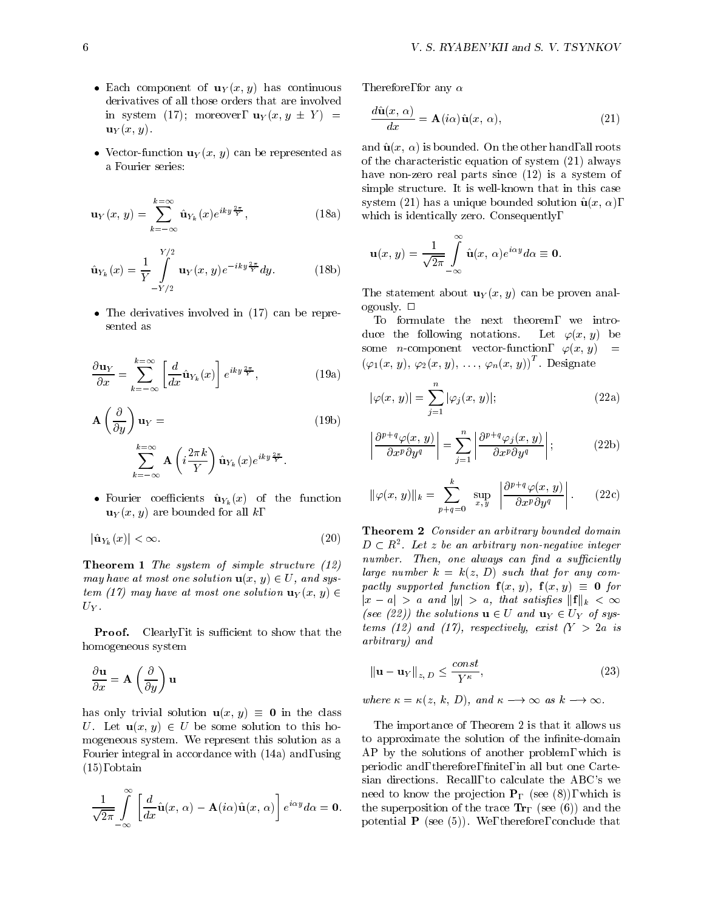- Each component of $\mathbf{u}_Y(x, y)$ has continuous derivatives of all those orders that are involved in system (17); moreover, $\mathbf{u}_Y(x, y \pm Y) = \mathbf{u}_Y(x, y)$.

- Vector-function $\mathbf{u}_Y(x, y)$ can be represented as a Fourier series:

$$\mathbf{u}_Y(x, y) = \sum_{k=-\infty}^{k=\infty} \hat{\mathbf{u}}_{Y_k}(x) e^{iky\frac{2\pi}{Y}}, \tag{18a}$$

$$\hat{\mathbf{u}}_{Y_k}(x) = \frac{1}{Y} \int_{-Y/2}^{Y/2} \mathbf{u}_Y(x, y) e^{-iky\frac{2\pi}{Y}} dy. \tag{18b}$$

- The derivatives involved in (17) can be represented as

$$\frac{\partial \mathbf{u}_Y}{\partial x} = \sum_{k=-\infty}^{k=\infty} \left[\frac{d}{dx}\hat{\mathbf{u}}_{Y_k}(x)\right] e^{iky\frac{2\pi}{Y}}, \tag{19a}$$

$$\mathbf{A}\left(\frac{\partial}{\partial y}\right)\mathbf{u}_Y = \sum_{k=-\infty}^{k=\infty} \mathbf{A}\left(i\frac{2\pi k}{Y}\right)\hat{\mathbf{u}}_{Y_k}(x) e^{iky\frac{2\pi}{Y}}. \tag{19b}$$

- Fourier coefficients $\hat{\mathbf{u}}_{Y_k}(x)$ of the function $\mathbf{u}_Y(x, y)$ are bounded for all $k$,

$$|\hat{\mathbf{u}}_{Y_k}(x)| < \infty. \tag{20}$$

**Theorem 1** *The system of simple structure (12) may have at most one solution $\mathbf{u}(x, y) \in U$, and system (17) may have at most one solution $\mathbf{u}_Y(x, y) \in U_Y$.*

**Proof.** Clearly, it is sufficient to show that the homogeneous system

$$\frac{\partial \mathbf{u}}{\partial x} = \mathbf{A}\left(\frac{\partial}{\partial y}\right)\mathbf{u}$$

has only trivial solution $\mathbf{u}(x, y) \equiv \mathbf{0}$ in the class $U$. Let $\mathbf{u}(x, y) \in U$ be some solution to this homogeneous system. We represent this solution as a Fourier integral in accordance with (14a) and, using (15), obtain

$$\frac{1}{\sqrt{2\pi}} \int_{-\infty}^{\infty} \left[\frac{d}{dx}\hat{\mathbf{u}}(x, \alpha) - \mathbf{A}(i\alpha)\hat{\mathbf{u}}(x, \alpha)\right] e^{i\alpha y} d\alpha = \mathbf{0}.$$

Therefore, for any $\alpha$

$$\frac{d\hat{\mathbf{u}}(x, \alpha)}{dx} = \mathbf{A}(i\alpha)\hat{\mathbf{u}}(x, \alpha), \tag{21}$$

and $\hat{\mathbf{u}}(x, \alpha)$ is bounded. On the other hand, all roots of the characteristic equation of system (21) always have non-zero real parts since (12) is a system of simple structure. It is well-known that in this case system (21) has a unique bounded solution $\hat{\mathbf{u}}(x, \alpha)$, which is identically zero. Consequently,

$$\mathbf{u}(x, y) = \frac{1}{\sqrt{2\pi}} \int_{-\infty}^{\infty} \hat{\mathbf{u}}(x, \alpha) e^{i\alpha y} d\alpha \equiv \mathbf{0}.$$

The statement about $\mathbf{u}_Y(x, y)$ can be proven analogously. $\square$

To formulate the next theorem, we introduce the following notations. Let $\varphi(x, y)$ be some $n$-component vector-function, $\varphi(x, y) = (\varphi_1(x, y), \varphi_2(x, y), \ldots, \varphi_n(x, y))^T$. Designate

$$|\varphi(x, y)| = \sum_{j=1}^{n} |\varphi_j(x, y)|; \tag{22a}$$

$$\left|\frac{\partial^{p+q}\varphi(x, y)}{\partial x^p \partial y^q}\right| = \sum_{j=1}^{n} \left|\frac{\partial^{p+q}\varphi_j(x, y)}{\partial x^p \partial y^q}\right|; \tag{22b}$$

$$\|\varphi(x, y)\|_k = \sum_{p+q=0}^{k} \sup_{x, y} \left|\frac{\partial^{p+q}\varphi(x, y)}{\partial x^p \partial y^q}\right|. \tag{22c}$$

**Theorem 2** *Consider an arbitrary bounded domain $D \subset R^2$. Let $z$ be an arbitrary non-negative integer number. Then, one always can find a sufficiently large number $k = k(z, D)$ such that for any compactly supported function $\mathbf{f}(x, y)$, $\mathbf{f}(x, y) \equiv \mathbf{0}$ for $|x - a| > a$ and $|y| > a$, that satisfies $\|\mathbf{f}\|_k < \infty$ (see (22)) the solutions $\mathbf{u} \in U$ and $\mathbf{u}_Y \in U_Y$ of systems (12) and (17), respectively, exist ($Y > 2a$ is arbitrary) and*

$$\|\mathbf{u} - \mathbf{u}_Y\|_{z, D} \leq \frac{const}{Y^\kappa}, \tag{23}$$

*where $\kappa = \kappa(z, k, D)$, and $\kappa \longrightarrow \infty$ as $k \longrightarrow \infty$.*

The importance of Theorem 2 is that it allows us to approximate the solution of the infinite-domain AP by the solutions of another problem, which is periodic and, therefore, finite, in all but one Cartesian directions. Recall, to calculate the ABC's we need to know the projection $\mathbf{P}_\Gamma$ (see (8)), which is the superposition of the trace $\mathbf{Tr}_\Gamma$ (see (6)) and the potential $\mathbf{P}$ (see (5)). We, therefore, conclude that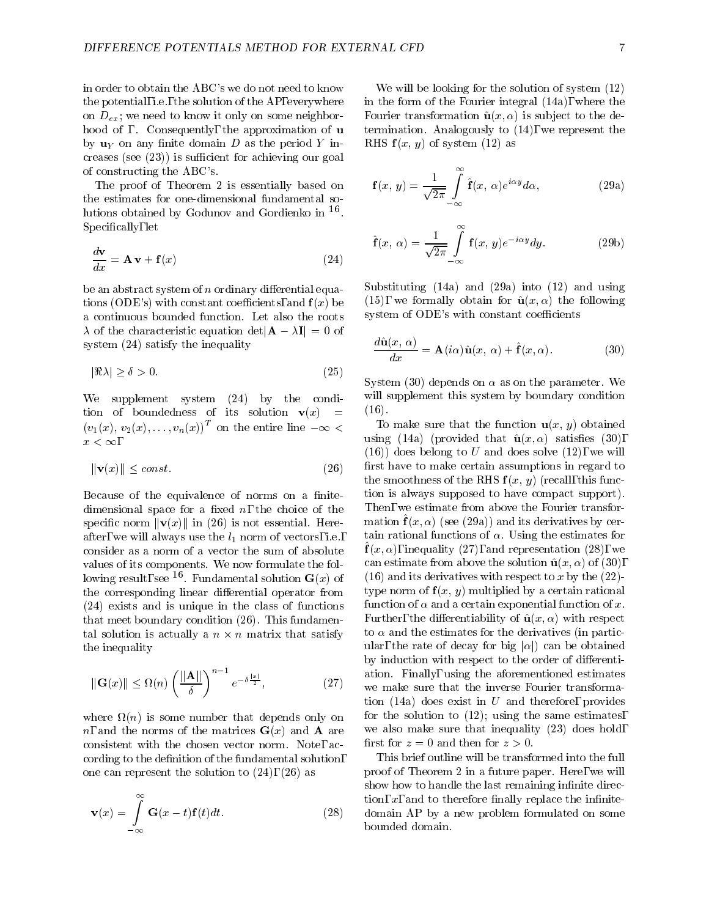in order to obtain the ABC's we do not need to know the potential, i.e., the solution of the AP, everywhere on $D_{ex}$; we need to know it only on some neighborhood of $\Gamma$. Consequently, the approximation of $\mathbf{u}$ by $\mathbf{u}_Y$ on any finite domain $D$ as the period $Y$ increases (see (23)) is sufficient for achieving our goal of constructing the ABC's.

The proof of Theorem 2 is essentially based on the estimates for one-dimensional fundamental solutions obtained by Godunov and Gordienko in [16]. Specifically, let

$$\frac{d\mathbf{v}}{dx} = \mathbf{A}\,\mathbf{v} + \mathbf{f}(x) \tag{24}$$

be an abstract system of $n$ ordinary differential equations (ODE's) with constant coefficients, and $\mathbf{f}(x)$ be a continuous bounded function. Let also the roots $\lambda$ of the characteristic equation $\det|\mathbf{A} - \lambda \mathbf{I}| = 0$ of system (24) satisfy the inequality

$$|\Re\lambda| \geq \delta > 0. \tag{25}$$

We supplement system (24) by the condition of boundedness of its solution $\mathbf{v}(x) = (v_1(x), v_2(x), \ldots, v_n(x))^T$ on the entire line $-\infty < x < \infty$,

$$\|\mathbf{v}(x)\| \leq const. \tag{26}$$

Because of the equivalence of norms on a finite-dimensional space for a fixed $n$, the choice of the specific norm $\|\mathbf{v}(x)\|$ in (26) is not essential. Hereafter, we will always use the $l_1$ norm of vectors, i.e., consider as a norm of a vector the sum of absolute values of its components. We now formulate the following result, see [16]. Fundamental solution $\mathbf{G}(x)$ of the corresponding linear differential operator from (24) exists and is unique in the class of functions that meet boundary condition (26). This fundamental solution is actually a $n \times n$ matrix that satisfy the inequality

$$\|\mathbf{G}(x)\| \leq \Omega(n) \left(\frac{\|\mathbf{A}\|}{\delta}\right)^{n-1} e^{-\delta\frac{|x|}{2}}, \tag{27}$$

where $\Omega(n)$ is some number that depends only on $n$, and the norms of the matrices $\mathbf{G}(x)$ and $\mathbf{A}$ are consistent with the chosen vector norm. Note, according to the definition of the fundamental solution, one can represent the solution to (24), (26) as

$$\mathbf{v}(x) = \int_{-\infty}^{\infty} \mathbf{G}(x-t)\mathbf{f}(t)dt. \tag{28}$$

We will be looking for the solution of system (12) in the form of the Fourier integral (14a), where the Fourier transformation $\hat{\mathbf{u}}(x,\alpha)$ is subject to the determination. Analogously to (14), we represent the RHS $\mathbf{f}(x, y)$ of system (12) as

$$\mathbf{f}(x,\, y) = \frac{1}{\sqrt{2\pi}} \int_{-\infty}^{\infty} \hat{\mathbf{f}}(x,\, \alpha) e^{i\alpha y} d\alpha, \tag{29a}$$

$$\hat{\mathbf{f}}(x,\, \alpha) = \frac{1}{\sqrt{2\pi}} \int_{-\infty}^{\infty} \mathbf{f}(x,\, y) e^{-i\alpha y} dy. \tag{29b}$$

Substituting (14a) and (29a) into (12) and using (15), we formally obtain for $\hat{\mathbf{u}}(x,\alpha)$ the following system of ODE's with constant coefficients

$$\frac{d\hat{\mathbf{u}}(x,\,\alpha)}{dx} = \mathbf{A}(i\alpha)\hat{\mathbf{u}}(x,\,\alpha) + \hat{\mathbf{f}}(x,\alpha). \tag{30}$$

System (30) depends on $\alpha$ as on the parameter. We will supplement this system by boundary condition (16).

To make sure that the function $\mathbf{u}(x, y)$ obtained using (14a) (provided that $\hat{\mathbf{u}}(x,\alpha)$ satisfies (30), (16)) does belong to $U$ and does solve (12), we will first have to make certain assumptions in regard to the smoothness of the RHS $\mathbf{f}(x, y)$ (recall, this function is always supposed to have compact support). Then, we estimate from above the Fourier transformation $\hat{\mathbf{f}}(x,\alpha)$ (see (29a)) and its derivatives by certain rational functions of $\alpha$. Using the estimates for $\hat{\mathbf{f}}(x,\alpha)$, inequality (27), and representation (28), we can estimate from above the solution $\hat{\mathbf{u}}(x,\alpha)$ of (30), (16) and its derivatives with respect to $x$ by the (22)-type norm of $\mathbf{f}(x, y)$ multiplied by a certain rational function of $\alpha$ and a certain exponential function of $x$. Further, the differentiability of $\hat{\mathbf{u}}(x,\alpha)$ with respect to $\alpha$ and the estimates for the derivatives (in particular, the rate of decay for big $|\alpha|$) can be obtained by induction with respect to the order of differentiation. Finally, using the aforementioned estimates we make sure that the inverse Fourier transformation (14a) does exist in $U$ and therefore, provides for the solution to (12); using the same estimates, we also make sure that inequality (23) does hold, first for $z = 0$ and then for $z > 0$.

This brief outline will be transformed into the full proof of Theorem 2 in a future paper. Here, we will show how to handle the last remaining infinite direction, $x$, and to therefore finally replace the infinite-domain AP by a new problem formulated on some bounded domain.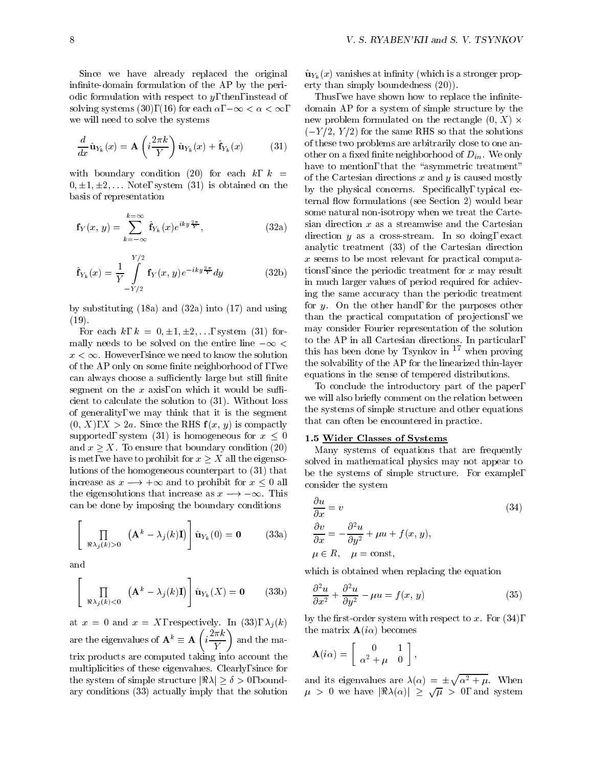Since we have already replaced the original infinite-domain formulation of the AP by the periodic formulation with respect to $y$, then, instead of solving systems (30), (16) for each $\alpha$, $-\infty < \alpha < \infty$, we will need to solve the systems

$$\frac{d}{dx}\hat{\mathbf{u}}_{Y_k}(x) = \mathbf{A}\left(i\frac{2\pi k}{Y}\right)\hat{\mathbf{u}}_{Y_k}(x) + \hat{\mathbf{f}}_{Y_k}(x) \tag{31}$$

with boundary condition (20) for each $k$, $k = 0, \pm 1, \pm 2, \ldots$ Note, system (31) is obtained on the basis of representation

$$\mathbf{f}_Y(x, y) = \sum_{k=-\infty}^{k=\infty} \hat{\mathbf{f}}_{Y_k}(x) e^{iky\frac{2\pi}{Y}}, \tag{32a}$$

$$\hat{\mathbf{f}}_{Y_k}(x) = \frac{1}{Y}\int_{-Y/2}^{Y/2} \mathbf{f}_Y(x, y) e^{-iky\frac{2\pi}{Y}} dy \tag{32b}$$

by substituting (18a) and (32a) into (17) and using (19).

For each $k$, $k = 0, \pm 1, \pm 2, \ldots$, system (31) formally needs to be solved on the entire line $-\infty < x < \infty$. However, since we need to know the solution of the AP only on some finite neighborhood of $\Gamma$, we can always choose a sufficiently large but still finite segment on the $x$ axis, on which it would be sufficient to calculate the solution to (31). Without loss of generality, we may think that it is the segment $(0, X)$, $X > 2a$. Since the RHS $\mathbf{f}(x, y)$ is compactly supported, system (31) is homogeneous for $x \leq 0$ and $x \geq X$. To ensure that boundary condition (20) is met, we have to prohibit for $x \geq X$ all the eigensolutions of the homogeneous counterpart to (31) that increase as $x \longrightarrow +\infty$ and to prohibit for $x \leq 0$ all the eigensolutions that increase as $x \longrightarrow -\infty$. This can be done by imposing the boundary conditions

$$\left[\prod_{\Re\lambda_j(k) > 0} \left(\mathbf{A}^k - \lambda_j(k)\mathbf{I}\right)\right]\hat{\mathbf{u}}_{Y_k}(0) = \mathbf{0} \tag{33a}$$

and

$$\left[\prod_{\Re\lambda_j(k) < 0} \left(\mathbf{A}^k - \lambda_j(k)\mathbf{I}\right)\right]\hat{\mathbf{u}}_{Y_k}(X) = \mathbf{0} \tag{33b}$$

at $x = 0$ and $x = X$, respectively. In (33), $\lambda_j(k)$ are the eigenvalues of $\mathbf{A}^k \equiv \mathbf{A}\left(i\frac{2\pi k}{Y}\right)$ and the matrix products are computed taking into account the multiplicities of these eigenvalues. Clearly, since for the system of simple structure $|\Re\lambda| \geq \delta > 0$, boundary conditions (33) actually imply that the solution $\hat{\mathbf{u}}_{Y_k}(x)$ vanishes at infinity (which is a stronger property than simply boundedness (20)).

Thus, we have shown how to replace the infinite-domain AP for a system of simple structure by the new problem formulated on the rectangle $(0, X) \times (-Y/2, Y/2)$ for the same RHS so that the solutions of these two problems are arbitrarily close to one another on a fixed finite neighborhood of $D_{in}$. We only have to mention, that the "asymmetric treatment" of the Cartesian directions $x$ and $y$ is caused mostly by the physical concerns. Specifically, typical external flow formulations (see Section 2) would bear some natural non-isotropy when we treat the Cartesian direction $x$ as a streamwise and the Cartesian direction $y$ as a cross-stream. In so doing, exact analytic treatment (33) of the Cartesian direction $x$ seems to be most relevant for practical computations, since the periodic treatment for $x$ may result in much larger values of period required for achieving the same accuracy than the periodic treatment for $y$. On the other hand, for the purposes other than the practical computation of projections, we may consider Fourier representation of the solution to the AP in all Cartesian directions. In particular, this has been done by Tsynkov in [17] when proving the solvability of the AP for the linearized thin-layer equations in the sense of tempered distributions.

To conclude the introductory part of the paper, we will also briefly comment on the relation between the systems of simple structure and other equations that can often be encountered in practice.

### 1.5 Wider Classes of Systems

Many systems of equations that are frequently solved in mathematical physics may not appear to be the systems of simple structure. For example, consider the system

$$\begin{aligned}
&\frac{\partial u}{\partial x} = v \\
&\frac{\partial v}{\partial x} = -\frac{\partial^2 u}{\partial y^2} + \mu u + f(x, y), \\
&\mu \in R, \quad \mu = \text{const},
\end{aligned} \tag{34}$$

which is obtained when replacing the equation

$$\frac{\partial^2 u}{\partial x^2} + \frac{\partial^2 u}{\partial y^2} - \mu u = f(x, y) \tag{35}$$

by the first-order system with respect to $x$. For (34), the matrix $\mathbf{A}(i\alpha)$ becomes

$$\mathbf{A}(i\alpha) = \begin{bmatrix} 0 & 1 \\ \alpha^2 + \mu & 0 \end{bmatrix},$$

and its eigenvalues are $\lambda(\alpha) = \pm\sqrt{\alpha^2 + \mu}$. When $\mu > 0$ we have $|\Re\lambda(\alpha)| \geq \sqrt{\mu} > 0$, and system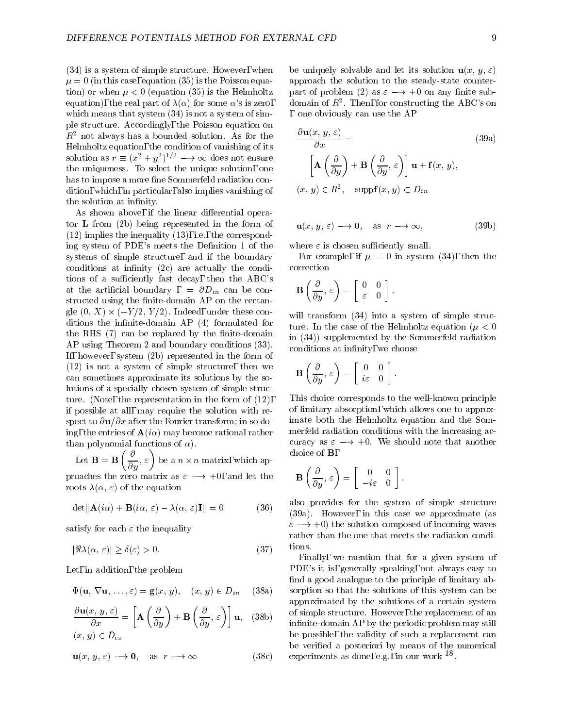(34) is a system of simple structure. However, when $\mu = 0$ (in this case, equation (35) is the Poisson equation) or when $\mu < 0$ (equation (35) is the Helmholtz equation), the real part of $\lambda(\alpha)$ for some $\alpha$'s is zero, which means that system (34) is not a system of simple structure. Accordingly, the Poisson equation on $R^2$ not always has a bounded solution. As for the Helmholtz equation, the condition of vanishing of its solution as $r \equiv (x^2 + y^2)^{1/2} \longrightarrow \infty$ does not ensure the uniqueness. To select the unique solution, one has to impose a more fine Sommerfeld radiation condition, which, in particular, also implies vanishing of the solution at infinity.

As shown above, if the linear differential operator $\mathbf{L}$ from (2b) being represented in the form of (12) implies the inequality (13), i.e., the corresponding system of PDE's meets the Definition 1 of the systems of simple structure, and if the boundary conditions at infinity (2c) are actually the conditions of a sufficiently fast decay, then the ABC's at the artificial boundary $\Gamma = \partial D_{in}$ can be constructed using the finite-domain AP on the rectangle $(0, X) \times (-Y/2, Y/2)$. Indeed, under these conditions the infinite-domain AP (4) formulated for the RHS (7) can be replaced by the finite-domain AP using Theorem 2 and boundary conditions (33). If, however, system (2b) represented in the form of (12) is not a system of simple structure, then we can sometimes approximate its solutions by the solutions of a specially chosen system of simple structure. (Note, the representation in the form of (12), if possible at all, may require the solution with respect to $\partial \mathbf{u}/\partial x$ after the Fourier transform; in so doing, the entries of $\mathbf{A}(i\alpha)$ may become rational rather than polynomial functions of $\alpha$).

Let $\mathbf{B} = \mathbf{B}\left(\dfrac{\partial}{\partial y}, \varepsilon\right)$ be a $n \times n$ matrix, which approaches the zero matrix as $\varepsilon \longrightarrow +0$, and let the roots $\lambda(\alpha, \varepsilon)$ of the equation

$$\det\|\mathbf{A}(i\alpha) + \mathbf{B}(i\alpha, \varepsilon) - \lambda(\alpha, \varepsilon)\mathbf{I}\| = 0 \tag{36}$$

satisfy for each $\varepsilon$ the inequality

$$|\Re\lambda(\alpha, \varepsilon)| \geq \delta(\varepsilon) > 0. \tag{37}$$

Let, in addition, the problem

$$\Phi(\mathbf{u}, \nabla\mathbf{u}, \ldots, \varepsilon) = \mathbf{g}(x, y), \quad (x, y) \in D_{in} \tag{38a}$$

$$\frac{\partial \mathbf{u}(x, y, \varepsilon)}{\partial x} = \left[\mathbf{A}\left(\frac{\partial}{\partial y}\right) + \mathbf{B}\left(\frac{\partial}{\partial y}, \varepsilon\right)\right]\mathbf{u}, \quad (x, y) \in \bar{D}_{ex} \tag{38b}$$

$$\mathbf{u}(x, y, \varepsilon) \longrightarrow \mathbf{0}, \quad \text{as} \quad r \longrightarrow \infty \tag{38c}$$

be uniquely solvable and let its solution $\mathbf{u}(x, y, \varepsilon)$ approach the solution to the steady-state counterpart of problem (2) as $\varepsilon \longrightarrow +0$ on any finite subdomain of $R^2$. Then, for constructing the ABC's on $\Gamma$ one obviously can use the AP

$$\frac{\partial \mathbf{u}(x, y, \varepsilon)}{\partial x} = \left[\mathbf{A}\left(\frac{\partial}{\partial y}\right) + \mathbf{B}\left(\frac{\partial}{\partial y}, \varepsilon\right)\right]\mathbf{u} + \mathbf{f}(x, y), \quad (x, y) \in R^2, \quad \mathrm{supp}\mathbf{f}(x, y) \subset D_{in} \tag{39a}$$

$$\mathbf{u}(x, y, \varepsilon) \longrightarrow \mathbf{0}, \quad \text{as} \quad r \longrightarrow \infty, \tag{39b}$$

where $\varepsilon$ is chosen sufficiently small.

For example, if $\mu = 0$ in system (34), then the correction

$$\mathbf{B}\left(\frac{\partial}{\partial y}, \varepsilon\right) = \begin{bmatrix} 0 & 0 \\ \varepsilon & 0 \end{bmatrix}.$$

will transform (34) into a system of simple structure. In the case of the Helmholtz equation ($\mu < 0$ in (34)) supplemented by the Sommerfeld radiation conditions at infinity, we choose

$$\mathbf{B}\left(\frac{\partial}{\partial y}, \varepsilon\right) = \begin{bmatrix} 0 & 0 \\ i\varepsilon & 0 \end{bmatrix}.$$

This choice corresponds to the well-known principle of limitary absorption, which allows one to approximate both the Helmholtz equation and the Sommerfeld radiation conditions with the increasing accuracy as $\varepsilon \longrightarrow +0$. We should note that another choice of $\mathbf{B}$,

$$\mathbf{B}\left(\frac{\partial}{\partial y}, \varepsilon\right) = \begin{bmatrix} 0 & 0 \\ -i\varepsilon & 0 \end{bmatrix}.$$

also provides for the system of simple structure (39a). However, in this case we approximate (as $\varepsilon \longrightarrow +0$) the solution composed of incoming waves rather than the one that meets the radiation conditions.

Finally, we mention that for a given system of PDE's it is, generally speaking, not always easy to find a good analogue to the principle of limitary absorption so that the solutions of this system can be approximated by the solutions of a certain system of simple structure. However, the replacement of an infinite-domain AP by the periodic problem may still be possible; the validity of such a replacement can be verified a posteriori by means of the numerical experiments as done, e.g., in our work [18].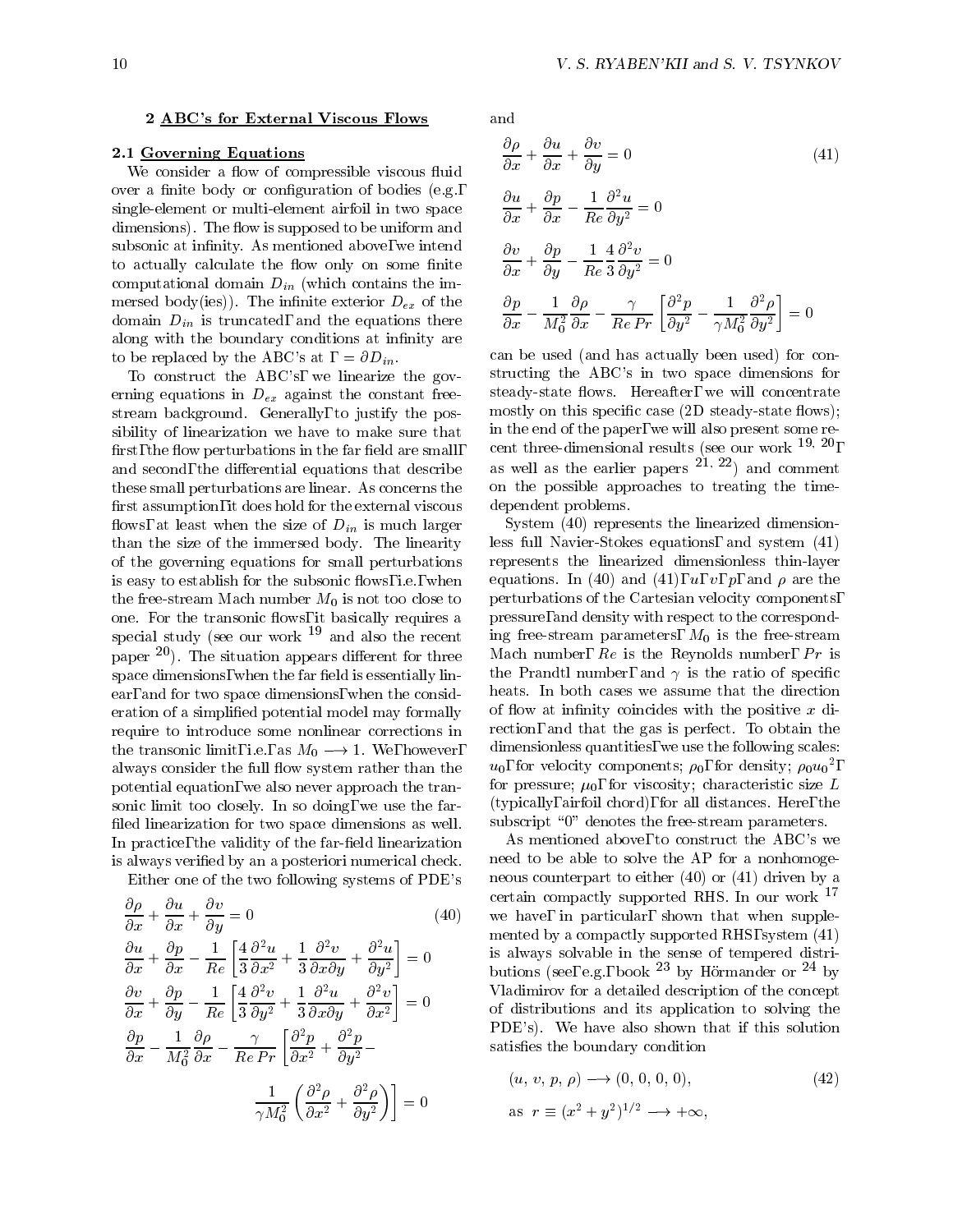## 2 ABC's for External Viscous Flows

### 2.1 Governing Equations

We consider a flow of compressible viscous fluid over a finite body or configuration of bodies (e.g., single-element or multi-element airfoil in two space dimensions). The flow is supposed to be uniform and subsonic at infinity. As mentioned above, we intend to actually calculate the flow only on some finite computational domain $D_{in}$ (which contains the immersed body(ies)). The infinite exterior $D_{ex}$ of the domain $D_{in}$ is truncated, and the equations there along with the boundary conditions at infinity are to be replaced by the ABC's at $\Gamma = \partial D_{in}$.

To construct the ABC's, we linearize the governing equations in $D_{ex}$ against the constant free-stream background. Generally, to justify the possibility of linearization we have to make sure that first, the flow perturbations in the far field are small, and second, the differential equations that describe these small perturbations are linear. As concerns the first assumption, it does hold for the external viscous flows, at least when the size of $D_{in}$ is much larger than the size of the immersed body. The linearity of the governing equations for small perturbations is easy to establish for the subsonic flows, i.e., when the free-stream Mach number $M_0$ is not too close to one. For the transonic flows, it basically requires a special study (see our work [19] and also the recent paper [20]). The situation appears different for three space dimensions, when the far field is essentially linear, and for two space dimensions, when the consideration of a simplified potential model may formally require to introduce some nonlinear corrections in the transonic limit, i.e., as $M_0 \longrightarrow 1$. We, however, always consider the full flow system rather than the potential equation, we also never approach the transonic limit too closely. In so doing, we use the far-filed linearization for two space dimensions as well. In practice, the validity of the far-field linearization is always verified by an a posteriori numerical check.

Either one of the two following systems of PDE's

$$
\begin{aligned}
&\frac{\partial \rho}{\partial x} + \frac{\partial u}{\partial x} + \frac{\partial v}{\partial y} = 0 \\
&\frac{\partial u}{\partial x} + \frac{\partial p}{\partial x} - \frac{1}{Re}\left[\frac{4}{3}\frac{\partial^2 u}{\partial x^2} + \frac{1}{3}\frac{\partial^2 v}{\partial x \partial y} + \frac{\partial^2 u}{\partial y^2}\right] = 0 \\
&\frac{\partial v}{\partial x} + \frac{\partial p}{\partial y} - \frac{1}{Re}\left[\frac{4}{3}\frac{\partial^2 v}{\partial y^2} + \frac{1}{3}\frac{\partial^2 u}{\partial x \partial y} + \frac{\partial^2 v}{\partial x^2}\right] = 0 \\
&\frac{\partial p}{\partial x} - \frac{1}{M_0^2}\frac{\partial \rho}{\partial x} - \frac{\gamma}{Re\,Pr}\left[\frac{\partial^2 p}{\partial x^2} + \frac{\partial^2 p}{\partial y^2} - \frac{1}{\gamma M_0^2}\left(\frac{\partial^2 \rho}{\partial x^2} + \frac{\partial^2 \rho}{\partial y^2}\right)\right] = 0
\end{aligned}
\tag{40}
$$

and

$$
\begin{aligned}
&\frac{\partial \rho}{\partial x} + \frac{\partial u}{\partial x} + \frac{\partial v}{\partial y} = 0 \\
&\frac{\partial u}{\partial x} + \frac{\partial p}{\partial x} - \frac{1}{Re}\frac{\partial^2 u}{\partial y^2} = 0 \\
&\frac{\partial v}{\partial x} + \frac{\partial p}{\partial y} - \frac{1}{Re}\frac{4}{3}\frac{\partial^2 v}{\partial y^2} = 0 \\
&\frac{\partial p}{\partial x} - \frac{1}{M_0^2}\frac{\partial \rho}{\partial x} - \frac{\gamma}{Re\,Pr}\left[\frac{\partial^2 p}{\partial y^2} - \frac{1}{\gamma M_0^2}\frac{\partial^2 \rho}{\partial y^2}\right] = 0
\end{aligned}
\tag{41}
$$

can be used (and has actually been used) for constructing the ABC's in two space dimensions for steady-state flows. Hereafter, we will concentrate mostly on this specific case (2D steady-state flows); in the end of the paper, we will also present some recent three-dimensional results (see our work [19, 20], as well as the earlier papers [21, 22]) and comment on the possible approaches to treating the time-dependent problems.

System (40) represents the linearized dimensionless full Navier-Stokes equations, and system (41) represents the linearized dimensionless thin-layer equations. In (40) and (41), $u$, $v$, $p$, and $\rho$ are the perturbations of the Cartesian velocity components, pressure, and density with respect to the corresponding free-stream parameters, $M_0$ is the free-stream Mach number, $Re$ is the Reynolds number, $Pr$ is the Prandtl number, and $\gamma$ is the ratio of specific heats. In both cases we assume that the direction of flow at infinity coincides with the positive $x$ direction, and that the gas is perfect. To obtain the dimensionless quantities, we use the following scales: $u_0$, for velocity components; $\rho_0$, for density; $\rho_0 {u_0}^2$, for pressure; $\mu_0$, for viscosity; characteristic size $L$ (typically, airfoil chord), for all distances. Here, the subscript "0" denotes the free-stream parameters.

As mentioned above, to construct the ABC's we need to be able to solve the AP for a nonhomogeneous counterpart to either (40) or (41) driven by a certain compactly supported RHS. In our work [17] we have, in particular, shown that when supplemented by a compactly supported RHS, system (41) is always solvable in the sense of tempered distributions (see, e.g., book [23] by Hörmander or [24] by Vladimirov for a detailed description of the concept of distributions and its application to solving the PDE's). We have also shown that if this solution satisfies the boundary condition

$$
(u,\, v,\, p,\, \rho) \longrightarrow (0,\, 0,\, 0,\, 0), \quad \text{as } r \equiv (x^2 + y^2)^{1/2} \longrightarrow +\infty,
\tag{42}
$$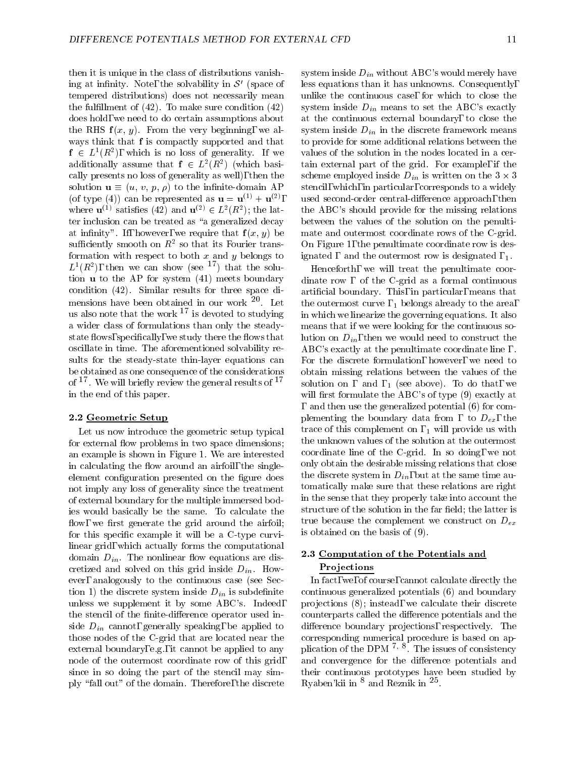then it is unique in the class of distributions vanishing at infinity. Note, the solvability in $\mathcal{S}'$ (space of tempered distributions) does not necessarily mean the fulfillment of (42). To make sure condition (42) does hold, we need to do certain assumptions about the RHS $\mathbf{f}(x, y)$. From the very beginning, we always think that $\mathbf{f}$ is compactly supported and that $\mathbf{f} \in L^1(R^2)$, which is no loss of generality. If we additionally assume that $\mathbf{f} \in L^2(R^2)$ (which basically presents no loss of generality as well), then the solution $\mathbf{u} \equiv (u, v, p, \rho)$ to the infinite-domain AP (of type (4)) can be represented as $\mathbf{u} = \mathbf{u}^{(1)} + \mathbf{u}^{(2)}$, where $\mathbf{u}^{(1)}$ satisfies (42) and $\mathbf{u}^{(2)} \in L^2(R^2)$; the latter inclusion can be treated as "a generalized decay at infinity". If, however, we require that $\mathbf{f}(x, y)$ be sufficiently smooth on $R^2$ so that its Fourier transformation with respect to both $x$ and $y$ belongs to $L^1(R^2)$, then we can show (see [17]) that the solution $\mathbf{u}$ to the AP for system (41) meets boundary condition (42). Similar results for three space dimensions have been obtained in our work [20]. Let us also note that the work [17] is devoted to studying a wider class of formulations than only the steady-state flows, specifically, we study there the flows that oscillate in time. The aforementioned solvability results for the steady-state thin-layer equations can be obtained as one consequence of the considerations of [17]. We will briefly review the general results of [17] in the end of this paper.

### 2.2 Geometric Setup

Let us now introduce the geometric setup typical for external flow problems in two space dimensions; an example is shown in Figure 1. We are interested in calculating the flow around an airfoil, the single-element configuration presented on the figure does not imply any loss of generality since the treatment of external boundary for the multiple immersed bodies would basically be the same. To calculate the flow, we first generate the grid around the airfoil; for this specific example it will be a C-type curvilinear grid, which actually forms the computational domain $D_{in}$. The nonlinear flow equations are discretized and solved on this grid inside $D_{in}$. However, analogously to the continuous case (see Section 1) the discrete system inside $D_{in}$ is subdefinite unless we supplement it by some ABC's. Indeed, the stencil of the finite-difference operator used inside $D_{in}$ cannot, generally speaking, be applied to those nodes of the C-grid that are located near the external boundary, e.g., it cannot be applied to any node of the outermost coordinate row of this grid, since in so doing the part of the stencil may simply "fall out" of the domain. Therefore, the discrete system inside $D_{in}$ without ABC's would merely have less equations than it has unknowns. Consequently, unlike the continuous case, for which to close the system inside $D_{in}$ means to set the ABC's exactly at the continuous external boundary, to close the system inside $D_{in}$ in the discrete framework means to provide for some additional relations between the values of the solution in the nodes located in a certain external part of the grid. For example, if the scheme employed inside $D_{in}$ is written on the $3 \times 3$ stencil, which, in particular, corresponds to a widely used second-order central-difference approach, then the ABC's should provide for the missing relations between the values of the solution on the penultimate and outermost coordinate rows of the C-grid. On Figure 1, the penultimate coordinate row is designated $\Gamma$ and the outermost row is designated $\Gamma_1$.

Henceforth, we will treat the penultimate coordinate row $\Gamma$ of the C-grid as a formal continuous artificial boundary. This, in particular, means that the outermost curve $\Gamma_1$ belongs already to the area, in which we linearize the governing equations. It also means that if we were looking for the continuous solution on $D_{in}$, then we would need to construct the ABC's exactly at the penultimate coordinate line $\Gamma$. For the discrete formulation, however, we need to obtain missing relations between the values of the solution on $\Gamma$ and $\Gamma_1$ (see above). To do that, we will first formulate the ABC's of type (9) exactly at $\Gamma$ and then use the generalized potential (6) for complementing the boundary data from $\Gamma$ to $D_{ex}$, the trace of this complement on $\Gamma_1$ will provide us with the unknown values of the solution at the outermost coordinate line of the C-grid. In so doing, we not only obtain the desirable missing relations that close the discrete system in $D_{in}$, but at the same time automatically make sure that these relations are right in the sense that they properly take into account the structure of the solution in the far field; the latter is true because the complement we construct on $D_{ex}$ is obtained on the basis of (9).

### 2.3 Computation of the Potentials and Projections

In fact, we, of course, cannot calculate directly the continuous generalized potentials (6) and boundary projections (8); instead, we calculate their discrete counterparts called the difference potentials and the difference boundary projections, respectively. The corresponding numerical procedure is based on application of the DPM [7, 8]. The issues of consistency and convergence for the difference potentials and their continuous prototypes have been studied by Ryaben'kii in [8] and Reznik in [25].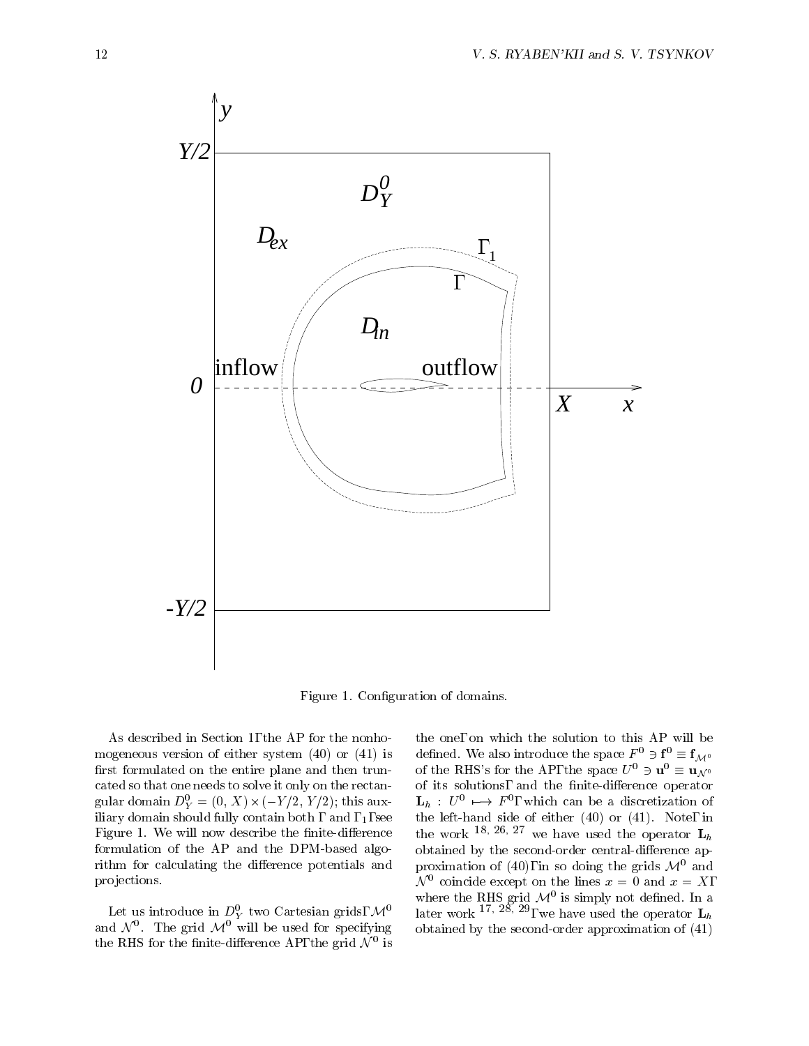Figure 1. Configuration of domains.

As described in Section 1, the AP for the nonhomogeneous version of either system (40) or (41) is first formulated on the entire plane and then truncated so that one needs to solve it only on the rectangular domain $D^0_Y = (0, X) \times (-Y/2, Y/2)$; this auxiliary domain should fully contain both $\Gamma$ and $\Gamma_1$, see Figure 1. We will now describe the finite-difference formulation of the AP and the DPM-based algorithm for calculating the difference potentials and projections.

Let us introduce in $D^0_Y$ two Cartesian grids, $\mathcal{M}^0$ and $\mathcal{N}^0$. The grid $\mathcal{M}^0$ will be used for specifying the RHS for the finite-difference AP, the grid $\mathcal{N}^0$ is the one, on which the solution to this AP will be defined. We also introduce the space $F^0 \ni \mathbf{f}^0 \equiv \mathbf{f}_{\mathcal{M}^0}$ of the RHS's for the AP, the space $U^0 \ni \mathbf{u}^0 \equiv \mathbf{u}_{\mathcal{N}^0}$ of its solutions, and the finite-difference operator $\mathbf{L}_h : U^0 \longmapsto F^0$, which can be a discretization of the left-hand side of either (40) or (41). Note, in the work [18, 26, 27] we have used the operator $\mathbf{L}_h$ obtained by the second-order central-difference approximation of (40), in so doing the grids $\mathcal{M}^0$ and $\mathcal{N}^0$ coincide except on the lines $x = 0$ and $x = X$, where the RHS grid $\mathcal{M}^0$ is simply not defined. In a later work [17, 28, 29], we have used the operator $\mathbf{L}_h$ obtained by the second-order approximation of (41)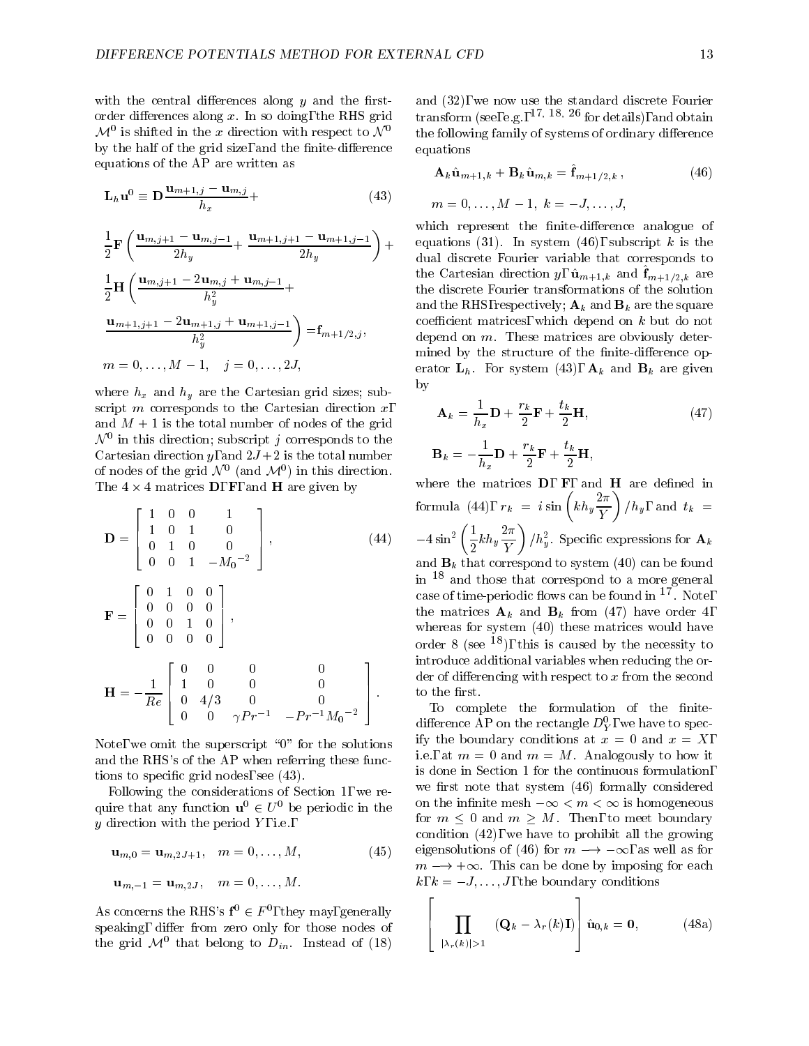with the central differences along $y$ and the first-order differences along $x$. In so doing, the RHS grid $\mathcal{M}^0$ is shifted in the $x$ direction with respect to $\mathcal{N}^0$ by the half of the grid size, and the finite-difference equations of the AP are written as

$$
\begin{aligned}
\mathbf{L}_h \mathbf{u}^0 \equiv \mathbf{D}\frac{\mathbf{u}_{m+1,j} - \mathbf{u}_{m,j}}{h_x} + & \quad (43)\\
\frac{1}{2}\mathbf{F}\left(\frac{\mathbf{u}_{m,j+1} - \mathbf{u}_{m,j-1}}{2h_y} + \frac{\mathbf{u}_{m+1,j+1} - \mathbf{u}_{m+1,j-1}}{2h_y}\right) + & \\
\frac{1}{2}\mathbf{H}\left(\frac{\mathbf{u}_{m,j+1} - 2\mathbf{u}_{m,j} + \mathbf{u}_{m,j-1}}{h_y^2} + \right. & \\
\left.\frac{\mathbf{u}_{m+1,j+1} - 2\mathbf{u}_{m+1,j} + \mathbf{u}_{m+1,j-1}}{h_y^2}\right) = \mathbf{f}_{m+1/2,j}, & \\
m = 0, \ldots, M-1, \quad j = 0, \ldots, 2J, &
\end{aligned}
$$

where $h_x$ and $h_y$ are the Cartesian grid sizes; subscript $m$ corresponds to the Cartesian direction $x$, and $M+1$ is the total number of nodes of the grid $\mathcal{N}^0$ in this direction; subscript $j$ corresponds to the Cartesian direction $y$, and $2J+2$ is the total number of nodes of the grid $\mathcal{N}^0$ (and $\mathcal{M}^0$) in this direction. The $4 \times 4$ matrices $\mathbf{D}$, $\mathbf{F}$, and $\mathbf{H}$ are given by

$$
\mathbf{D} = \begin{bmatrix} 1 & 0 & 0 & 1 \\ 1 & 0 & 1 & 0 \\ 0 & 1 & 0 & 0 \\ 0 & 0 & 1 & -{M_0}^{-2} \end{bmatrix}, \quad (44)
$$

$$
\mathbf{F} = \begin{bmatrix} 0 & 1 & 0 & 0 \\ 0 & 0 & 0 & 0 \\ 0 & 0 & 1 & 0 \\ 0 & 0 & 0 & 0 \end{bmatrix},
$$

$$
\mathbf{H} = -\frac{1}{Re}\begin{bmatrix} 0 & 0 & 0 & 0 \\ 1 & 0 & 0 & 0 \\ 0 & 4/3 & 0 & 0 \\ 0 & 0 & \gamma Pr^{-1} & -Pr^{-1}{M_0}^{-2} \end{bmatrix}.
$$

Note, we omit the superscript "0" for the solutions and the RHS's of the AP when referring these functions to specific grid nodes, see (43).

Following the considerations of Section 1, we require that any function $\mathbf{u}^0 \in U^0$ be periodic in the $y$ direction with the period $Y$, i.e.,

$$
\mathbf{u}_{m,0} = \mathbf{u}_{m,2J+1}, \quad m = 0, \ldots, M, \quad (45)
$$

$$
\mathbf{u}_{m,-1} = \mathbf{u}_{m,2J}, \quad m = 0, \ldots, M.
$$

As concerns the RHS's $\mathbf{f}^0 \in F^0$, they may, generally speaking, differ from zero only for those nodes of the grid $\mathcal{M}^0$ that belong to $D_{in}$. Instead of (18) and (32), we now use the standard discrete Fourier transform (see, e.g.,[17, 18, 26] for details), and obtain the following family of systems of ordinary difference equations

$$
\mathbf{A}_k \hat{\mathbf{u}}_{m+1,k} + \mathbf{B}_k \hat{\mathbf{u}}_{m,k} = \hat{\mathbf{f}}_{m+1/2,k}, \quad (46)
$$

$$
m = 0, \ldots, M-1, \; k = -J, \ldots, J,
$$

which represent the finite-difference analogue of equations (31). In system (46), subscript $k$ is the dual discrete Fourier variable that corresponds to the Cartesian direction $y$, $\hat{\mathbf{u}}_{m+1,k}$ and $\hat{\mathbf{f}}_{m+1/2,k}$ are the discrete Fourier transformations of the solution and the RHS, respectively; $\mathbf{A}_k$ and $\mathbf{B}_k$ are the square coefficient matrices, which depend on $k$ but do not depend on $m$. These matrices are obviously determined by the structure of the finite-difference operator $\mathbf{L}_h$. For system (43), $\mathbf{A}_k$ and $\mathbf{B}_k$ are given by

$$
\mathbf{A}_k = \frac{1}{h_x}\mathbf{D} + \frac{r_k}{2}\mathbf{F} + \frac{t_k}{2}\mathbf{H}, \quad (47)
$$

$$
\mathbf{B}_k = -\frac{1}{h_x}\mathbf{D} + \frac{r_k}{2}\mathbf{F} + \frac{t_k}{2}\mathbf{H},
$$

where the matrices $\mathbf{D}$, $\mathbf{F}$, and $\mathbf{H}$ are defined in formula (44), $r_k = i\sin\left(kh_y\frac{2\pi}{Y}\right)/h_y$, and $t_k = -4\sin^2\left(\frac{1}{2}kh_y\frac{2\pi}{Y}\right)/h_y^2$. Specific expressions for $\mathbf{A}_k$ and $\mathbf{B}_k$ that correspond to system (40) can be found in [18] and those that correspond to a more general case of time-periodic flows can be found in [17]. Note, the matrices $\mathbf{A}_k$ and $\mathbf{B}_k$ from (47) have order 4, whereas for system (40) these matrices would have order 8 (see [18]), this is caused by the necessity to introduce additional variables when reducing the order of differencing with respect to $x$ from the second to the first.

To complete the formulation of the finite-difference AP on the rectangle $D_Y^0$, we have to specify the boundary conditions at $x = 0$ and $x = X$, i.e., at $m = 0$ and $m = M$. Analogously to how it is done in Section 1 for the continuous formulation, we first note that system (46) formally considered on the infinite mesh $-\infty < m < \infty$ is homogeneous for $m \le 0$ and $m \ge M$. Then, to meet boundary condition (42), we have to prohibit all the growing eigensolutions of (46) for $m \longrightarrow -\infty$, as well as for $m \longrightarrow +\infty$. This can be done by imposing for each $k$, $k = -J, \ldots, J$, the boundary conditions

$$
\left[\prod_{|\lambda_r(k)|>1} (\mathbf{Q}_k - \lambda_r(k)\mathbf{I})\right] \hat{\mathbf{u}}_{0,k} = \mathbf{0}, \quad (48a)
$$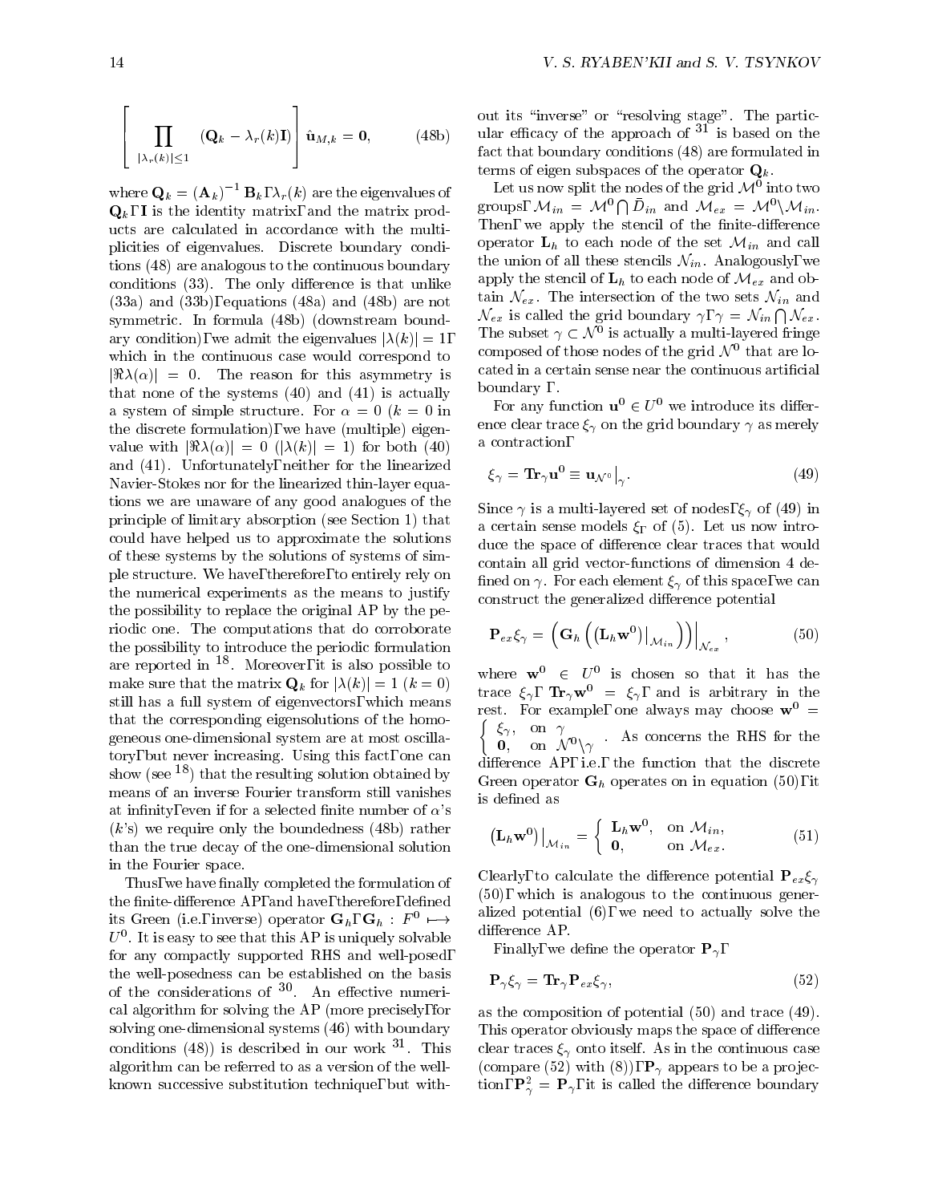$$\left[\prod_{|\lambda_r(k)|\leq 1} (\mathbf{Q}_k - \lambda_r(k)\mathbf{I})\right] \hat{\mathbf{u}}_{M,k} = \mathbf{0}, \tag{48b}$$

where $\mathbf{Q}_k = (\mathbf{A}_k)^{-1}\,\mathbf{B}_k$, $\lambda_r(k)$ are the eigenvalues of $\mathbf{Q}_k$, $\mathbf{I}$ is the identity matrix, and the matrix products are calculated in accordance with the multiplicities of eigenvalues. Discrete boundary conditions (48) are analogous to the continuous boundary conditions (33). The only difference is that unlike (33a) and (33b), equations (48a) and (48b) are not symmetric. In formula (48b) (downstream boundary condition), we admit the eigenvalues $|\lambda(k)| = 1$, which in the continuous case would correspond to $|\Re\lambda(\alpha)| = 0$. The reason for this asymmetry is that none of the systems (40) and (41) is actually a system of simple structure. For $\alpha = 0$ ($k = 0$ in the discrete formulation), we have (multiple) eigenvalue with $|\Re\lambda(\alpha)| = 0$ ($|\lambda(k)| = 1$) for both (40) and (41). Unfortunately, neither for the linearized Navier-Stokes nor for the linearized thin-layer equations we are unaware of any good analogues of the principle of limitary absorption (see Section 1) that could have helped us to approximate the solutions of these systems by the solutions of systems of simple structure. We have, therefore, to entirely rely on the numerical experiments as the means to justify the possibility to replace the original AP by the periodic one. The computations that do corroborate the possibility to introduce the periodic formulation are reported in [18]. Moreover, it is also possible to make sure that the matrix $\mathbf{Q}_k$ for $|\lambda(k)| = 1$ ($k = 0$) still has a full system of eigenvectors, which means that the corresponding eigensolutions of the homogeneous one-dimensional system are at most oscillatory, but never increasing. Using this fact, one can show (see [18]) that the resulting solution obtained by means of an inverse Fourier transform still vanishes at infinity, even if for a selected finite number of $\alpha$'s ($k$'s) we require only the boundedness (48b) rather than the true decay of the one-dimensional solution in the Fourier space.

Thus, we have finally completed the formulation of the finite-difference AP, and have, therefore, defined its Green (i.e., inverse) operator $\mathbf{G}_h$, $\mathbf{G}_h : F^0 \longmapsto U^0$. It is easy to see that this AP is uniquely solvable for any compactly supported RHS and well-posed, the well-posedness can be established on the basis of the considerations of [30]. An effective numerical algorithm for solving the AP (more precisely, for solving one-dimensional systems (46) with boundary conditions (48)) is described in our work [31]. This algorithm can be referred to as a version of the well-known successive substitution technique, but without its "inverse" or "resolving stage". The particular efficacy of the approach of [31] is based on the fact that boundary conditions (48) are formulated in terms of eigen subspaces of the operator $\mathbf{Q}_k$.

Let us now split the nodes of the grid $\mathcal{M}^0$ into two groups, $\mathcal{M}_{in} = \mathcal{M}^0 \bigcap \bar{D}_{in}$ and $\mathcal{M}_{ex} = \mathcal{M}^0 \backslash \mathcal{M}_{in}$. Then, we apply the stencil of the finite-difference operator $\mathbf{L}_h$ to each node of the set $\mathcal{M}_{in}$ and call the union of all these stencils $\mathcal{N}_{in}$. Analogously, we apply the stencil of $\mathbf{L}_h$ to each node of $\mathcal{M}_{ex}$ and obtain $\mathcal{N}_{ex}$. The intersection of the two sets $\mathcal{N}_{in}$ and $\mathcal{N}_{ex}$ is called the grid boundary $\gamma$, $\gamma = \mathcal{N}_{in} \bigcap \mathcal{N}_{ex}$. The subset $\gamma \subset \mathcal{N}^0$ is actually a multi-layered fringe composed of those nodes of the grid $\mathcal{N}^0$ that are located in a certain sense near the continuous artificial boundary $\Gamma$.

For any function $\mathbf{u}^0 \in U^0$ we introduce its difference clear trace $\xi_\gamma$ on the grid boundary $\gamma$ as merely a contraction,

$$\xi_\gamma = \mathbf{Tr}_\gamma \mathbf{u}^0 \equiv \mathbf{u}_{\mathcal{N}^0}\big|_\gamma. \tag{49}$$

Since $\gamma$ is a multi-layered set of nodes, $\xi_\gamma$ of (49) in a certain sense models $\xi_\Gamma$ of (5). Let us now introduce the space of difference clear traces that would contain all grid vector-functions of dimension 4 defined on $\gamma$. For each element $\xi_\gamma$ of this space, we can construct the generalized difference potential

$$\mathbf{P}_{ex}\xi_\gamma = \left(\mathbf{G}_h\left(\left(\mathbf{L}_h\mathbf{w}^0\right)\big|_{\mathcal{M}_{in}}\right)\right)\Big|_{\mathcal{N}_{ex}}, \tag{50}$$

where $\mathbf{w}^0 \in U^0$ is chosen so that it has the trace $\xi_\gamma$, $\mathbf{Tr}_\gamma \mathbf{w}^0 = \xi_\gamma$, and is arbitrary in the rest. For example, one always may choose $\mathbf{w}^0 = \begin{cases} \xi_\gamma, & \text{on } \gamma \\ \mathbf{0}, & \text{on } \mathcal{N}^0\backslash\gamma \end{cases}$. As concerns the RHS for the difference AP, i.e., the function that the discrete Green operator $\mathbf{G}_h$ operates on in equation (50), it is defined as

$$\left(\mathbf{L}_h\mathbf{w}^0\right)\big|_{\mathcal{M}_{in}} = \begin{cases} \mathbf{L}_h\mathbf{w}^0, & \text{on } \mathcal{M}_{in}, \\ \mathbf{0}, & \text{on } \mathcal{M}_{ex}. \end{cases} \tag{51}$$

Clearly, to calculate the difference potential $\mathbf{P}_{ex}\xi_\gamma$ (50), which is analogous to the continuous generalized potential (6), we need to actually solve the difference AP.

Finally, we define the operator $\mathbf{P}_\gamma$,

$$\mathbf{P}_\gamma \xi_\gamma = \mathbf{Tr}_\gamma \mathbf{P}_{ex}\xi_\gamma, \tag{52}$$

as the composition of potential (50) and trace (49). This operator obviously maps the space of difference clear traces $\xi_\gamma$ onto itself. As in the continuous case (compare (52) with (8)), $\mathbf{P}_\gamma$ appears to be a projection, $\mathbf{P}_\gamma^2 = \mathbf{P}_\gamma$, it is called the difference boundary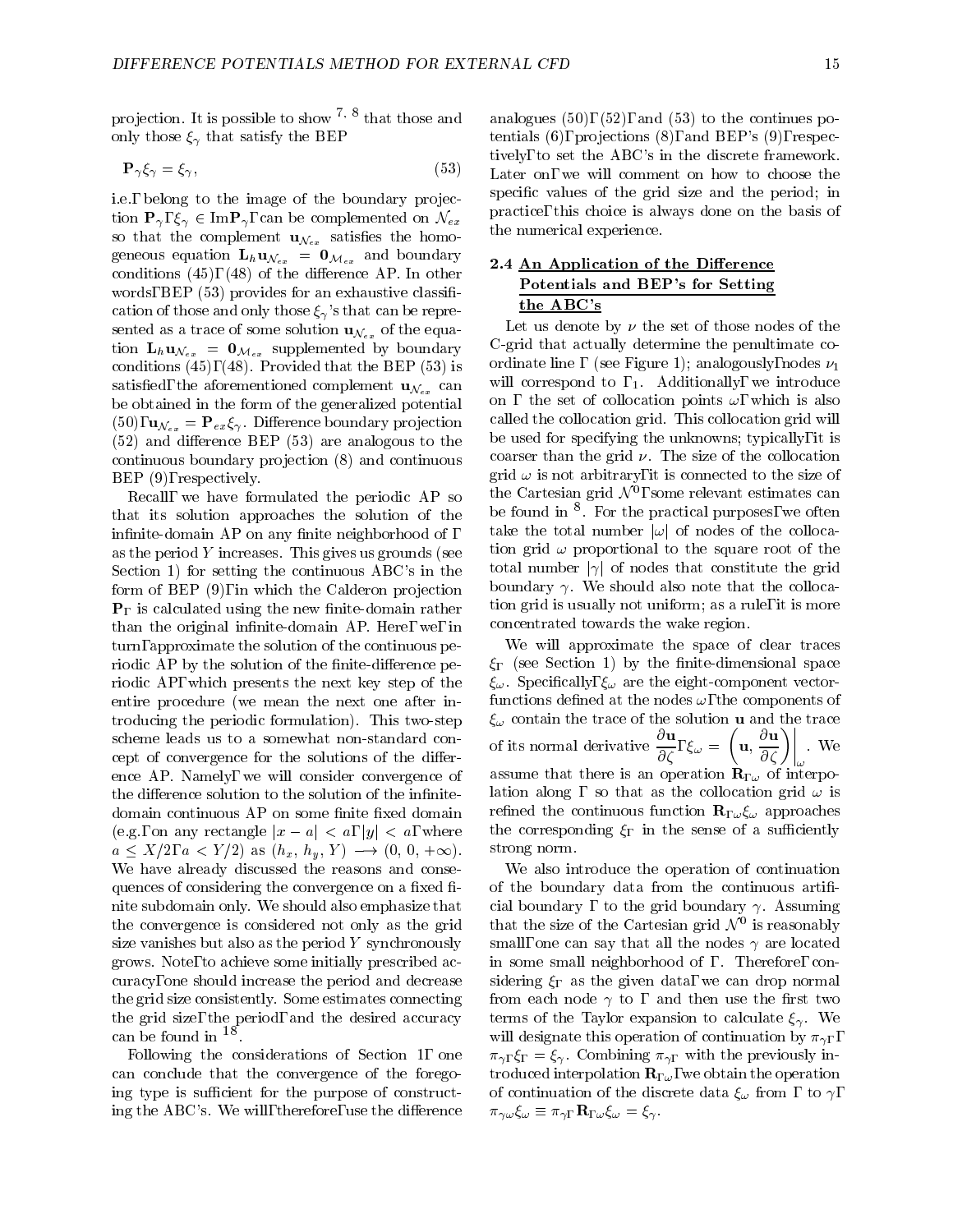projection. It is possible to show [7, 8] that those and only those $\xi_\gamma$ that satisfy the BEP

$$\mathbf{P}_\gamma \xi_\gamma = \xi_\gamma, \tag{53}$$

i.e., belong to the image of the boundary projection $\mathbf{P}_\gamma$, $\xi_\gamma \in \mathrm{Im}\mathbf{P}_\gamma$, can be complemented on $\mathcal{N}_{ex}$ so that the complement $\mathbf{u}_{\mathcal{N}_{ex}}$ satisfies the homogeneous equation $\mathbf{L}_h \mathbf{u}_{\mathcal{N}_{ex}} = \mathbf{0}_{\mathcal{M}_{ex}}$ and boundary conditions (45), (48) of the difference AP. In other words, BEP (53) provides for an exhaustive classification of those and only those $\xi_\gamma$'s that can be represented as a trace of some solution $\mathbf{u}_{\mathcal{N}_{ex}}$ of the equation $\mathbf{L}_h \mathbf{u}_{\mathcal{N}_{ex}} = \mathbf{0}_{\mathcal{M}_{ex}}$ supplemented by boundary conditions (45), (48). Provided that the BEP (53) is satisfied, the aforementioned complement $\mathbf{u}_{\mathcal{N}_{ex}}$ can be obtained in the form of the generalized potential (50), $\mathbf{u}_{\mathcal{N}_{ex}} = \mathbf{P}_{ex}\xi_\gamma$. Difference boundary projection (52) and difference BEP (53) are analogous to the continuous boundary projection (8) and continuous BEP (9), respectively.

Recall, we have formulated the periodic AP so that its solution approaches the solution of the infinite-domain AP on any finite neighborhood of $\Gamma$ as the period $Y$ increases. This gives us grounds (see Section 1) for setting the continuous ABC's in the form of BEP (9), in which the Calderon projection $\mathbf{P}_\Gamma$ is calculated using the new finite-domain rather than the original infinite-domain AP. Here, we, in turn, approximate the solution of the continuous periodic AP by the solution of the finite-difference periodic AP, which presents the next key step of the entire procedure (we mean the next one after introducing the periodic formulation). This two-step scheme leads us to a somewhat non-standard concept of convergence for the solutions of the difference AP. Namely, we will consider convergence of the difference solution to the solution of the infinite-domain continuous AP on some finite fixed domain (e.g., on any rectangle $|x - a| < a$, $|y| < a$, where $a \leq X/2$, $a < Y/2$) as $(h_x, h_y, Y) \longrightarrow (0, 0, +\infty)$. We have already discussed the reasons and consequences of considering the convergence on a fixed finite subdomain only. We should also emphasize that the convergence is considered not only as the grid size vanishes but also as the period $Y$ synchronously grows. Note, to achieve some initially prescribed accuracy, one should increase the period and decrease the grid size consistently. Some estimates connecting the grid size, the period, and the desired accuracy can be found in [18].

Following the considerations of Section 1, one can conclude that the convergence of the foregoing type is sufficient for the purpose of constructing the ABC's. We will, therefore, use the difference analogues (50), (52), and (53) to the continues potentials (6), projections (8), and BEP's (9), respectively, to set the ABC's in the discrete framework. Later on, we will comment on how to choose the specific values of the grid size and the period; in practice, this choice is always done on the basis of the numerical experience.

### 2.4 An Application of the Difference Potentials and BEP's for Setting the ABC's

Let us denote by $\nu$ the set of those nodes of the C-grid that actually determine the penultimate coordinate line $\Gamma$ (see Figure 1); analogously, nodes $\nu_1$ will correspond to $\Gamma_1$. Additionally, we introduce on $\Gamma$ the set of collocation points $\omega$, which is also called the collocation grid. This collocation grid will be used for specifying the unknowns; typically, it is coarser than the grid $\nu$. The size of the collocation grid $\omega$ is not arbitrary, it is connected to the size of the Cartesian grid $\mathcal{N}^0$, some relevant estimates can be found in [8]. For the practical purposes, we often take the total number $|\omega|$ of nodes of the collocation grid $\omega$ proportional to the square root of the total number $|\gamma|$ of nodes that constitute the grid boundary $\gamma$. We should also note that the collocation grid is usually not uniform; as a rule, it is more concentrated towards the wake region.

We will approximate the space of clear traces $\xi_\Gamma$ (see Section 1) by the finite-dimensional space $\xi_\omega$. Specifically, $\xi_\omega$ are the eight-component vector-functions defined at the nodes $\omega$, the components of $\xi_\omega$ contain the trace of the solution $\mathbf{u}$ and the trace of its normal derivative $\dfrac{\partial \mathbf{u}}{\partial \zeta}$, $\xi_\omega = \left(\mathbf{u}, \dfrac{\partial \mathbf{u}}{\partial \zeta}\right)\Big|_\omega$. We assume that there is an operation $\mathbf{R}_{\Gamma\omega}$ of interpolation along $\Gamma$ so that as the collocation grid $\omega$ is refined the continuous function $\mathbf{R}_{\Gamma\omega}\xi_\omega$ approaches the corresponding $\xi_\Gamma$ in the sense of a sufficiently strong norm.

We also introduce the operation of continuation of the boundary data from the continuous artificial boundary $\Gamma$ to the grid boundary $\gamma$. Assuming that the size of the Cartesian grid $\mathcal{N}^0$ is reasonably small, one can say that all the nodes $\gamma$ are located in some small neighborhood of $\Gamma$. Therefore, considering $\xi_\Gamma$ as the given data, we can drop normal from each node $\gamma$ to $\Gamma$ and then use the first two terms of the Taylor expansion to calculate $\xi_\gamma$. We will designate this operation of continuation by $\pi_{\gamma\Gamma}$, $\pi_{\gamma\Gamma}\xi_\Gamma = \xi_\gamma$. Combining $\pi_{\gamma\Gamma}$ with the previously introduced interpolation $\mathbf{R}_{\Gamma\omega}$, we obtain the operation of continuation of the discrete data $\xi_\omega$ from $\Gamma$ to $\gamma$, $\pi_{\gamma\omega}\xi_\omega \equiv \pi_{\gamma\Gamma}\mathbf{R}_{\Gamma\omega}\xi_\omega = \xi_\gamma$.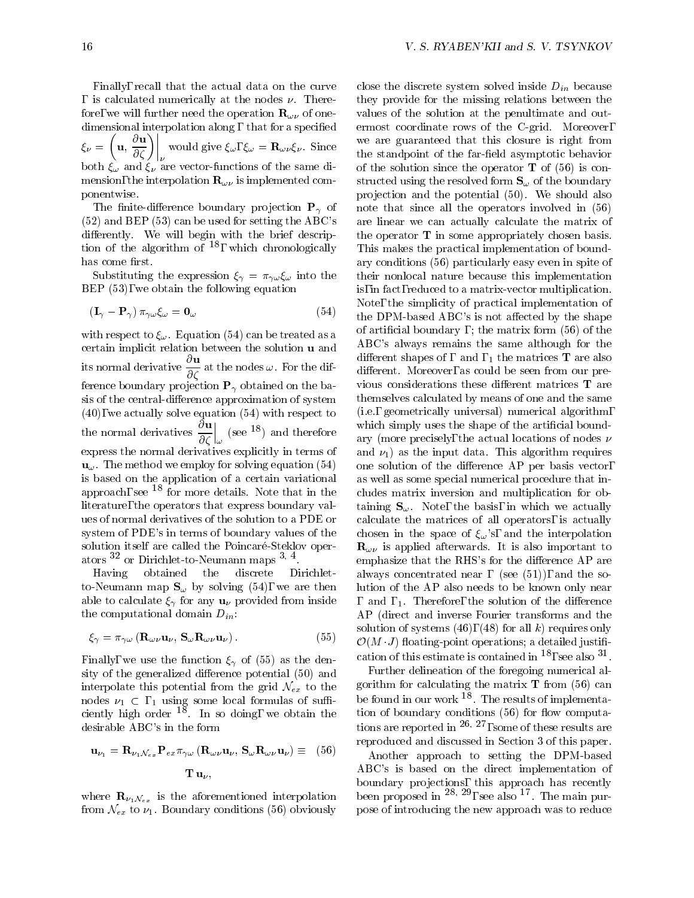Finally, recall that the actual data on the curve $\Gamma$ is calculated numerically at the nodes $\nu$. Therefore, we will further need the operation $\mathbf{R}_{\omega\nu}$ of one-dimensional interpolation along $\Gamma$ that for a specified $\xi_\nu = \left( \mathbf{u}, \dfrac{\partial \mathbf{u}}{\partial \zeta} \right)\Big|_\nu$ would give $\xi_\omega$, $\xi_\omega = \mathbf{R}_{\omega\nu}\xi_\nu$. Since both $\xi_\omega$ and $\xi_\nu$ are vector-functions of the same dimension, the interpolation $\mathbf{R}_{\omega\nu}$ is implemented componentwise.

The finite-difference boundary projection $\mathbf{P}_\gamma$ of (52) and BEP (53) can be used for setting the ABC's differently. We will begin with the brief description of the algorithm of [18], which chronologically has come first.

Substituting the expression $\xi_\gamma = \pi_{\gamma\omega}\xi_\omega$ into the BEP (53), we obtain the following equation

$$(\mathbf{I}_\gamma - \mathbf{P}_\gamma)\, \pi_{\gamma\omega}\xi_\omega = \mathbf{0}_\omega \tag{54}$$

with respect to $\xi_\omega$. Equation (54) can be treated as a certain implicit relation between the solution $\mathbf{u}$ and its normal derivative $\dfrac{\partial \mathbf{u}}{\partial \zeta}$ at the nodes $\omega$. For the difference boundary projection $\mathbf{P}_\gamma$ obtained on the basis of the central-difference approximation of system (40), we actually solve equation (54) with respect to the normal derivatives $\dfrac{\partial \mathbf{u}}{\partial \zeta}\Big|_\omega$ (see [18]) and therefore express the normal derivatives explicitly in terms of $\mathbf{u}_\omega$. The method we employ for solving equation (54) is based on the application of a certain variational approach, see [18] for more details. Note that in the literature, the operators that express boundary values of normal derivatives of the solution to a PDE or system of PDE's in terms of boundary values of the solution itself are called the Poincaré-Steklov operators [32] or Dirichlet-to-Neumann maps [3, 4].

Having obtained the discrete Dirichlet-to-Neumann map $\mathbf{S}_\omega$ by solving (54), we are then able to calculate $\xi_\gamma$ for any $\mathbf{u}_\nu$ provided from inside the computational domain $D_{in}$:

$$\xi_\gamma = \pi_{\gamma\omega}\left(\mathbf{R}_{\omega\nu}\mathbf{u}_\nu,\, \mathbf{S}_\omega \mathbf{R}_{\omega\nu}\mathbf{u}_\nu\right). \tag{55}$$

Finally, we use the function $\xi_\gamma$ of (55) as the density of the generalized difference potential (50) and interpolate this potential from the grid $\mathcal{N}_{ex}$ to the nodes $\nu_1 \subset \Gamma_1$ using some local formulas of sufficiently high order [18]. In so doing, we obtain the desirable ABC's in the form

$$\mathbf{u}_{\nu_1} = \mathbf{R}_{\nu_1\mathcal{N}_{ex}}\mathbf{P}_{ex}\pi_{\gamma\omega}\left(\mathbf{R}_{\omega\nu}\mathbf{u}_\nu,\, \mathbf{S}_\omega \mathbf{R}_{\omega\nu}\mathbf{u}_\nu\right) \equiv \mathbf{T}\,\mathbf{u}_\nu, \tag{56}$$

where $\mathbf{R}_{\nu_1\mathcal{N}_{ex}}$ is the aforementioned interpolation from $\mathcal{N}_{ex}$ to $\nu_1$. Boundary conditions (56) obviously close the discrete system solved inside $D_{in}$ because they provide for the missing relations between the values of the solution at the penultimate and outermost coordinate rows of the C-grid. Moreover, we are guaranteed that this closure is right from the standpoint of the far-field asymptotic behavior of the solution since the operator $\mathbf{T}$ of (56) is constructed using the resolved form $\mathbf{S}_\omega$ of the boundary projection and the potential (50). We should also note that since all the operators involved in (56) are linear we can actually calculate the matrix of the operator $\mathbf{T}$ in some appropriately chosen basis. This makes the practical implementation of boundary conditions (56) particularly easy even in spite of their nonlocal nature because this implementation is, in fact, reduced to a matrix-vector multiplication. Note, the simplicity of practical implementation of the DPM-based ABC's is not affected by the shape of artificial boundary $\Gamma$; the matrix form (56) of the ABC's always remains the same although for the different shapes of $\Gamma$ and $\Gamma_1$ the matrices $\mathbf{T}$ are also different. Moreover, as could be seen from our previous considerations these different matrices $\mathbf{T}$ are themselves calculated by means of one and the same (i.e., geometrically universal) numerical algorithm, which simply uses the shape of the artificial boundary (more precisely, the actual locations of nodes $\nu$ and $\nu_1$) as the input data. This algorithm requires one solution of the difference AP per basis vector, as well as some special numerical procedure that includes matrix inversion and multiplication for obtaining $\mathbf{S}_\omega$. Note, the basis, in which we actually calculate the matrices of all operators, is actually chosen in the space of $\xi_\omega$'s, and the interpolation $\mathbf{R}_{\omega\nu}$ is applied afterwards. It is also important to emphasize that the RHS's for the difference AP are always concentrated near $\Gamma$ (see (51)), and the solution of the AP also needs to be known only near $\Gamma$ and $\Gamma_1$. Therefore, the solution of the difference AP (direct and inverse Fourier transforms and the solution of systems (46), (48) for all $k$) requires only $\mathcal{O}(M \cdot J)$ floating-point operations; a detailed justification of this estimate is contained in [18], see also [31].

Further delineation of the foregoing numerical algorithm for calculating the matrix $\mathbf{T}$ from (56) can be found in our work [18]. The results of implementation of boundary conditions (56) for flow computations are reported in [26, 27], some of these results are reproduced and discussed in Section 3 of this paper.

Another approach to setting the DPM-based ABC's is based on the direct implementation of boundary projections, this approach has recently been proposed in [28, 29], see also [17]. The main purpose of introducing the new approach was to reduce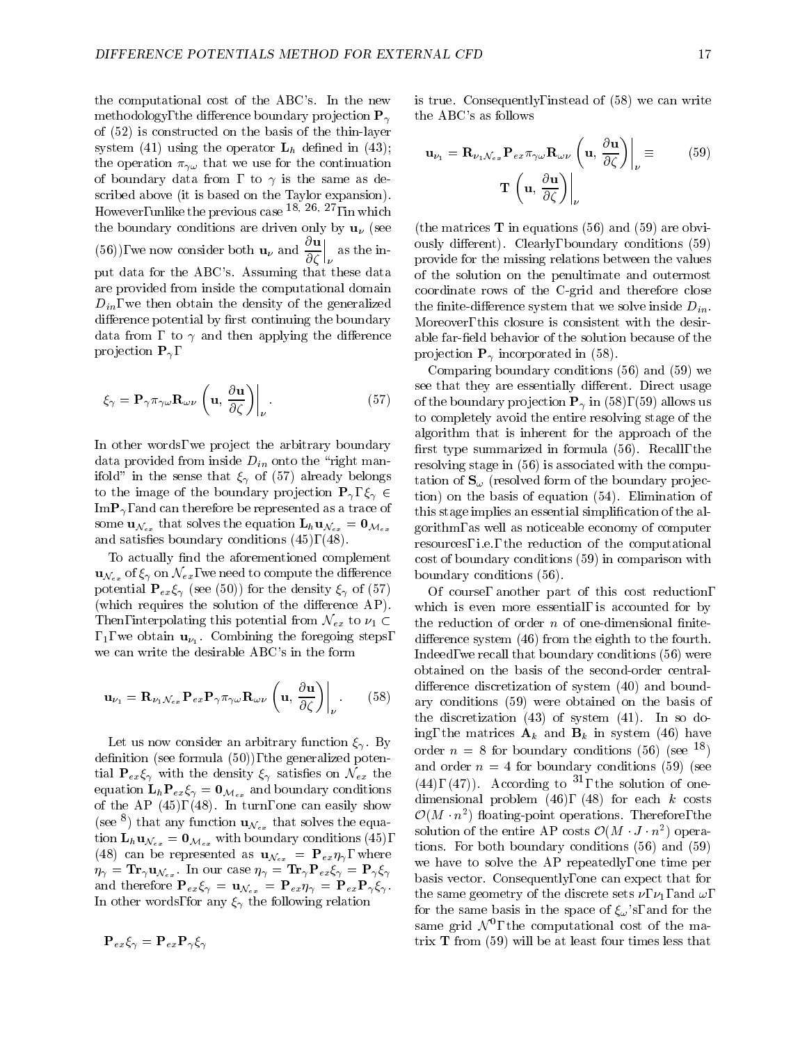the computational cost of the ABC's. In the new methodology, the difference boundary projection $\mathbf{P}_\gamma$ of (52) is constructed on the basis of the thin-layer system (41) using the operator $\mathbf{L}_h$ defined in (43); the operation $\pi_{\gamma\omega}$ that we use for the continuation of boundary data from $\Gamma$ to $\gamma$ is the same as described above (it is based on the Taylor expansion). However, unlike the previous case [18, 26, 27], in which the boundary conditions are driven only by $\mathbf{u}_\nu$ (see (56)), we now consider both $\mathbf{u}_\nu$ and $\left.\dfrac{\partial \mathbf{u}}{\partial \zeta}\right|_\nu$ as the input data for the ABC's. Assuming that these data are provided from inside the computational domain $D_{in}$, we then obtain the density of the generalized difference potential by first continuing the boundary data from $\Gamma$ to $\gamma$ and then applying the difference projection $\mathbf{P}_\gamma$,

$$\xi_\gamma = \mathbf{P}_\gamma \pi_{\gamma\omega} \mathbf{R}_{\omega\nu} \left. \left( \mathbf{u},\, \frac{\partial \mathbf{u}}{\partial \zeta} \right) \right|_\nu . \tag{57}$$

In other words, we project the arbitrary boundary data provided from inside $D_{in}$ onto the "right manifold" in the sense that $\xi_\gamma$ of (57) already belongs to the image of the boundary projection $\mathbf{P}_\gamma$, $\xi_\gamma \in \mathrm{Im}\mathbf{P}_\gamma$, and can therefore be represented as a trace of some $\mathbf{u}_{\mathcal{N}_{ex}}$ that solves the equation $\mathbf{L}_h \mathbf{u}_{\mathcal{N}_{ex}} = \mathbf{0}_{\mathcal{M}_{ex}}$ and satisfies boundary conditions (45), (48).

To actually find the aforementioned complement $\mathbf{u}_{\mathcal{N}_{ex}}$ of $\xi_\gamma$ on $\mathcal{N}_{ex}$, we need to compute the difference potential $\mathbf{P}_{ex}\xi_\gamma$ (see (50)) for the density $\xi_\gamma$ of (57) (which requires the solution of the difference AP). Then, interpolating this potential from $\mathcal{N}_{ex}$ to $\nu_1 \subset \Gamma_1$, we obtain $\mathbf{u}_{\nu_1}$. Combining the foregoing steps, we can write the desirable ABC's in the form

$$\mathbf{u}_{\nu_1} = \mathbf{R}_{\nu_1 \mathcal{N}_{ex}} \mathbf{P}_{ex} \mathbf{P}_\gamma \pi_{\gamma\omega} \mathbf{R}_{\omega\nu} \left. \left( \mathbf{u},\, \frac{\partial \mathbf{u}}{\partial \zeta} \right) \right|_\nu . \tag{58}$$

Let us now consider an arbitrary function $\xi_\gamma$. By definition (see formula (50)), the generalized potential $\mathbf{P}_{ex}\xi_\gamma$ with the density $\xi_\gamma$ satisfies on $\mathcal{N}_{ex}$ the equation $\mathbf{L}_h \mathbf{P}_{ex}\xi_\gamma = \mathbf{0}_{\mathcal{M}_{ex}}$ and boundary conditions of the AP (45), (48). In turn, one can easily show (see [8]) that any function $\mathbf{u}_{\mathcal{N}_{ex}}$ that solves the equation $\mathbf{L}_h \mathbf{u}_{\mathcal{N}_{ex}} = \mathbf{0}_{\mathcal{M}_{ex}}$ with boundary conditions (45), (48) can be represented as $\mathbf{u}_{\mathcal{N}_{ex}} = \mathbf{P}_{ex}\eta_\gamma$, where $\eta_\gamma = \mathbf{Tr}_\gamma \mathbf{u}_{\mathcal{N}_{ex}}$. In our case $\eta_\gamma = \mathbf{Tr}_\gamma \mathbf{P}_{ex}\xi_\gamma = \mathbf{P}_\gamma \xi_\gamma$ and therefore $\mathbf{P}_{ex}\xi_\gamma = \mathbf{u}_{\mathcal{N}_{ex}} = \mathbf{P}_{ex}\eta_\gamma = \mathbf{P}_{ex}\mathbf{P}_\gamma\xi_\gamma$. In other words, for any $\xi_\gamma$ the following relation

$$\mathbf{P}_{ex}\xi_\gamma = \mathbf{P}_{ex}\mathbf{P}_\gamma\xi_\gamma$$

is true. Consequently, instead of (58) we can write the ABC's as follows

$$\mathbf{u}_{\nu_1} = \mathbf{R}_{\nu_1 \mathcal{N}_{ex}} \mathbf{P}_{ex} \pi_{\gamma\omega} \mathbf{R}_{\omega\nu} \left. \left( \mathbf{u},\, \frac{\partial \mathbf{u}}{\partial \zeta} \right) \right|_\nu \equiv \mathbf{T} \left. \left( \mathbf{u},\, \frac{\partial \mathbf{u}}{\partial \zeta} \right) \right|_\nu \tag{59}$$

(the matrices $\mathbf{T}$ in equations (56) and (59) are obviously different). Clearly, boundary conditions (59) provide for the missing relations between the values of the solution on the penultimate and outermost coordinate rows of the C-grid and therefore close the finite-difference system that we solve inside $D_{in}$. Moreover, this closure is consistent with the desirable far-field behavior of the solution because of the projection $\mathbf{P}_\gamma$ incorporated in (58).

Comparing boundary conditions (56) and (59) we see that they are essentially different. Direct usage of the boundary projection $\mathbf{P}_\gamma$ in (58), (59) allows us to completely avoid the entire resolving stage of the algorithm that is inherent for the approach of the first type summarized in formula (56). Recall, the resolving stage in (56) is associated with the computation of $\mathbf{S}_\omega$ (resolved form of the boundary projection) on the basis of equation (54). Elimination of this stage implies an essential simplification of the algorithm, as well as noticeable economy of computer resources, i.e., the reduction of the computational cost of boundary conditions (59) in comparison with boundary conditions (56).

Of course, another part of this cost reduction, which is even more essential, is accounted for by the reduction of order $n$ of one-dimensional finite-difference system (46) from the eighth to the fourth. Indeed, we recall that boundary conditions (56) were obtained on the basis of the second-order central-difference discretization of system (40) and boundary conditions (59) were obtained on the basis of the discretization (43) of system (41). In so doing, the matrices $\mathbf{A}_k$ and $\mathbf{B}_k$ in system (46) have order $n = 8$ for boundary conditions (56) (see [18]) and order $n = 4$ for boundary conditions (59) (see (44), (47)). According to [31], the solution of one-dimensional problem (46), (48) for each $k$ costs $\mathcal{O}(M \cdot n^2)$ floating-point operations. Therefore, the solution of the entire AP costs $\mathcal{O}(M \cdot J \cdot n^2)$ operations. For both boundary conditions (56) and (59) we have to solve the AP repeatedly, one time per basis vector. Consequently, one can expect that for the same geometry of the discrete sets $\nu$, $\nu_1$, and $\omega$, for the same basis in the space of $\xi_\omega$'s, and for the same grid $\mathcal{N}^0$, the computational cost of the matrix $\mathbf{T}$ from (59) will be at least four times less that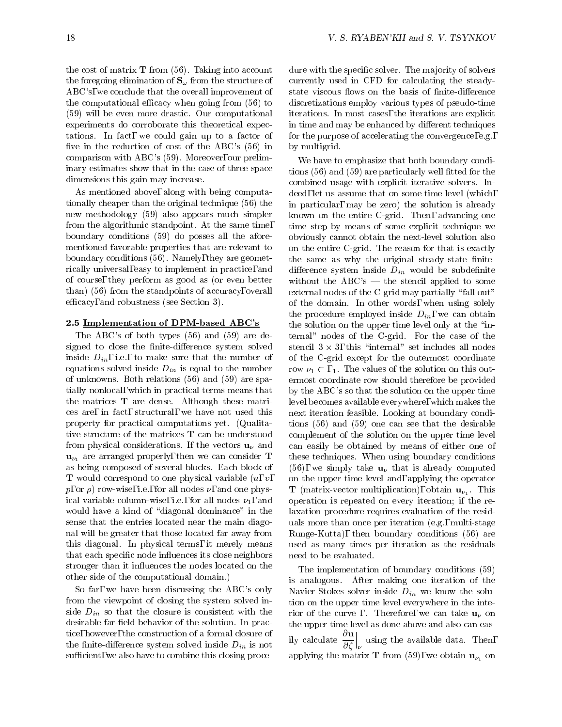the cost of matrix $\mathbf{T}$ from (56). Taking into account the foregoing elimination of $\mathbf{S}_\omega$ from the structure of ABC's, we conclude that the overall improvement of the computational efficacy when going from (56) to (59) will be even more drastic. Our computational experiments do corroborate this theoretical expectations. In fact, we could gain up to a factor of five in the reduction of cost of the ABC's (56) in comparison with ABC's (59). Moreover, our preliminary estimates show that in the case of three space dimensions this gain may increase.

As mentioned above, along with being computationally cheaper than the original technique (56) the new methodology (59) also appears much simpler from the algorithmic standpoint. At the same time, boundary conditions (59) do posses all the aforementioned favorable properties that are relevant to boundary conditions (56). Namely, they are geometrically universal, easy to implement in practice, and of course, they perform as good as (or even better than) (56) from the standpoints of accuracy, overall efficacy, and robustness (see Section 3).

### 2.5 Implementation of DPM-based ABC's

The ABC's of both types (56) and (59) are designed to close the finite-difference system solved inside $D_{in}$, i.e., to make sure that the number of equations solved inside $D_{in}$ is equal to the number of unknowns. Both relations (56) and (59) are spatially nonlocal, which in practical terms means that the matrices $\mathbf{T}$ are dense. Although these matrices are, in fact, structural, we have not used this property for practical computations yet. (Qualitative structure of the matrices $\mathbf{T}$ can be understood from physical considerations. If the vectors $\mathbf{u}_\nu$ and $\mathbf{u}_{\nu_1}$ are arranged properly, then we can consider $\mathbf{T}$ as being composed of several blocks. Each block of $\mathbf{T}$ would correspond to one physical variable ($u$, $v$, $p$, or $\rho$) row-wise, i.e., for all nodes $\nu$, and one physical variable column-wise, i.e., for all nodes $\nu_1$, and would have a kind of "diagonal dominance" in the sense that the entries located near the main diagonal will be greater that those located far away from this diagonal. In physical terms, it merely means that each specific node influences its close neighbors stronger than it influences the nodes located on the other side of the computational domain.)

So far, we have been discussing the ABC's only from the viewpoint of closing the system solved inside $D_{in}$ so that the closure is consistent with the desirable far-field behavior of the solution. In practice, however, the construction of a formal closure of the finite-difference system solved inside $D_{in}$ is not sufficient, we also have to combine this closing procedure with the specific solver. The majority of solvers currently used in CFD for calculating the steady-state viscous flows on the basis of finite-difference discretizations employ various types of pseudo-time iterations. In most cases, the iterations are explicit in time and may be enhanced by different techniques for the purpose of accelerating the convergence, e.g., by multigrid.

We have to emphasize that both boundary conditions (56) and (59) are particularly well fitted for the combined usage with explicit iterative solvers. Indeed, let us assume that on some time level (which, in particular, may be zero) the solution is already known on the entire C-grid. Then, advancing one time step by means of some explicit technique we obviously cannot obtain the next-level solution also on the entire C-grid. The reason for that is exactly the same as why the original steady-state finite-difference system inside $D_{in}$ would be subdefinite without the ABC's — the stencil applied to some external nodes of the C-grid may partially "fall out" of the domain. In other words, when using solely the procedure employed inside $D_{in}$, we can obtain the solution on the upper time level only at the "internal" nodes of the C-grid. For the case of the stencil $3 \times 3$, this "internal" set includes all nodes of the C-grid except for the outermost coordinate row $\nu_1 \subset \Gamma_1$. The values of the solution on this outermost coordinate row should therefore be provided by the ABC's so that the solution on the upper time level becomes available everywhere, which makes the next iteration feasible. Looking at boundary conditions (56) and (59) one can see that the desirable complement of the solution on the upper time level can easily be obtained by means of either one of these techniques. When using boundary conditions (56), we simply take $\mathbf{u}_\nu$ that is already computed on the upper time level and, applying the operator $\mathbf{T}$ (matrix-vector multiplication), obtain $\mathbf{u}_{\nu_1}$. This operation is repeated on every iteration; if the relaxation procedure requires evaluation of the residuals more than once per iteration (e.g., multi-stage Runge-Kutta), then boundary conditions (56) are used as many times per iteration as the residuals need to be evaluated.

The implementation of boundary conditions (59) is analogous. After making one iteration of the Navier-Stokes solver inside $D_{in}$ we know the solution on the upper time level everywhere in the interior of the curve $\Gamma$. Therefore, we can take $\mathbf{u}_\nu$ on the upper time level as done above and also can easily calculate $\left.\dfrac{\partial \mathbf{u}}{\partial \zeta}\right|_\nu$ using the available data. Then, applying the matrix $\mathbf{T}$ from (59), we obtain $\mathbf{u}_{\nu_1}$ on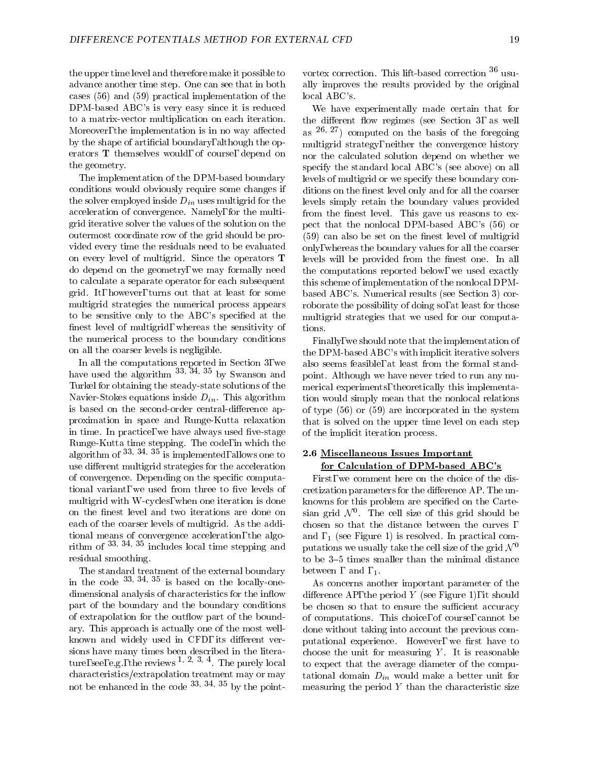the upper time level and therefore make it possible to advance another time step. One can see that in both cases (56) and (59) practical implementation of the DPM-based ABC's is very easy since it is reduced to a matrix-vector multiplication on each iteration. Moreover, the implementation is in no way affected by the shape of artificial boundary, although the operators $\mathbf{T}$ themselves would, of course, depend on the geometry.

The implementation of the DPM-based boundary conditions would obviously require some changes if the solver employed inside $D_{in}$ uses multigrid for the acceleration of convergence. Namely, for the multigrid iterative solver the values of the solution on the outermost coordinate row of the grid should be provided every time the residuals need to be evaluated on every level of multigrid. Since the operators $\mathbf{T}$ do depend on the geometry, we may formally need to calculate a separate operator for each subsequent grid. It, however, turns out that at least for some multigrid strategies the numerical process appears to be sensitive only to the ABC's specified at the finest level of multigrid, whereas the sensitivity of the numerical process to the boundary conditions on all the coarser levels is negligible.

In all the computations reported in Section 3, we have used the algorithm [33, 34, 35] by Swanson and Turkel for obtaining the steady-state solutions of the Navier-Stokes equations inside $D_{in}$. This algorithm is based on the second-order central-difference approximation in space and Runge-Kutta relaxation in time. In practice, we have always used five-stage Runge-Kutta time stepping. The code, in which the algorithm of [33, 34, 35] is implemented, allows one to use different multigrid strategies for the acceleration of convergence. Depending on the specific computational variant, we used from three to five levels of multigrid with W-cycles, when one iteration is done on the finest level and two iterations are done on each of the coarser levels of multigrid. As the additional means of convergence acceleration, the algorithm of [33, 34, 35] includes local time stepping and residual smoothing.

The standard treatment of the external boundary in the code [33, 34, 35] is based on the locally-one-dimensional analysis of characteristics for the inflow part of the boundary and the boundary conditions of extrapolation for the outflow part of the boundary. This approach is actually one of the most well-known and widely used in CFD, its different versions have many times been described in the literature, see, e.g., the reviews [1, 2, 3, 4]. The purely local characteristics/extrapolation treatment may or may not be enhanced in the code [33, 34, 35] by the point-vortex correction. This lift-based correction [36] usually improves the results provided by the original local ABC's.

We have experimentally made certain that for the different flow regimes (see Section 3, as well as [26, 27]) computed on the basis of the foregoing multigrid strategy, neither the convergence history nor the calculated solution depend on whether we specify the standard local ABC's (see above) on all levels of multigrid or we specify these boundary conditions on the finest level only and for all the coarser levels simply retain the boundary values provided from the finest level. This gave us reasons to expect that the nonlocal DPM-based ABC's (56) or (59) can also be set on the finest level of multigrid only, whereas the boundary values for all the coarser levels will be provided from the finest one. In all the computations reported below, we used exactly this scheme of implementation of the nonlocal DPM-based ABC's. Numerical results (see Section 3) corroborate the possibility of doing so, at least for those multigrid strategies that we used for our computations.

Finally, we should note that the implementation of the DPM-based ABC's with implicit iterative solvers also seems feasible, at least from the formal standpoint. Although we have never tried to run any numerical experiments, theoretically this implementation would simply mean that the nonlocal relations of type (56) or (59) are incorporated in the system that is solved on the upper time level on each step of the implicit iteration process.

### 2.6 Miscellaneous Issues Important for Calculation of DPM-based ABC's

First, we comment here on the choice of the discretization parameters for the difference AP. The unknowns for this problem are specified on the Cartesian grid $\mathcal{N}^0$. The cell size of this grid should be chosen so that the distance between the curves $\Gamma$ and $\Gamma_1$ (see Figure 1) is resolved. In practical computations we usually take the cell size of the grid $\mathcal{N}^0$ to be 3–5 times smaller than the minimal distance between $\Gamma$ and $\Gamma_1$.

As concerns another important parameter of the difference AP, the period $Y$ (see Figure 1), it should be chosen so that to ensure the sufficient accuracy of computations. This choice, of course, cannot be done without taking into account the previous computational experience. However, we first have to choose the unit for measuring $Y$. It is reasonable to expect that the average diameter of the computational domain $D_{in}$ would make a better unit for measuring the period $Y$ than the characteristic size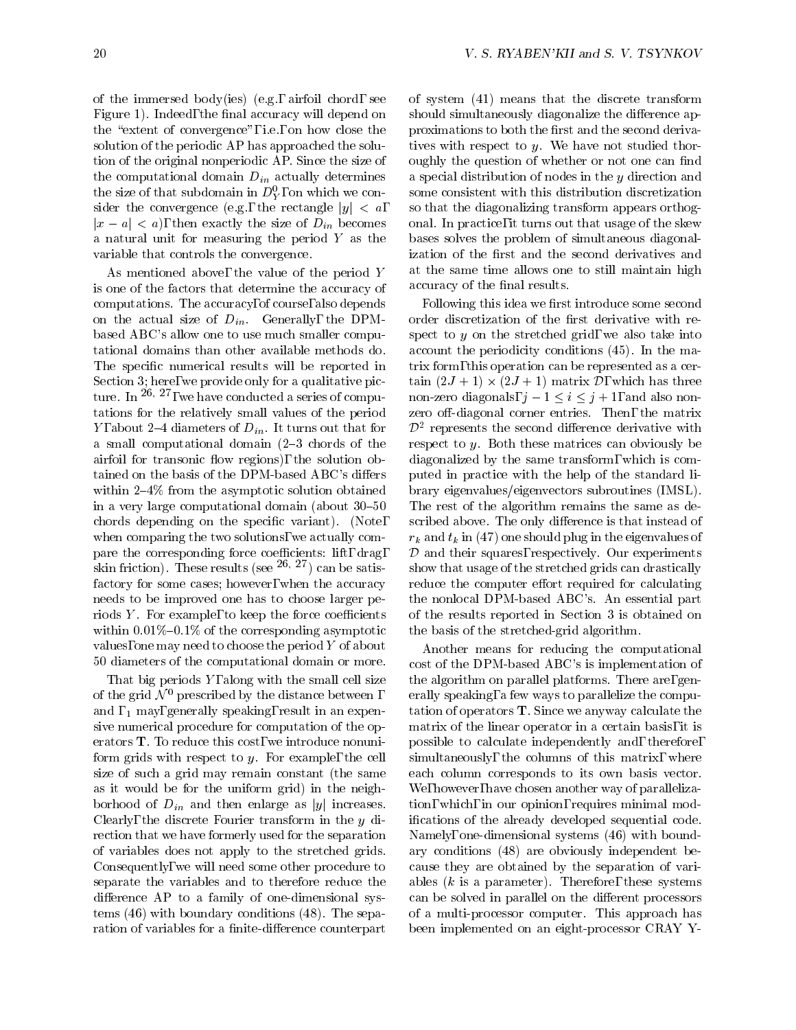of the immersed body(ies) (e.g., airfoil chord, see Figure 1). Indeed, the final accuracy will depend on the "extent of convergence", i.e., on how close the solution of the periodic AP has approached the solution of the original nonperiodic AP. Since the size of the computational domain $D_{in}$ actually determines the size of that subdomain in $D^0_Y$, on which we consider the convergence (e.g., the rectangle $|y| < a$, $|x - a| < a$), then exactly the size of $D_{in}$ becomes a natural unit for measuring the period $Y$ as the variable that controls the convergence.

As mentioned above, the value of the period $Y$ is one of the factors that determine the accuracy of computations. The accuracy, of course, also depends on the actual size of $D_{in}$. Generally, the DPM-based ABC's allow one to use much smaller computational domains than other available methods do. The specific numerical results will be reported in Section 3; here, we provide only for a qualitative picture. In [26, 27], we have conducted a series of computations for the relatively small values of the period $Y$, about 2–4 diameters of $D_{in}$. It turns out that for a small computational domain (2–3 chords of the airfoil for transonic flow regions), the solution obtained on the basis of the DPM-based ABC's differs within 2–4% from the asymptotic solution obtained in a very large computational domain (about 30–50 chords depending on the specific variant). (Note, when comparing the two solutions, we actually compare the corresponding force coefficients: lift, drag, skin friction). These results (see [26, 27]) can be satisfactory for some cases; however, when the accuracy needs to be improved one has to choose larger periods $Y$. For example, to keep the force coefficients within 0.01%–0.1% of the corresponding asymptotic values, one may need to choose the period $Y$ of about 50 diameters of the computational domain or more.

That big periods $Y$, along with the small cell size of the grid $\mathcal{N}^0$ prescribed by the distance between $\Gamma$ and $\Gamma_1$ may, generally speaking, result in an expensive numerical procedure for computation of the operators $\mathbf{T}$. To reduce this cost, we introduce nonuniform grids with respect to $y$. For example, the cell size of such a grid may remain constant (the same as it would be for the uniform grid) in the neighborhood of $D_{in}$ and then enlarge as $|y|$ increases. Clearly, the discrete Fourier transform in the $y$ direction that we have formerly used for the separation of variables does not apply to the stretched grids. Consequently, we will need some other procedure to separate the variables and to therefore reduce the difference AP to a family of one-dimensional systems (46) with boundary conditions (48). The separation of variables for a finite-difference counterpart of system (41) means that the discrete transform should simultaneously diagonalize the difference approximations to both the first and the second derivatives with respect to $y$. We have not studied thoroughly the question of whether or not one can find a special distribution of nodes in the $y$ direction and some consistent with this distribution discretization so that the diagonalizing transform appears orthogonal. In practice, it turns out that usage of the skew bases solves the problem of simultaneous diagonalization of the first and the second derivatives and at the same time allows one to still maintain high accuracy of the final results.

Following this idea we first introduce some second order discretization of the first derivative with respect to $y$ on the stretched grid; we also take into account the periodicity conditions (45). In the matrix form, this operation can be represented as a certain $(2J + 1) \times (2J + 1)$ matrix $\mathcal{D}$, which has three non-zero diagonals, $j - 1 \le i \le j + 1$, and also nonzero off-diagonal corner entries. Then, the matrix $\mathcal{D}^2$ represents the second difference derivative with respect to $y$. Both these matrices can obviously be diagonalized by the same transform, which is computed in practice with the help of the standard library eigenvalues/eigenvectors subroutines (IMSL). The rest of the algorithm remains the same as described above. The only difference is that instead of $r_k$ and $t_k$ in (47) one should plug in the eigenvalues of $\mathcal{D}$ and their squares, respectively. Our experiments show that usage of the stretched grids can drastically reduce the computer effort required for calculating the nonlocal DPM-based ABC's. An essential part of the results reported in Section 3 is obtained on the basis of the stretched-grid algorithm.

Another means for reducing the computational cost of the DPM-based ABC's is implementation of the algorithm on parallel platforms. There are, generally speaking, a few ways to parallelize the computation of operators $\mathbf{T}$. Since we anyway calculate the matrix of the linear operator in a certain basis, it is possible to calculate independently and, therefore, simultaneously, the columns of this matrix, where each column corresponds to its own basis vector. We, however, have chosen another way of parallelization, which, in our opinion, requires minimal modifications of the already developed sequential code. Namely, one-dimensional systems (46) with boundary conditions (48) are obviously independent because they are obtained by the separation of variables ($k$ is a parameter). Therefore, these systems can be solved in parallel on the different processors of a multi-processor computer. This approach has been implemented on an eight-processor CRAY Y-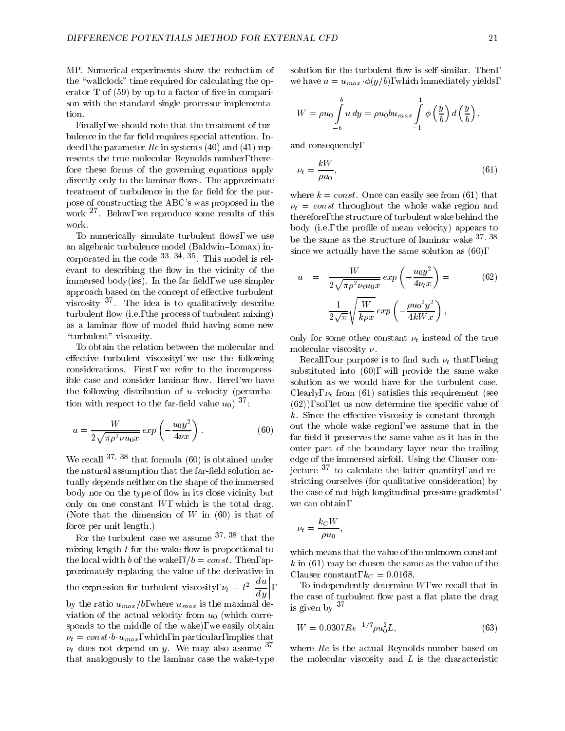MP. Numerical experiments show the reduction of the "wallclock" time required for calculating the operator $\mathbf{T}$ of (59) by up to a factor of five in comparison with the standard single-processor implementation.

Finally, we should note that the treatment of turbulence in the far field requires special attention. Indeed, the parameter $Re$ in systems (40) and (41) represents the true molecular Reynolds number, therefore these forms of the governing equations apply directly only to the laminar flows. The approximate treatment of turbulence in the far field for the purpose of constructing the ABC's was proposed in the work [27]. Below, we reproduce some results of this work.

To numerically simulate turbulent flows, we use an algebraic turbulence model (Baldwin–Lomax) incorporated in the code [33, 34, 35]. This model is relevant to describing the flow in the vicinity of the immersed body(ies). In the far field, we use simpler approach based on the concept of effective turbulent viscosity [37]. The idea is to qualitatively describe turbulent flow (i.e., the process of turbulent mixing) as a laminar flow of model fluid having some new "turbulent" viscosity.

To obtain the relation between the molecular and effective turbulent viscosity, we use the following considerations. First, we refer to the incompressible case and consider laminar flow. Here, we have the following distribution of $u$–velocity (perturbation with respect to the far-field value $u_0$) [37]:

$$u = \frac{W}{2\sqrt{\pi\rho^2\nu u_0 x}}\, exp\left(-\frac{u_0 y^2}{4\nu x}\right). \tag{60}$$

We recall [37, 38] that formula (60) is obtained under the natural assumption that the far-field solution actually depends neither on the shape of the immersed body nor on the type of flow in its close vicinity but only on one constant $W$, which is the total drag. (Note that the dimension of $W$ in (60) is that of force per unit length.)

For the turbulent case we assume [37, 38] that the mixing length $l$ for the wake flow is proportional to the local width $b$ of the wake, $l/b = const$. Then, approximately replacing the value of the derivative in the expression for turbulent viscosity, $\nu_t = l^2 \left|\dfrac{du}{dy}\right|$, by the ratio $u_{max}/b$, where $u_{max}$ is the maximal deviation of the actual velocity from $u_0$ (which corresponds to the middle of the wake), we easily obtain $\nu_t = const \cdot b \cdot u_{max}$, which, in particular, implies that $\nu_t$ does not depend on $y$. We may also assume [37] that analogously to the laminar case the wake-type solution for the turbulent flow is self-similar. Then, we have $u = u_{max} \cdot \phi(y/b)$, which immediately yields,

$$W = \rho u_0 \int_{-b}^{b} u\, dy = \rho u_0 b u_{max} \int_{-1}^{1} \phi\left(\frac{y}{b}\right) d\left(\frac{y}{b}\right),$$

and consequently,

$$\nu_t = \frac{kW}{\rho u_0}, \tag{61}$$

where $k = const$. Once can easily see from (61) that $\nu_t = const$ throughout the whole wake region and therefore, the structure of turbulent wake behind the body (i.e., the profile of mean velocity) appears to be the same as the structure of laminar wake [37, 38] since we actually have the same solution as (60),

$$\begin{aligned} u &= \frac{W}{2\sqrt{\pi\rho^2\nu_t u_0 x}}\, exp\left(-\frac{u_0 y^2}{4\nu_t x}\right) = \\ &\quad \frac{1}{2\sqrt{\pi}}\sqrt{\frac{W}{k\rho x}}\, exp\left(-\frac{\rho {u_0}^2 y^2}{4kWx}\right), \end{aligned} \tag{62}$$

only for some other constant $\nu_t$ instead of the true molecular viscosity $\nu$.

Recall, our purpose is to find such $\nu_t$ that, being substituted into (60), will provide the same wake solution as we would have for the turbulent case. Clearly, $\nu_t$ from (61) satisfies this requirement (see (62)), so, let us now determine the specific value of $k$. Since the effective viscosity is constant throughout the whole wake region, we assume that in the far field it preserves the same value as it has in the outer part of the boundary layer near the trailing edge of the immersed airfoil. Using the Clauser conjecture [37] to calculate the latter quantity, and restricting ourselves (for qualitative consideration) by the case of not high longitudinal pressure gradients, we can obtain,

$$\nu_t = \frac{k_C W}{\rho u_0},$$

which means that the value of the unknown constant $k$ in (61) may be chosen the same as the value of the Clauser constant, $k_C = 0.0168$.

To independently determine $W$, we recall that in the case of turbulent flow past a flat plate the drag is given by [37]

$$W = 0.0307 Re^{-1/7} \rho u_0^2 L, \tag{63}$$

where $Re$ is the actual Reynolds number based on the molecular viscosity and $L$ is the characteristic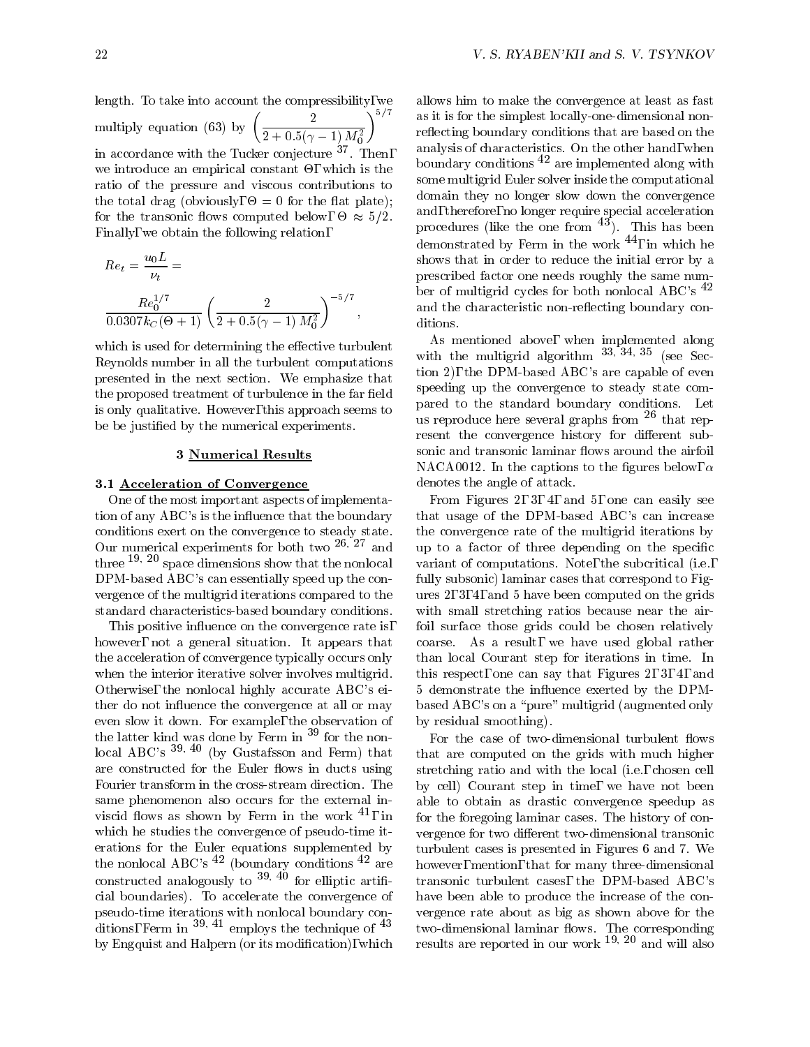length. To take into account the compressibility, we multiply equation (63) by $\left(\frac{2}{2+0.5(\gamma-1)M_0^2}\right)^{5/7}$ in accordance with the Tucker conjecture [37]. Then, we introduce an empirical constant $\Theta$, which is the ratio of the pressure and viscous contributions to the total drag (obviously, $\Theta = 0$ for the flat plate); for the transonic flows computed below, $\Theta \approx 5/2$. Finally, we obtain the following relation,

$$Re_t = \frac{u_0 L}{\nu_t} = \frac{Re_0^{1/7}}{0.0307 k_C(\Theta+1)}\left(\frac{2}{2+0.5(\gamma-1)M_0^2}\right)^{-5/7},$$

which is used for determining the effective turbulent Reynolds number in all the turbulent computations presented in the next section. We emphasize that the proposed treatment of turbulence in the far field is only qualitative. However, this approach seems to be be justified by the numerical experiments.

## 3 Numerical Results

### 3.1 Acceleration of Convergence

One of the most important aspects of implementation of any ABC's is the influence that the boundary conditions exert on the convergence to steady state. Our numerical experiments for both two [26, 27] and three [19, 20] space dimensions show that the nonlocal DPM-based ABC's can essentially speed up the convergence of the multigrid iterations compared to the standard characteristics-based boundary conditions.

This positive influence on the convergence rate is, however, not a general situation. It appears that the acceleration of convergence typically occurs only when the interior iterative solver involves multigrid. Otherwise, the nonlocal highly accurate ABC's either do not influence the convergence at all or may even slow it down. For example, the observation of the latter kind was done by Ferm in [39] for the nonlocal ABC's [39, 40] (by Gustafsson and Ferm) that are constructed for the Euler flows in ducts using Fourier transform in the cross-stream direction. The same phenomenon also occurs for the external inviscid flows as shown by Ferm in the work [41], in which he studies the convergence of pseudo-time iterations for the Euler equations supplemented by the nonlocal ABC's [42] (boundary conditions [42] are constructed analogously to [39, 40] for elliptic artificial boundaries). To accelerate the convergence of pseudo-time iterations with nonlocal boundary conditions, Ferm in [39, 41] employs the technique of [43] by Engquist and Halpern (or its modification), which allows him to make the convergence at least as fast as it is for the simplest locally-one-dimensional non-reflecting boundary conditions that are based on the analysis of characteristics. On the other hand, when boundary conditions [42] are implemented along with some multigrid Euler solver inside the computational domain they no longer slow down the convergence and, therefore, no longer require special acceleration procedures (like the one from [43]). This has been demonstrated by Ferm in the work [44], in which he shows that in order to reduce the initial error by a prescribed factor one needs roughly the same number of multigrid cycles for both nonlocal ABC's [42] and the characteristic non-reflecting boundary conditions.

As mentioned above, when implemented along with the multigrid algorithm [33, 34, 35] (see Section 2), the DPM-based ABC's are capable of even speeding up the convergence to steady state compared to the standard boundary conditions. Let us reproduce here several graphs from [26] that represent the convergence history for different subsonic and transonic laminar flows around the airfoil NACA0012. In the captions to the figures below, $\alpha$ denotes the angle of attack.

From Figures 2, 3, 4, and 5, one can easily see that usage of the DPM-based ABC's can increase the convergence rate of the multigrid iterations by up to a factor of three depending on the specific variant of computations. Note, the subcritical (i.e., fully subsonic) laminar cases that correspond to Figures 2, 3, 4, and 5 have been computed on the grids with small stretching ratios because near the airfoil surface those grids could be chosen relatively coarse. As a result, we have used global rather than local Courant step for iterations in time. In this respect, one can say that Figures 2, 3, 4, and 5 demonstrate the influence exerted by the DPM-based ABC's on a "pure" multigrid (augmented only by residual smoothing).

For the case of two-dimensional turbulent flows that are computed on the grids with much higher stretching ratio and with the local (i.e., chosen cell by cell) Courant step in time, we have not been able to obtain as drastic convergence speedup as for the foregoing laminar cases. The history of convergence for two different two-dimensional transonic turbulent cases is presented in Figures 6 and 7. We however, mention, that for many three-dimensional transonic turbulent cases, the DPM-based ABC's have been able to produce the increase of the convergence rate about as big as shown above for the two-dimensional laminar flows. The corresponding results are reported in our work [19, 20] and will also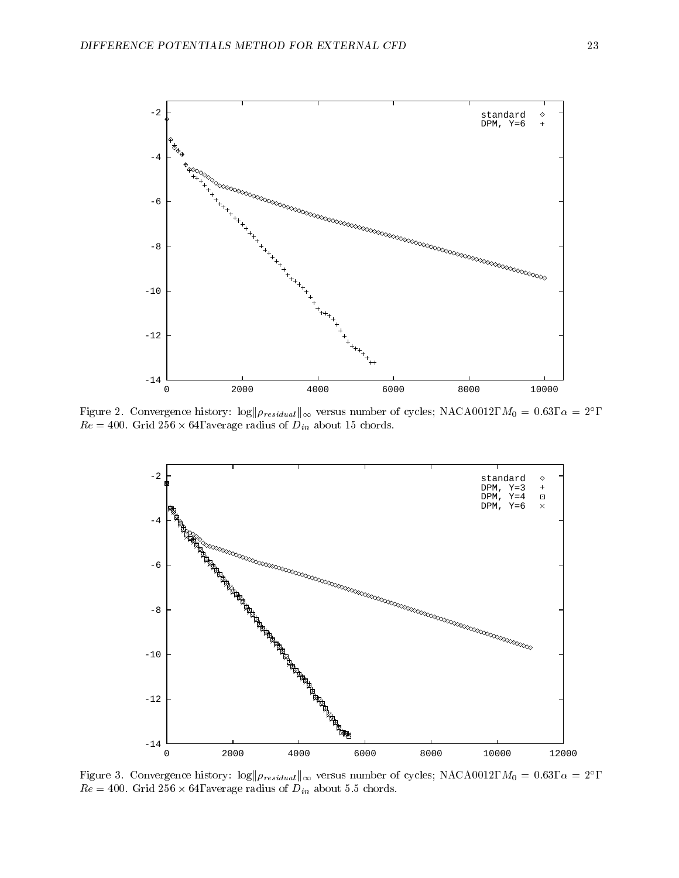Figure 2. Convergence history: $\log\|\rho_{residual}\|_\infty$ versus number of cycles; NACA0012, $M_0 = 0.63$, $\alpha = 2°$, $Re = 400$. Grid $256 \times 64$, average radius of $D_{in}$ about 15 chords.

Figure 3. Convergence history: $\log\|\rho_{residual}\|_\infty$ versus number of cycles; NACA0012, $M_0 = 0.63$, $\alpha = 2°$, $Re = 400$. Grid $256 \times 64$, average radius of $D_{in}$ about 5.5 chords.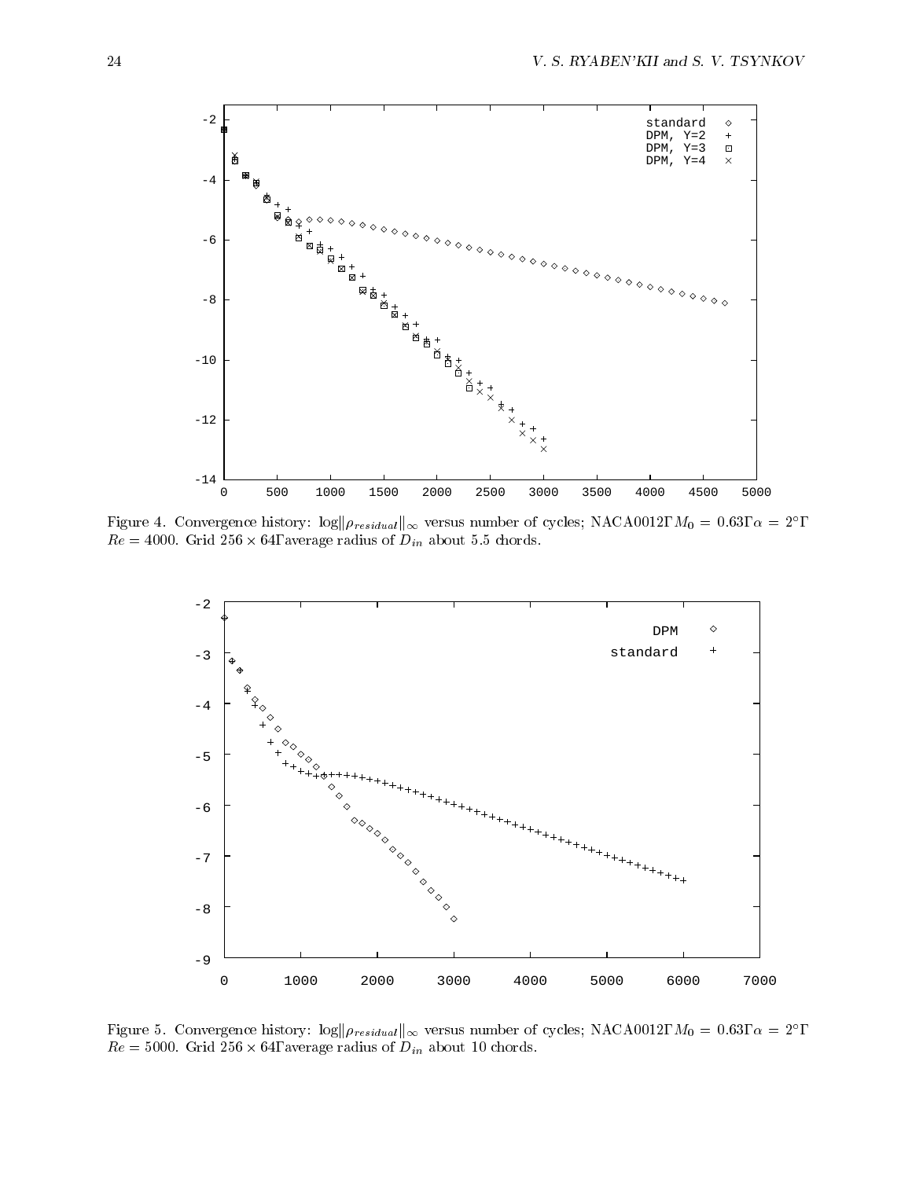Figure 4. Convergence history: $\log\|\rho_{residual}\|_\infty$ versus number of cycles; NACA0012, $M_0 = 0.63$, $\alpha = 2°$, $Re = 4000$. Grid $256 \times 64$, average radius of $D_{in}$ about 5.5 chords.

Figure 5. Convergence history: $\log\|\rho_{residual}\|_\infty$ versus number of cycles; NACA0012, $M_0 = 0.63$, $\alpha = 2°$, $Re = 5000$. Grid $256 \times 64$, average radius of $D_{in}$ about 10 chords.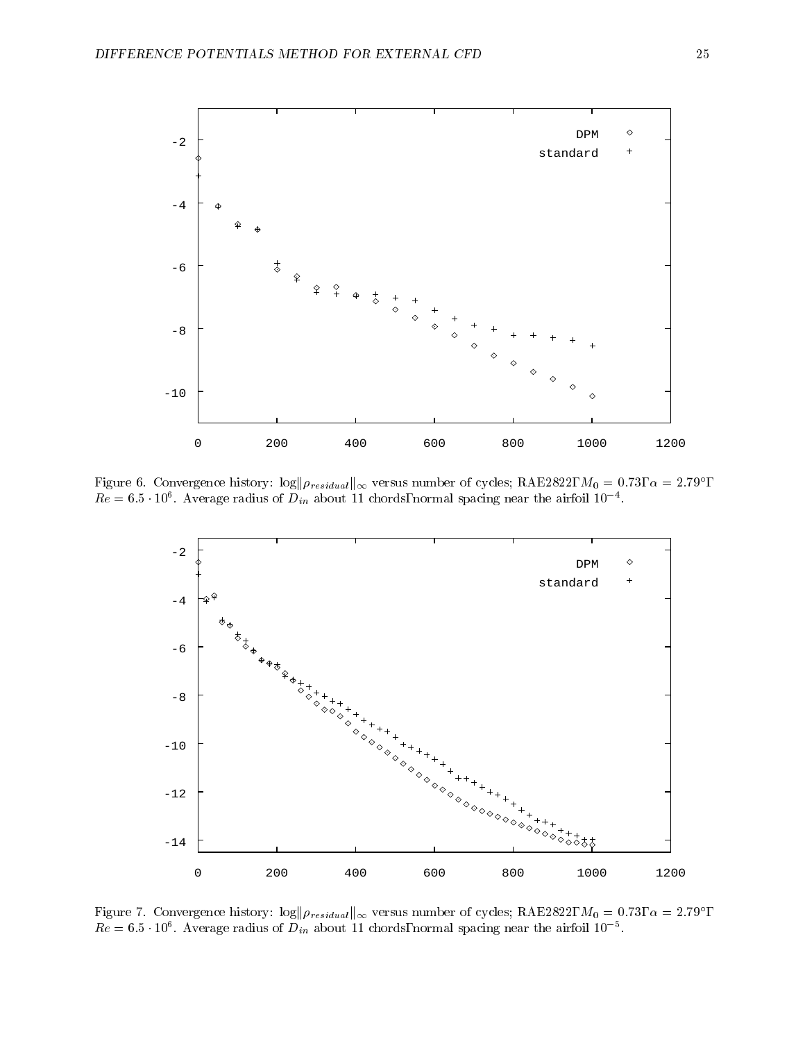Figure 6. Convergence history: $\log\|\rho_{residual}\|_\infty$ versus number of cycles; RAE2822, $M_0 = 0.73$, $\alpha = 2.79°$, $Re = 6.5 \cdot 10^6$. Average radius of $D_{in}$ about 11 chords, normal spacing near the airfoil $10^{-4}$.

Figure 7. Convergence history: $\log\|\rho_{residual}\|_\infty$ versus number of cycles; RAE2822, $M_0 = 0.73$, $\alpha = 2.79°$, $Re = 6.5 \cdot 10^6$. Average radius of $D_{in}$ about 11 chords, normal spacing near the airfoil $10^{-5}$.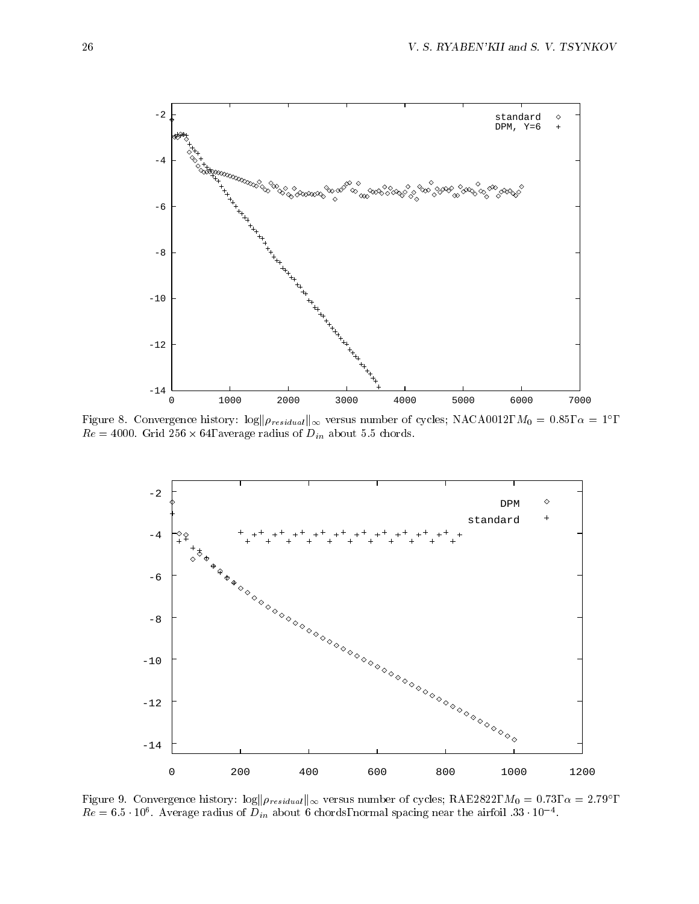Figure 8. Convergence history: $\log\|\rho_{residual}\|_\infty$ versus number of cycles; NACA0012, $M_0 = 0.85$, $\alpha = 1°$, $Re = 4000$. Grid $256 \times 64$, average radius of $D_{in}$ about 5.5 chords.

Figure 9. Convergence history: $\log\|\rho_{residual}\|_\infty$ versus number of cycles; RAE2822, $M_0 = 0.73$, $\alpha = 2.79°$, $Re = 6.5 \cdot 10^6$. Average radius of $D_{in}$ about 6 chords, normal spacing near the airfoil $.33 \cdot 10^{-4}$.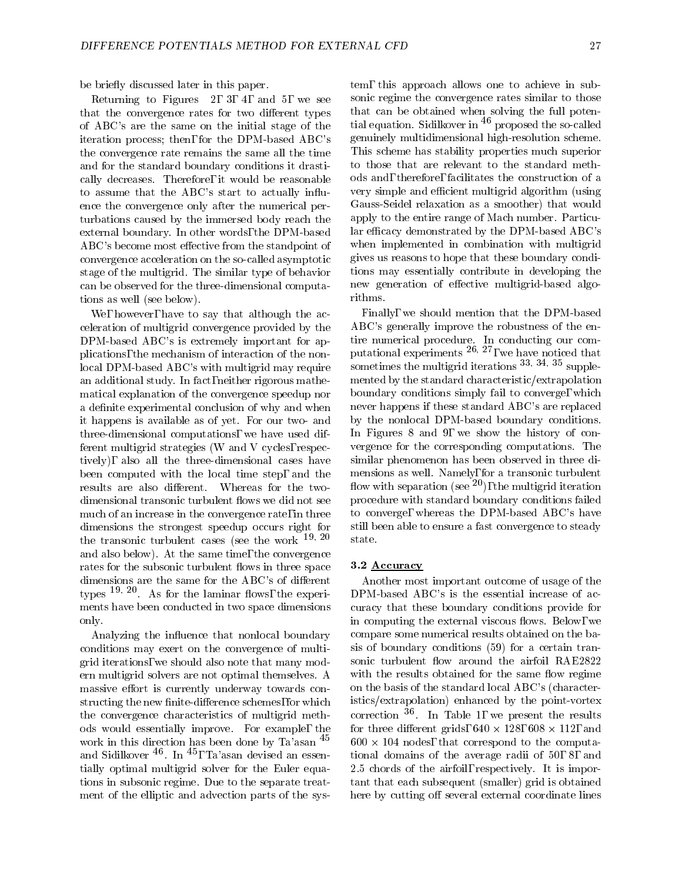be briefly discussed later in this paper.

Returning to Figures 2, 3, 4, and 5, we see that the convergence rates for two different types of ABC's are the same on the initial stage of the iteration process; then, for the DPM-based ABC's the convergence rate remains the same all the time and for the standard boundary conditions it drastically decreases. Therefore, it would be reasonable to assume that the ABC's start to actually influence the convergence only after the numerical perturbations caused by the immersed body reach the external boundary. In other words, the DPM-based ABC's become most effective from the standpoint of convergence acceleration on the so-called asymptotic stage of the multigrid. The similar type of behavior can be observed for the three-dimensional computations as well (see below).

We, however, have to say that although the acceleration of multigrid convergence provided by the DPM-based ABC's is extremely important for applications, the mechanism of interaction of the nonlocal DPM-based ABC's with multigrid may require an additional study. In fact, neither rigorous mathematical explanation of the convergence speedup nor a definite experimental conclusion of why and when it happens is available as of yet. For our two- and three-dimensional computations, we have used different multigrid strategies (W and V cycles, respectively), also all the three-dimensional cases have been computed with the local time step, and the results are also different. Whereas for the two-dimensional transonic turbulent flows we did not see much of an increase in the convergence rate, in three dimensions the strongest speedup occurs right for the transonic turbulent cases (see the work [19, 20] and also below). At the same time, the convergence rates for the subsonic turbulent flows in three space dimensions are the same for the ABC's of different types [19, 20]. As for the laminar flows, the experiments have been conducted in two space dimensions only.

Analyzing the influence that nonlocal boundary conditions may exert on the convergence of multigrid iterations, we should also note that many modern multigrid solvers are not optimal themselves. A massive effort is currently underway towards constructing the new finite-difference schemes, for which the convergence characteristics of multigrid methods would essentially improve. For example, the work in this direction has been done by Ta'asan [45] and Sidilkover [46]. In [45], Ta'asan devised an essentially optimal multigrid solver for the Euler equations in subsonic regime. Due to the separate treatment of the elliptic and advection parts of the system, this approach allows one to achieve in subsonic regime the convergence rates similar to those that can be obtained when solving the full potential equation. Sidilkover in [46] proposed the so-called genuinely multidimensional high-resolution scheme. This scheme has stability properties much superior to those that are relevant to the standard methods and, therefore, facilitates the construction of a very simple and efficient multigrid algorithm (using Gauss-Seidel relaxation as a smoother) that would apply to the entire range of Mach number. Particular efficacy demonstrated by the DPM-based ABC's when implemented in combination with multigrid gives us reasons to hope that these boundary conditions may essentially contribute in developing the new generation of effective multigrid-based algorithms.

Finally, we should mention that the DPM-based ABC's generally improve the robustness of the entire numerical procedure. In conducting our computational experiments [26, 27], we have noticed that sometimes the multigrid iterations [33, 34, 35] supplemented by the standard characteristic/extrapolation boundary conditions simply fail to converge, which never happens if these standard ABC's are replaced by the nonlocal DPM-based boundary conditions. In Figures 8 and 9, we show the history of convergence for the corresponding computations. The similar phenomenon has been observed in three dimensions as well. Namely, for a transonic turbulent flow with separation (see [20]), the multigrid iteration procedure with standard boundary conditions failed to converge, whereas the DPM-based ABC's have still been able to ensure a fast convergence to steady state.

### 3.2 Accuracy

Another most important outcome of usage of the DPM-based ABC's is the essential increase of accuracy that these boundary conditions provide for in computing the external viscous flows. Below, we compare some numerical results obtained on the basis of boundary conditions (59) for a certain transonic turbulent flow around the airfoil RAE2822 with the results obtained for the same flow regime on the basis of the standard local ABC's (characteristics/extrapolation) enhanced by the point-vortex correction [36]. In Table 1, we present the results for three different grids, $640 \times 128$, $608 \times 112$, and $600 \times 104$ nodes, that correspond to the computational domains of the average radii of 50, 8, and 2.5 chords of the airfoil, respectively. It is important that each subsequent (smaller) grid is obtained here by cutting off several external coordinate lines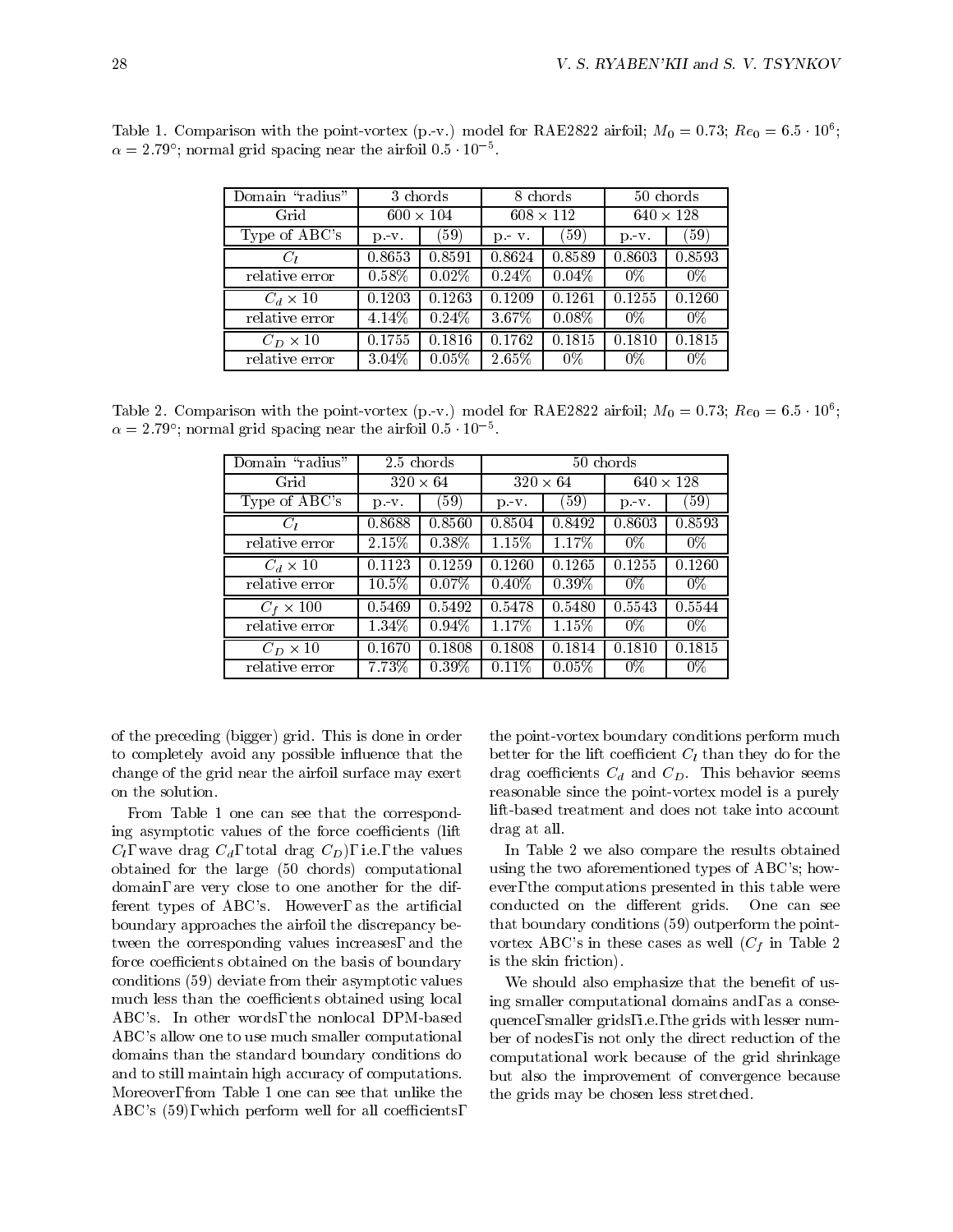Table 1. Comparison with the point-vortex (p.-v.) model for RAE2822 airfoil; $M_0 = 0.73$; $Re_0 = 6.5 \cdot 10^6$; $\alpha = 2.79°$; normal grid spacing near the airfoil $0.5 \cdot 10^{-5}$.

| Domain "radius" | 3 chords | | 8 chords | | 50 chords | |
|---|---|---|---|---|---|---|
| Grid | $600 \times 104$ | | $608 \times 112$ | | $640 \times 128$ | |
| Type of ABC's | p.-v. | (59) | p.- v. | (59) | p.-v. | (59) |
| $C_l$ | 0.8653 | 0.8591 | 0.8624 | 0.8589 | 0.8603 | 0.8593 |
| relative error | 0.58% | 0.02% | 0.24% | 0.04% | 0% | 0% |
| $C_d \times 10$ | 0.1203 | 0.1263 | 0.1209 | 0.1261 | 0.1255 | 0.1260 |
| relative error | 4.14% | 0.24% | 3.67% | 0.08% | 0% | 0% |
| $C_D \times 10$ | 0.1755 | 0.1816 | 0.1762 | 0.1815 | 0.1810 | 0.1815 |
| relative error | 3.04% | 0.05% | 2.65% | 0% | 0% | 0% |

Table 2. Comparison with the point-vortex (p.-v.) model for RAE2822 airfoil; $M_0 = 0.73$; $Re_0 = 6.5 \cdot 10^6$; $\alpha = 2.79°$; normal grid spacing near the airfoil $0.5 \cdot 10^{-5}$.

| Domain "radius" | 2.5 chords | | 50 chords | | | |
|---|---|---|---|---|---|---|
| Grid | $320 \times 64$ | | $320 \times 64$ | | $640 \times 128$ | |
| Type of ABC's | p.-v. | (59) | p.-v. | (59) | p.-v. | (59) |
| $C_l$ | 0.8688 | 0.8560 | 0.8504 | 0.8492 | 0.8603 | 0.8593 |
| relative error | 2.15% | 0.38% | 1.15% | 1.17% | 0% | 0% |
| $C_d \times 10$ | 0.1123 | 0.1259 | 0.1260 | 0.1265 | 0.1255 | 0.1260 |
| relative error | 10.5% | 0.07% | 0.40% | 0.39% | 0% | 0% |
| $C_f \times 100$ | 0.5469 | 0.5492 | 0.5478 | 0.5480 | 0.5543 | 0.5544 |
| relative error | 1.34% | 0.94% | 1.17% | 1.15% | 0% | 0% |
| $C_D \times 10$ | 0.1670 | 0.1808 | 0.1808 | 0.1814 | 0.1810 | 0.1815 |
| relative error | 7.73% | 0.39% | 0.11% | 0.05% | 0% | 0% |

of the preceding (bigger) grid. This is done in order to completely avoid any possible influence that the change of the grid near the airfoil surface may exert on the solution.

From Table 1 one can see that the corresponding asymptotic values of the force coefficients (lift $C_l$, wave drag $C_d$, total drag $C_D$), i.e., the values obtained for the large (50 chords) computational domain, are very close to one another for the different types of ABC's. However, as the artificial boundary approaches the airfoil the discrepancy between the corresponding values increases, and the force coefficients obtained on the basis of boundary conditions (59) deviate from their asymptotic values much less than the coefficients obtained using local ABC's. In other words, the nonlocal DPM-based ABC's allow one to use much smaller computational domains than the standard boundary conditions do and to still maintain high accuracy of computations. Moreover, from Table 1 one can see that unlike the ABC's (59), which perform well for all coefficients, the point-vortex boundary conditions perform much better for the lift coefficient $C_l$ than they do for the drag coefficients $C_d$ and $C_D$. This behavior seems reasonable since the point-vortex model is a purely lift-based treatment and does not take into account drag at all.

In Table 2 we also compare the results obtained using the two aforementioned types of ABC's; however, the computations presented in this table were conducted on the different grids. One can see that boundary conditions (59) outperform the point-vortex ABC's in these cases as well ($C_f$ in Table 2 is the skin friction).

We should also emphasize that the benefit of using smaller computational domains and, as a consequence, smaller grids, i.e., the grids with lesser number of nodes, is not only the direct reduction of the computational work because of the grid shrinkage but also the improvement of convergence because the grids may be chosen less stretched.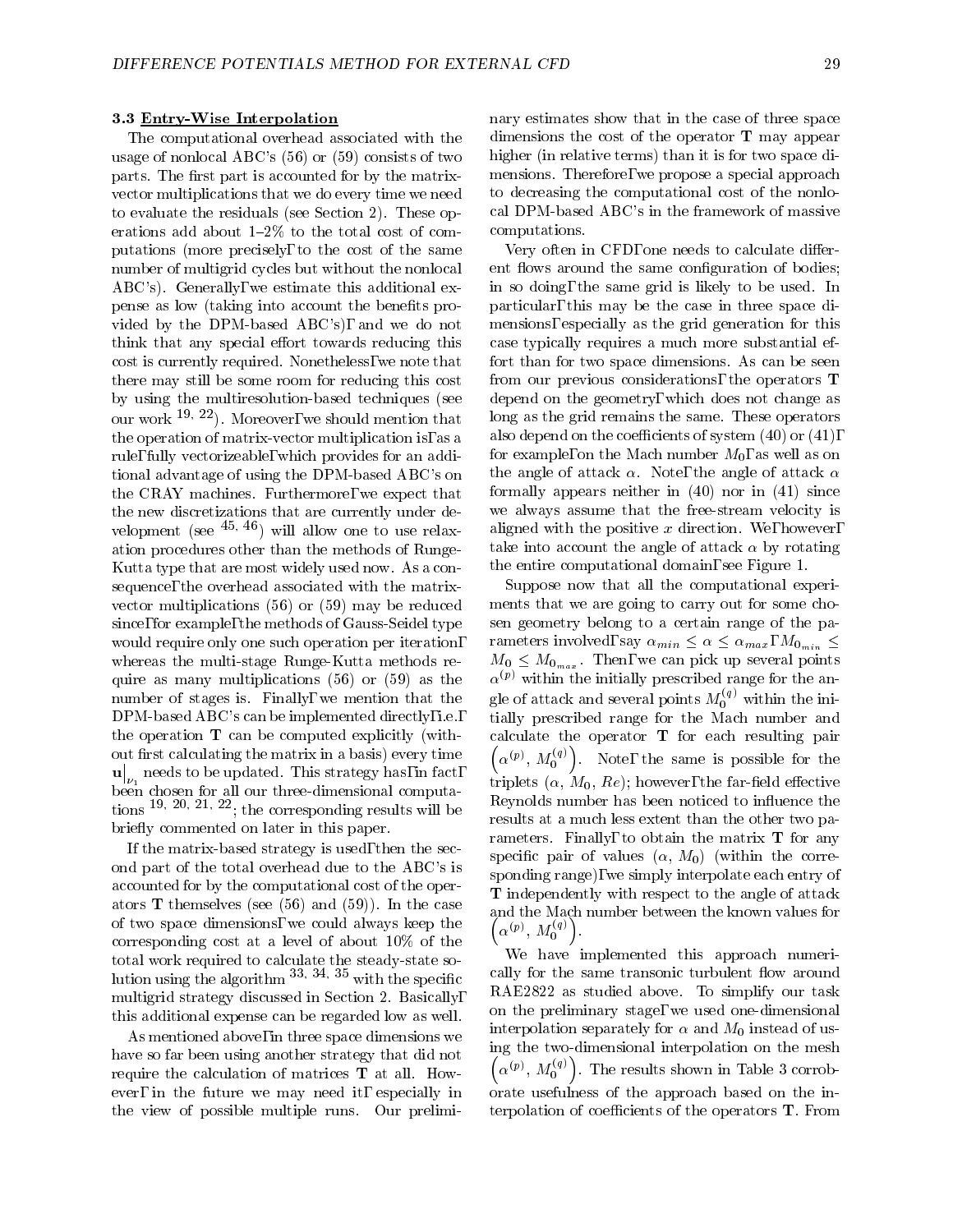### 3.3 Entry-Wise Interpolation

The computational overhead associated with the usage of nonlocal ABC's (56) or (59) consists of two parts. The first part is accounted for by the matrix-vector multiplications that we do every time we need to evaluate the residuals (see Section 2). These operations add about 1–2% to the total cost of computations (more precisely, to the cost of the same number of multigrid cycles but without the nonlocal ABC's). Generally, we estimate this additional expense as low (taking into account the benefits provided by the DPM-based ABC's), and we do not think that any special effort towards reducing this cost is currently required. Nonetheless, we note that there may still be some room for reducing this cost by using the multiresolution-based techniques (see our work [19, 22]). Moreover, we should mention that the operation of matrix-vector multiplication is, as a rule, fully vectorizeable, which provides for an additional advantage of using the DPM-based ABC's on the CRAY machines. Furthermore, we expect that the new discretizations that are currently under development (see [45, 46]) will allow one to use relaxation procedures other than the methods of Runge-Kutta type that are most widely used now. As a consequence, the overhead associated with the matrix-vector multiplications (56) or (59) may be reduced since, for example, the methods of Gauss-Seidel type would require only one such operation per iteration, whereas the multi-stage Runge-Kutta methods require as many multiplications (56) or (59) as the number of stages is. Finally, we mention that the DPM-based ABC's can be implemented directly, i.e., the operation $\mathbf{T}$ can be computed explicitly (without first calculating the matrix in a basis) every time $\mathbf{u}\big|_{\nu_1}$ needs to be updated. This strategy has, in fact, been chosen for all our three-dimensional computations [19, 20, 21, 22]; the corresponding results will be briefly commented on later in this paper.

If the matrix-based strategy is used, then the second part of the total overhead due to the ABC's is accounted for by the computational cost of the operators $\mathbf{T}$ themselves (see (56) and (59)). In the case of two space dimensions, we could always keep the corresponding cost at a level of about 10% of the total work required to calculate the steady-state solution using the algorithm [33, 34, 35] with the specific multigrid strategy discussed in Section 2. Basically, this additional expense can be regarded low as well.

As mentioned above, in three space dimensions we have so far been using another strategy that did not require the calculation of matrices $\mathbf{T}$ at all. However, in the future we may need it, especially in the view of possible multiple runs. Our preliminary estimates show that in the case of three space dimensions the cost of the operator $\mathbf{T}$ may appear higher (in relative terms) than it is for two space dimensions. Therefore, we propose a special approach to decreasing the computational cost of the nonlocal DPM-based ABC's in the framework of massive computations.

Very often in CFD, one needs to calculate different flows around the same configuration of bodies; in so doing, the same grid is likely to be used. In particular, this may be the case in three space dimensions, especially as the grid generation for this case typically requires a much more substantial effort than for two space dimensions. As can be seen from our previous considerations, the operators $\mathbf{T}$ depend on the geometry, which does not change as long as the grid remains the same. These operators also depend on the coefficients of system (40) or (41), for example, on the Mach number $M_0$, as well as on the angle of attack $\alpha$. Note, the angle of attack $\alpha$ formally appears neither in (40) nor in (41) since we always assume that the free-stream velocity is aligned with the positive $x$ direction. We, however, take into account the angle of attack $\alpha$ by rotating the entire computational domain, see Figure 1.

Suppose now that all the computational experiments that we are going to carry out for some chosen geometry belong to a certain range of the parameters involved, say $\alpha_{min} \le \alpha \le \alpha_{max}$, $M_{0_{min}} \le M_0 \le M_{0_{max}}$. Then, we can pick up several points $\alpha^{(p)}$ within the initially prescribed range for the angle of attack and several points $M_0^{(q)}$ within the initially prescribed range for the Mach number and calculate the operator $\mathbf{T}$ for each resulting pair $\left(\alpha^{(p)},\, M_0^{(q)}\right)$. Note, the same is possible for the triplets $(\alpha,\, M_0,\, Re)$; however, the far-field effective Reynolds number has been noticed to influence the results at a much less extent than the other two parameters. Finally, to obtain the matrix $\mathbf{T}$ for any specific pair of values $(\alpha,\, M_0)$ (within the corresponding range), we simply interpolate each entry of $\mathbf{T}$ independently with respect to the angle of attack and the Mach number between the known values for $\left(\alpha^{(p)},\, M_0^{(q)}\right)$.

We have implemented this approach numerically for the same transonic turbulent flow around RAE2822 as studied above. To simplify our task on the preliminary stage, we used one-dimensional interpolation separately for $\alpha$ and $M_0$ instead of using the two-dimensional interpolation on the mesh $\left(\alpha^{(p)},\, M_0^{(q)}\right)$. The results shown in Table 3 corroborate usefulness of the approach based on the interpolation of coefficients of the operators $\mathbf{T}$. From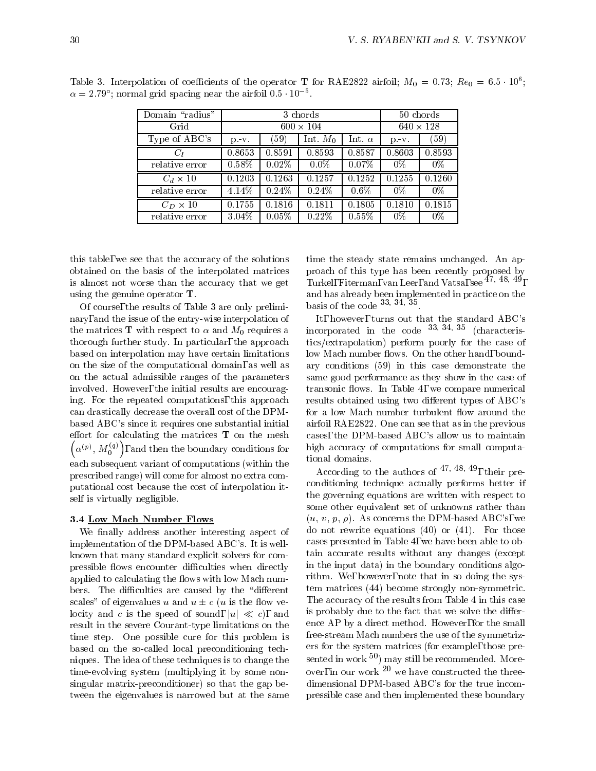Table 3. Interpolation of coefficients of the operator $\mathbf{T}$ for RAE2822 airfoil; $M_0 = 0.73$; $Re_0 = 6.5 \cdot 10^6$; $\alpha = 2.79°$; normal grid spacing near the airfoil $0.5 \cdot 10^{-5}$.

| Domain "radius" | 3 chords | | | | 50 chords | |
|---|---|---|---|---|---|---|
| Grid | $600 \times 104$ | | | | $640 \times 128$ | |
| Type of ABC's | p.-v. | (59) | Int. $M_0$ | Int. $\alpha$ | p.-v. | (59) |
| $C_l$ | 0.8653 | 0.8591 | 0.8593 | 0.8587 | 0.8603 | 0.8593 |
| relative error | 0.58% | 0.02% | 0.0% | 0.07% | 0% | 0% |
| $C_d \times 10$ | 0.1203 | 0.1263 | 0.1257 | 0.1252 | 0.1255 | 0.1260 |
| relative error | 4.14% | 0.24% | 0.24% | 0.6% | 0% | 0% |
| $C_D \times 10$ | 0.1755 | 0.1816 | 0.1811 | 0.1805 | 0.1810 | 0.1815 |
| relative error | 3.04% | 0.05% | 0.22% | 0.55% | 0% | 0% |

this table, we see that the accuracy of the solutions obtained on the basis of the interpolated matrices is almost not worse than the accuracy that we get using the genuine operator $\mathbf{T}$.

Of course, the results of Table 3 are only preliminary, and the issue of the entry-wise interpolation of the matrices $\mathbf{T}$ with respect to $\alpha$ and $M_0$ requires a thorough further study. In particular, the approach based on interpolation may have certain limitations on the size of the computational domain, as well as on the actual admissible ranges of the parameters involved. However, the initial results are encouraging. For the repeated computations, this approach can drastically decrease the overall cost of the DPM-based ABC's since it requires one substantial initial effort for calculating the matrices $\mathbf{T}$ on the mesh $\left(\alpha^{(p)},\, M_0^{(q)}\right)$, and then the boundary conditions for each subsequent variant of computations (within the prescribed range) will come for almost no extra computational cost because the cost of interpolation itself is virtually negligible.

### 3.4 Low Mach Number Flows

We finally address another interesting aspect of implementation of the DPM-based ABC's. It is well-known that many standard explicit solvers for compressible flows encounter difficulties when directly applied to calculating the flows with low Mach numbers. The difficulties are caused by the "different scales" of eigenvalues $u$ and $u \pm c$ ($u$ is the flow velocity and $c$ is the speed of sound, $|u| \ll c$), and result in the severe Courant-type limitations on the time step. One possible cure for this problem is based on the so-called local preconditioning techniques. The idea of these techniques is to change the time-evolving system (multiplying it by some non-singular matrix-preconditioner) so that the gap between the eigenvalues is narrowed but at the same time the steady state remains unchanged. An approach of this type has been recently proposed by Turkel, Fiterman, van Leer, and Vatsa, see [47, 48, 49], and has already been implemented in practice on the basis of the code [33, 34, 35].

It, however, turns out that the standard ABC's incorporated in the code [33, 34, 35] (characteristics/extrapolation) perform poorly for the case of low Mach number flows. On the other hand, boundary conditions (59) in this case demonstrate the same good performance as they show in the case of transonic flows. In Table 4, we compare numerical results obtained using two different types of ABC's for a low Mach number turbulent flow around the airfoil RAE2822. One can see that as in the previous cases, the DPM-based ABC's allow us to maintain high accuracy of computations for small computational domains.

According to the authors of [47, 48, 49], their preconditioning technique actually performs better if the governing equations are written with respect to some other equivalent set of unknowns rather than $(u, v, p, \rho)$. As concerns the DPM-based ABC's, we do not rewrite equations (40) or (41). For those cases presented in Table 4, we have been able to obtain accurate results without any changes (except in the input data) in the boundary conditions algorithm. We, however, note that in so doing the system matrices (44) become strongly non-symmetric. The accuracy of the results from Table 4 in this case is probably due to the fact that we solve the difference AP by a direct method. However, for the small free-stream Mach numbers the use of the symmetrizers for the system matrices (for example, those presented in work [50]) may still be recommended. Moreover, in our work [20] we have constructed the three-dimensional DPM-based ABC's for the true incompressible case and then implemented these boundary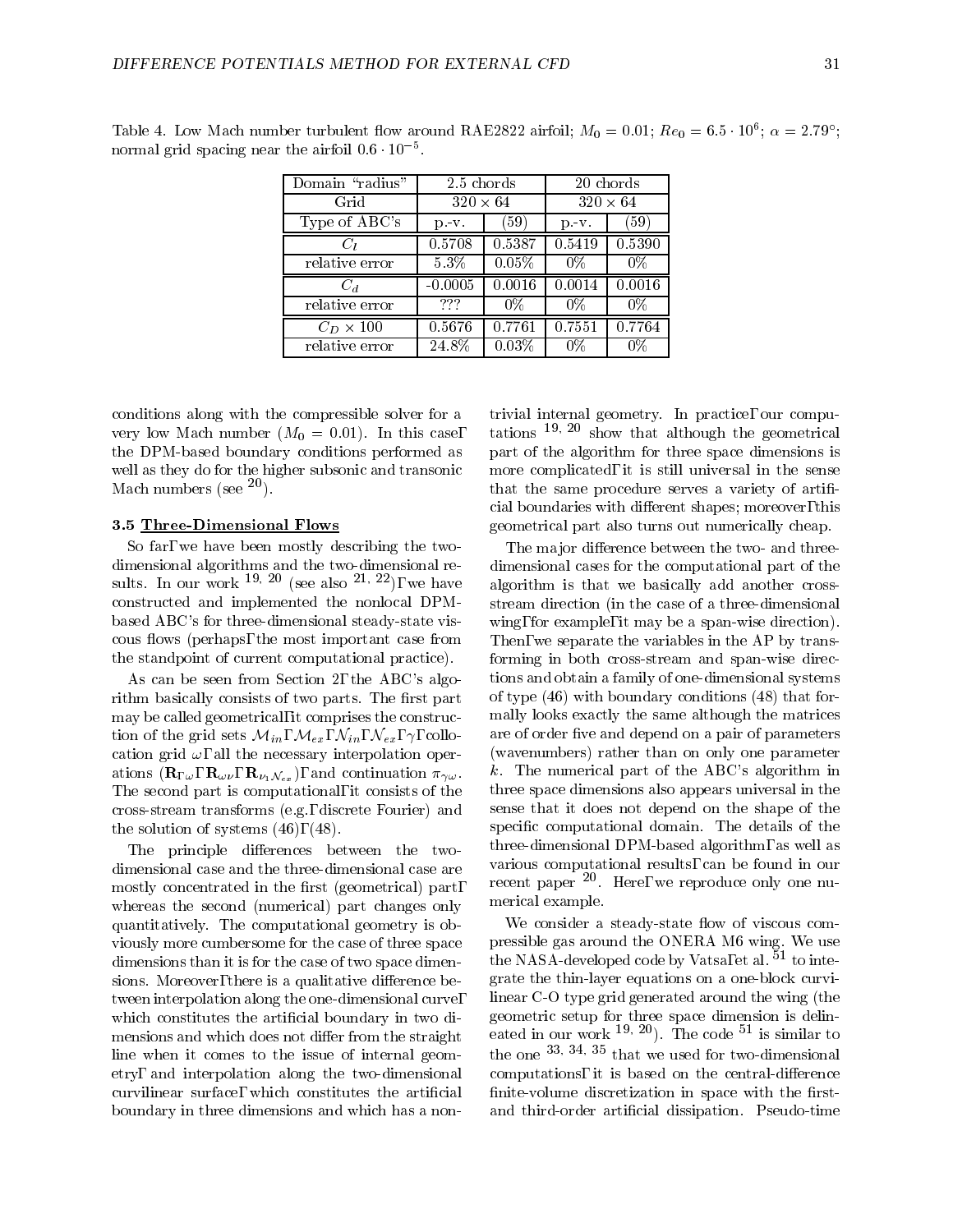Table 4. Low Mach number turbulent flow around RAE2822 airfoil; $M_0 = 0.01$; $Re_0 = 6.5 \cdot 10^6$; $\alpha = 2.79°$; normal grid spacing near the airfoil $0.6 \cdot 10^{-5}$.

| Domain "radius" | 2.5 chords | | 20 chords | |
|---|---|---|---|---|
| Grid | $320 \times 64$ | | $320 \times 64$ | |
| Type of ABC's | p.-v. | (59) | p.-v. | (59) |
| $C_l$ | 0.5708 | 0.5387 | 0.5419 | 0.5390 |
| relative error | 5.3% | 0.05% | 0% | 0% |
| $C_d$ | -0.0005 | 0.0016 | 0.0014 | 0.0016 |
| relative error | ??? | 0% | 0% | 0% |
| $C_D \times 100$ | 0.5676 | 0.7761 | 0.7551 | 0.7764 |
| relative error | 24.8% | 0.03% | 0% | 0% |

conditions along with the compressible solver for a very low Mach number ($M_0 = 0.01$). In this case, the DPM-based boundary conditions performed as well as they do for the higher subsonic and transonic Mach numbers (see [20]).

### 3.5 Three-Dimensional Flows

So far, we have been mostly describing the two-dimensional algorithms and the two-dimensional results. In our work [19, 20] (see also [21, 22]), we have constructed and implemented the nonlocal DPM-based ABC's for three-dimensional steady-state viscous flows (perhaps, the most important case from the standpoint of current computational practice).

As can be seen from Section 2, the ABC's algorithm basically consists of two parts. The first part may be called geometrical, it comprises the construction of the grid sets $\mathcal{M}_{in}$, $\mathcal{M}_{ex}$, $\mathcal{N}_{in}$, $\mathcal{N}_{ex}$, $\gamma$, collocation grid $\omega$, all the necessary interpolation operations ($\mathbf{R}_{\Gamma\omega}$, $\mathbf{R}_{\omega\nu}$, $\mathbf{R}_{\nu_1\mathcal{N}_{ex}}$), and continuation $\pi_{\gamma\omega}$. The second part is computational, it consists of the cross-stream transforms (e.g., discrete Fourier) and the solution of systems (46), (48).

The principle differences between the two-dimensional case and the three-dimensional case are mostly concentrated in the first (geometrical) part, whereas the second (numerical) part changes only quantitatively. The computational geometry is obviously more cumbersome for the case of three space dimensions than it is for the case of two space dimensions. Moreover, there is a qualitative difference between interpolation along the one-dimensional curve, which constitutes the artificial boundary in two dimensions and which does not differ from the straight line when it comes to the issue of internal geometry, and interpolation along the two-dimensional curvilinear surface, which constitutes the artificial boundary in three dimensions and which has a non-trivial internal geometry. In practice, our computations [19, 20] show that although the geometrical part of the algorithm for three space dimensions is more complicated, it is still universal in the sense that the same procedure serves a variety of artificial boundaries with different shapes; moreover, this geometrical part also turns out numerically cheap.

The major difference between the two- and three-dimensional cases for the computational part of the algorithm is that we basically add another cross-stream direction (in the case of a three-dimensional wing, for example, it may be a span-wise direction). Then, we separate the variables in the AP by transforming in both cross-stream and span-wise directions and obtain a family of one-dimensional systems of type (46) with boundary conditions (48) that formally looks exactly the same although the matrices are of order five and depend on a pair of parameters (wavenumbers) rather than on only one parameter $k$. The numerical part of the ABC's algorithm in three space dimensions also appears universal in the sense that it does not depend on the shape of the specific computational domain. The details of the three-dimensional DPM-based algorithm, as well as various computational results, can be found in our recent paper [20]. Here, we reproduce only one numerical example.

We consider a steady-state flow of viscous compressible gas around the ONERA M6 wing. We use the NASA-developed code by Vatsa, et al. [51] to integrate the thin-layer equations on a one-block curvilinear C-O type grid generated around the wing (the geometric setup for three space dimension is delineated in our work [19, 20]). The code [51] is similar to the one [33, 34, 35] that we used for two-dimensional computations, it is based on the central-difference finite-volume discretization in space with the first- and third-order artificial dissipation. Pseudo-time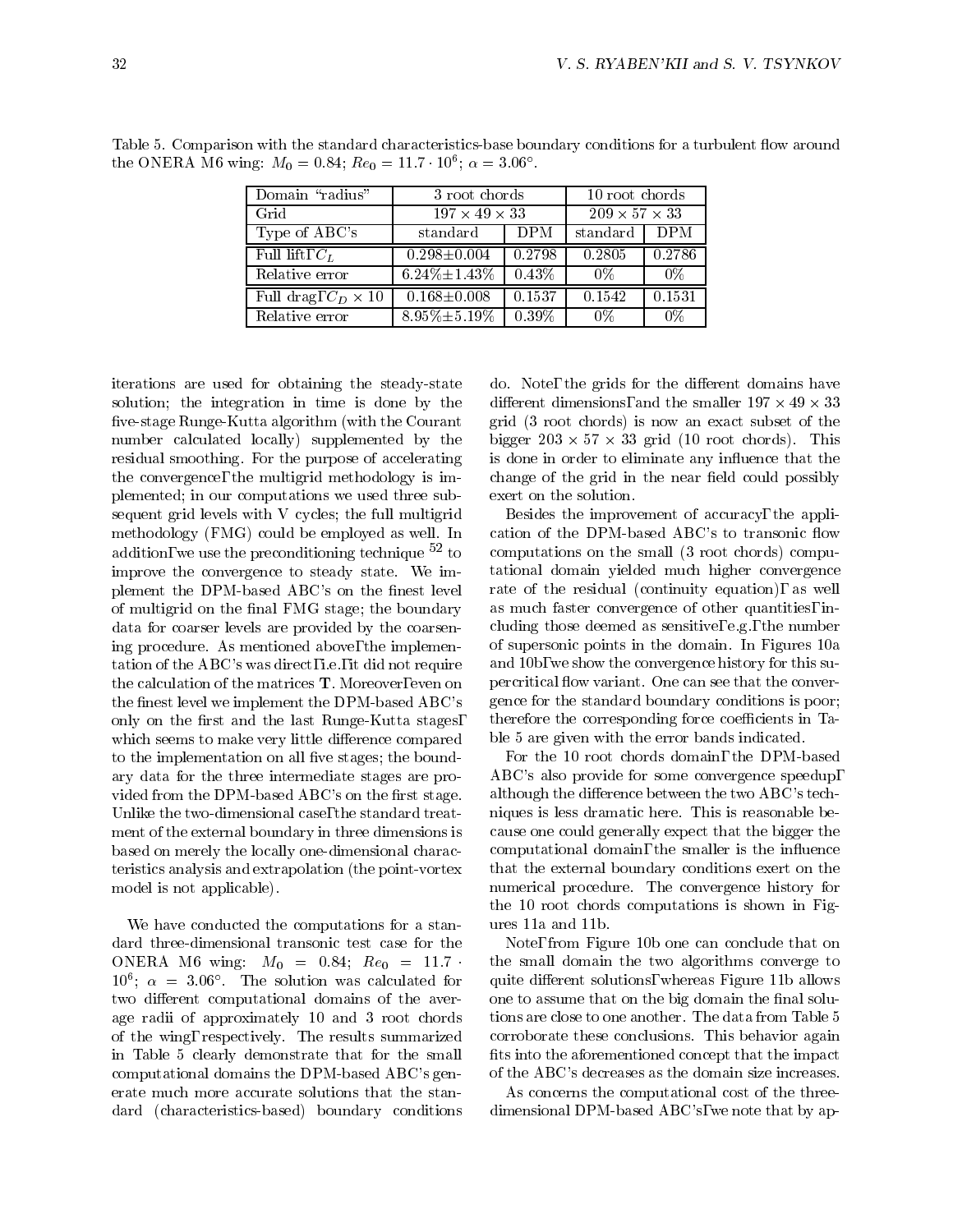Table 5. Comparison with the standard characteristics-base boundary conditions for a turbulent flow around the ONERA M6 wing: $M_0 = 0.84$; $Re_0 = 11.7 \cdot 10^6$; $\alpha = 3.06°$.

| Domain "radius" | 3 root chords | | 10 root chords | |
|---|---|---|---|---|
| Grid | $197 \times 49 \times 33$ | | $209 \times 57 \times 33$ | |
| Type of ABC's | standard | DPM | standard | DPM |
| Full lift, $C_L$ | 0.298±0.004 | 0.2798 | 0.2805 | 0.2786 |
| Relative error | 6.24%±1.43% | 0.43% | 0% | 0% |
| Full drag, $C_D \times 10$ | 0.168±0.008 | 0.1537 | 0.1542 | 0.1531 |
| Relative error | 8.95%±5.19% | 0.39% | 0% | 0% |

iterations are used for obtaining the steady-state solution; the integration in time is done by the five-stage Runge-Kutta algorithm (with the Courant number calculated locally) supplemented by the residual smoothing. For the purpose of accelerating the convergence, the multigrid methodology is implemented; in our computations we used three subsequent grid levels with V cycles; the full multigrid methodology (FMG) could be employed as well. In addition, we use the preconditioning technique [52] to improve the convergence to steady state. We implement the DPM-based ABC's on the finest level of multigrid on the final FMG stage; the boundary data for coarser levels are provided by the coarsening procedure. As mentioned above, the implementation of the ABC's was direct, i.e., it did not require the calculation of the matrices **T**. Moreover, even on the finest level we implement the DPM-based ABC's only on the first and the last Runge-Kutta stages, which seems to make very little difference compared to the implementation on all five stages; the boundary data for the three intermediate stages are provided from the DPM-based ABC's on the first stage. Unlike the two-dimensional case, the standard treatment of the external boundary in three dimensions is based on merely the locally one-dimensional characteristics analysis and extrapolation (the point-vortex model is not applicable).

We have conducted the computations for a standard three-dimensional transonic test case for the ONERA M6 wing: $M_0 = 0.84$; $Re_0 = 11.7 \cdot 10^6$; $\alpha = 3.06°$. The solution was calculated for two different computational domains of the average radii of approximately 10 and 3 root chords of the wing, respectively. The results summarized in Table 5 clearly demonstrate that for the small computational domains the DPM-based ABC's generate much more accurate solutions that the standard (characteristics-based) boundary conditions do. Note, the grids for the different domains have different dimensions, and the smaller $197 \times 49 \times 33$ grid (3 root chords) is now an exact subset of the bigger $203 \times 57 \times 33$ grid (10 root chords). This is done in order to eliminate any influence that the change of the grid in the near field could possibly exert on the solution.

Besides the improvement of accuracy, the application of the DPM-based ABC's to transonic flow computations on the small (3 root chords) computational domain yielded much higher convergence rate of the residual (continuity equation), as well as much faster convergence of other quantities, including those deemed as sensitive, e.g., the number of supersonic points in the domain. In Figures 10a and 10b, we show the convergence history for this supercritical flow variant. One can see that the convergence for the standard boundary conditions is poor; therefore the corresponding force coefficients in Table 5 are given with the error bands indicated.

For the 10 root chords domain, the DPM-based ABC's also provide for some convergence speedup, although the difference between the two ABC's techniques is less dramatic here. This is reasonable because one could generally expect that the bigger the computational domain, the smaller is the influence that the external boundary conditions exert on the numerical procedure. The convergence history for the 10 root chords computations is shown in Figures 11a and 11b.

Note, from Figure 10b one can conclude that on the small domain the two algorithms converge to quite different solutions, whereas Figure 11b allows one to assume that on the big domain the final solutions are close to one another. The data from Table 5 corroborate these conclusions. This behavior again fits into the aforementioned concept that the impact of the ABC's decreases as the domain size increases.

As concerns the computational cost of the three-dimensional DPM-based ABC's, we note that by ap-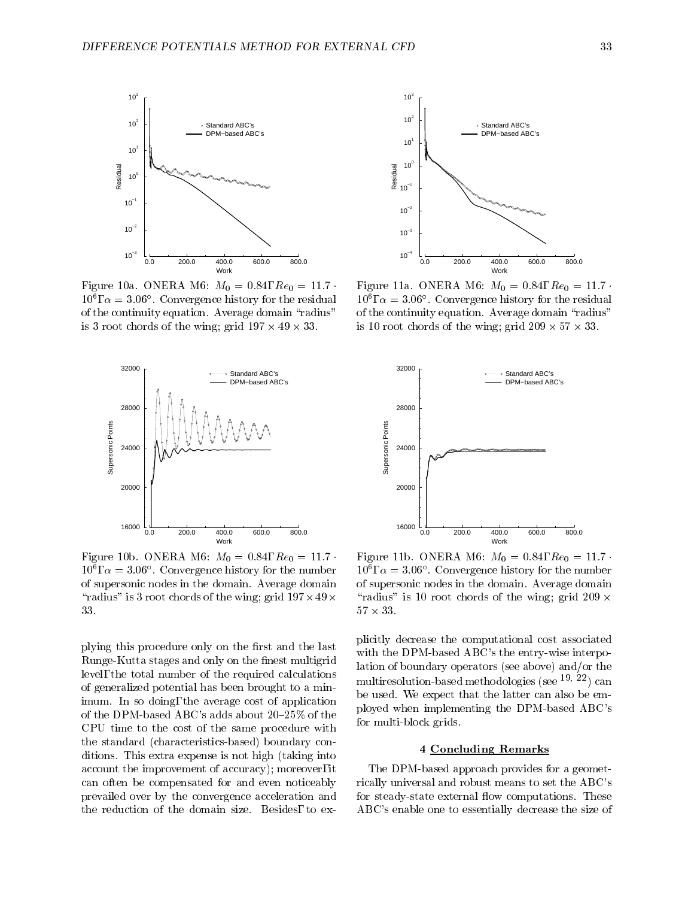Figure 10a. ONERA M6: $M_0 = 0.84$, $Re_0 = 11.7 \cdot 10^6$, $\alpha = 3.06°$. Convergence history for the residual of the continuity equation. Average domain "radius" is 3 root chords of the wing; grid $197 \times 49 \times 33$.

Figure 11a. ONERA M6: $M_0 = 0.84$, $Re_0 = 11.7 \cdot 10^6$, $\alpha = 3.06°$. Convergence history for the residual of the continuity equation. Average domain "radius" is 10 root chords of the wing; grid $209 \times 57 \times 33$.

Figure 10b. ONERA M6: $M_0 = 0.84$, $Re_0 = 11.7 \cdot 10^6$, $\alpha = 3.06°$. Convergence history for the number of supersonic nodes in the domain. Average domain "radius" is 3 root chords of the wing; grid $197 \times 49 \times 33$.

Figure 11b. ONERA M6: $M_0 = 0.84$, $Re_0 = 11.7 \cdot 10^6$, $\alpha = 3.06°$. Convergence history for the number of supersonic nodes in the domain. Average domain "radius" is 10 root chords of the wing; grid $209 \times 57 \times 33$.

plying this procedure only on the first and the last Runge-Kutta stages and only on the finest multigrid level, the total number of the required calculations of generalized potential has been brought to a minimum. In so doing, the average cost of application of the DPM-based ABC's adds about 20–25% of the CPU time to the cost of the same procedure with the standard (characteristics-based) boundary conditions. This extra expense is not high (taking into account the improvement of accuracy); moreover, it can often be compensated for and even noticeably prevailed over by the convergence acceleration and the reduction of the domain size. Besides, to explicitly decrease the computational cost associated with the DPM-based ABC's the entry-wise interpolation of boundary operators (see above) and/or the multiresolution-based methodologies (see [19, 22]) can be used. We expect that the latter can also be employed when implementing the DPM-based ABC's for multi-block grids.

## 4 Concluding Remarks

The DPM-based approach provides for a geometrically universal and robust means to set the ABC's for steady-state external flow computations. These ABC's enable one to essentially decrease the size of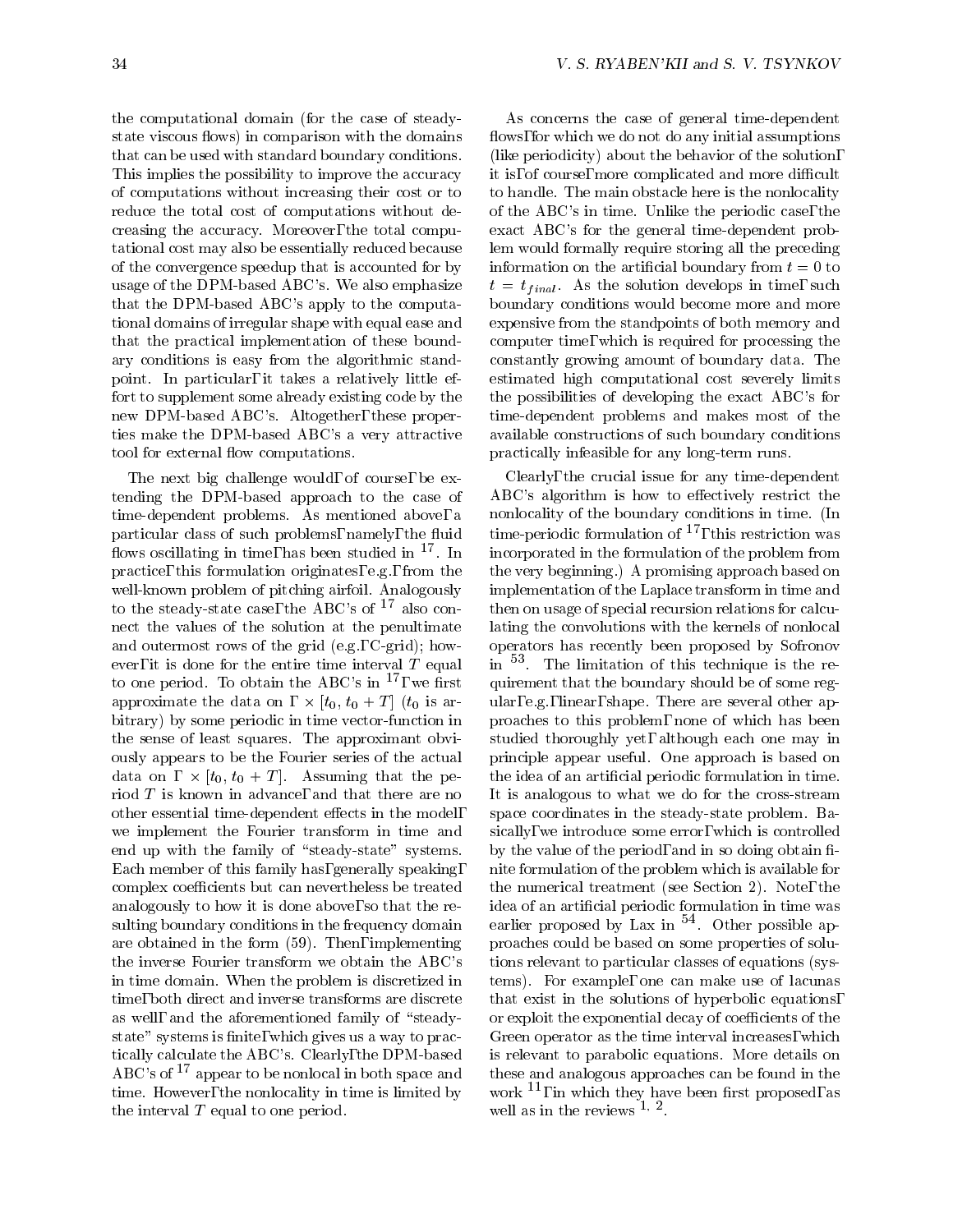the computational domain (for the case of steady-state viscous flows) in comparison with the domains that can be used with standard boundary conditions. This implies the possibility to improve the accuracy of computations without increasing their cost or to reduce the total cost of computations without decreasing the accuracy. Moreover, the total computational cost may also be essentially reduced because of the convergence speedup that is accounted for by usage of the DPM-based ABC's. We also emphasize that the DPM-based ABC's apply to the computational domains of irregular shape with equal ease and that the practical implementation of these boundary conditions is easy from the algorithmic standpoint. In particular, it takes a relatively little effort to supplement some already existing code by the new DPM-based ABC's. Altogether, these properties make the DPM-based ABC's a very attractive tool for external flow computations.

The next big challenge would, of course, be extending the DPM-based approach to the case of time-dependent problems. As mentioned above, a particular class of such problems, namely, the fluid flows oscillating in time, has been studied in [17]. In practice, this formulation originates, e.g., from the well-known problem of pitching airfoil. Analogously to the steady-state case, the ABC's of [17] also connect the values of the solution at the penultimate and outermost rows of the grid (e.g., C-grid); however, it is done for the entire time interval $T$ equal to one period. To obtain the ABC's in [17], we first approximate the data on $\Gamma \times [t_0, t_0 + T]$ ($t_0$ is arbitrary) by some periodic in time vector-function in the sense of least squares. The approximant obviously appears to be the Fourier series of the actual data on $\Gamma \times [t_0, t_0 + T]$. Assuming that the period $T$ is known in advance, and that there are no other essential time-dependent effects in the model, we implement the Fourier transform in time and end up with the family of "steady-state" systems. Each member of this family has, generally speaking, complex coefficients but can nevertheless be treated analogously to how it is done above, so that the resulting boundary conditions in the frequency domain are obtained in the form (59). Then, implementing the inverse Fourier transform we obtain the ABC's in time domain. When the problem is discretized in time, both direct and inverse transforms are discrete as well, and the aforementioned family of "steady-state" systems is finite, which gives us a way to practically calculate the ABC's. Clearly, the DPM-based ABC's of [17] appear to be nonlocal in both space and time. However, the nonlocality in time is limited by the interval $T$ equal to one period.

As concerns the case of general time-dependent flows, for which we do not do any initial assumptions (like periodicity) about the behavior of the solution, it is, of course, more complicated and more difficult to handle. The main obstacle here is the nonlocality of the ABC's in time. Unlike the periodic case, the exact ABC's for the general time-dependent problem would formally require storing all the preceding information on the artificial boundary from $t = 0$ to $t = t_{final}$. As the solution develops in time, such boundary conditions would become more and more expensive from the standpoints of both memory and computer time, which is required for processing the constantly growing amount of boundary data. The estimated high computational cost severely limits the possibilities of developing the exact ABC's for time-dependent problems and makes most of the available constructions of such boundary conditions practically infeasible for any long-term runs.

Clearly, the crucial issue for any time-dependent ABC's algorithm is how to effectively restrict the nonlocality of the boundary conditions in time. (In time-periodic formulation of [17], this restriction was incorporated in the formulation of the problem from the very beginning.) A promising approach based on implementation of the Laplace transform in time and then on usage of special recursion relations for calculating the convolutions with the kernels of nonlocal operators has recently been proposed by Sofronov in [53]. The limitation of this technique is the requirement that the boundary should be of some regular, e.g., linear, shape. There are several other approaches to this problem, none of which has been studied thoroughly yet, although each one may in principle appear useful. One approach is based on the idea of an artificial periodic formulation in time. It is analogous to what we do for the cross-stream space coordinates in the steady-state problem. Basically, we introduce some error, which is controlled by the value of the period, and in so doing obtain finite formulation of the problem which is available for the numerical treatment (see Section 2). Note, the idea of an artificial periodic formulation in time was earlier proposed by Lax in [54]. Other possible approaches could be based on some properties of solutions relevant to particular classes of equations (systems). For example, one can make use of lacunas that exist in the solutions of hyperbolic equations, or exploit the exponential decay of coefficients of the Green operator as the time interval increases, which is relevant to parabolic equations. More details on these and analogous approaches can be found in the work [11], in which they have been first proposed, as well as in the reviews [1, 2].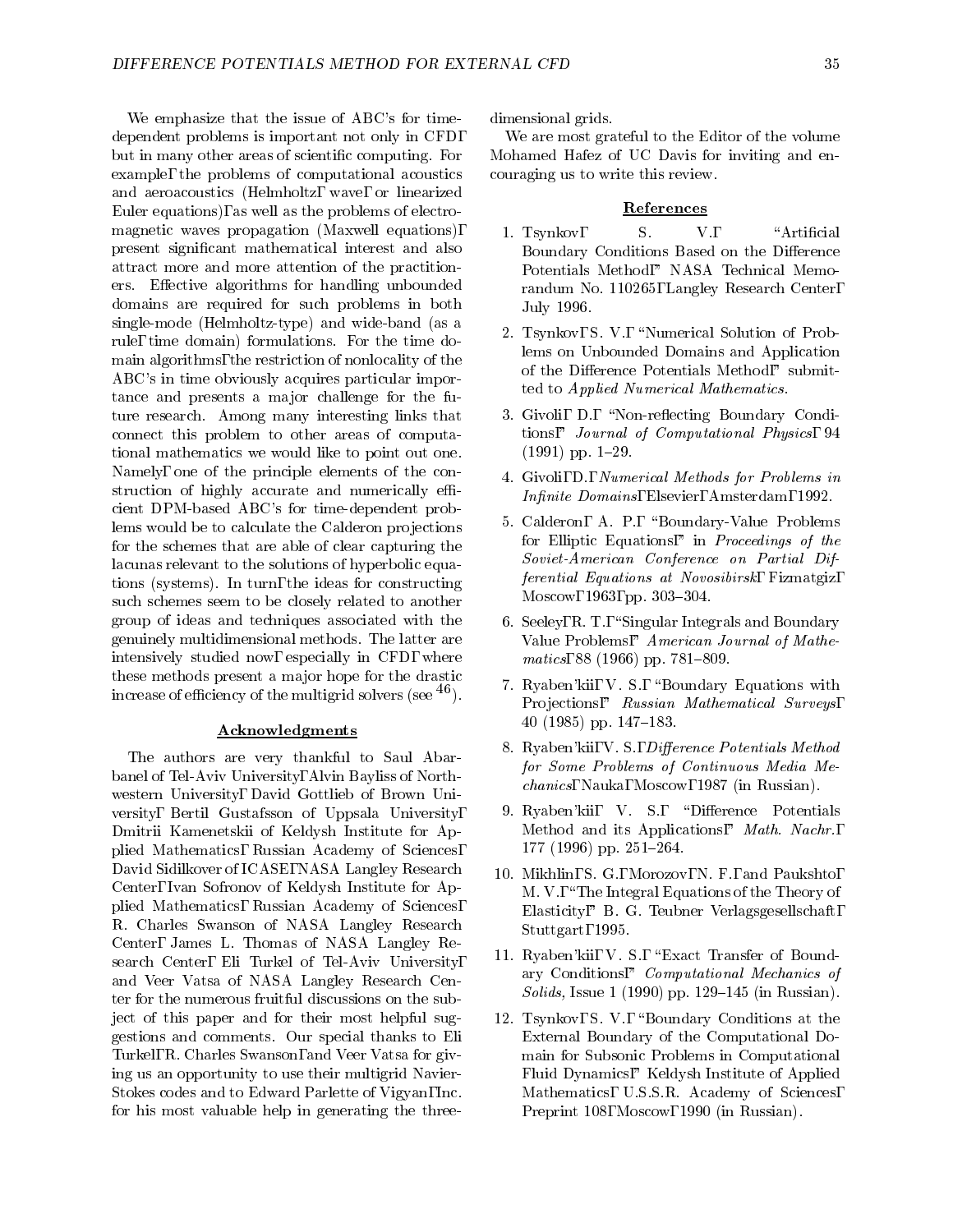We emphasize that the issue of ABC's for time-dependent problems is important not only in CFD, but in many other areas of scientific computing. For example, the problems of computational acoustics and aeroacoustics (Helmholtz, wave, or linearized Euler equations), as well as the problems of electromagnetic waves propagation (Maxwell equations), present significant mathematical interest and also attract more and more attention of the practitioners. Effective algorithms for handling unbounded domains are required for such problems in both single-mode (Helmholtz-type) and wide-band (as a rule, time domain) formulations. For the time domain algorithms, the restriction of nonlocality of the ABC's in time obviously acquires particular importance and presents a major challenge for the future research. Among many interesting links that connect this problem to other areas of computational mathematics we would like to point out one. Namely, one of the principle elements of the construction of highly accurate and numerically efficient DPM-based ABC's for time-dependent problems would be to calculate the Calderon projections for the schemes that are able of clear capturing the lacunas relevant to the solutions of hyperbolic equations (systems). In turn, the ideas for constructing such schemes seem to be closely related to another group of ideas and techniques associated with the genuinely multidimensional methods. The latter are intensively studied now, especially in CFD, where these methods present a major hope for the drastic increase of efficiency of the multigrid solvers (see [46]).

## Acknowledgments

The authors are very thankful to Saul Abarbanel of Tel-Aviv University, Alvin Bayliss of Northwestern University, David Gottlieb of Brown University, Bertil Gustafsson of Uppsala University, Dmitrii Kamenetskii of Keldysh Institute for Applied Mathematics, Russian Academy of Sciences, David Sidilkover of ICASE, NASA Langley Research Center, Ivan Sofronov of Keldysh Institute for Applied Mathematics, Russian Academy of Sciences, R. Charles Swanson of NASA Langley Research Center, James L. Thomas of NASA Langley Research Center, Eli Turkel of Tel-Aviv University, and Veer Vatsa of NASA Langley Research Center for the numerous fruitful discussions on the subject of this paper and for their most helpful suggestions and comments. Our special thanks to Eli Turkel, R. Charles Swanson, and Veer Vatsa for giving us an opportunity to use their multigrid Navier-Stokes codes and to Edward Parlette of Vigyan, Inc. for his most valuable help in generating the three-dimensional grids.

We are most grateful to the Editor of the volume Mohamed Hafez of UC Davis for inviting and encouraging us to write this review.

## References

1. Tsynkov, S. V., "Artificial Boundary Conditions Based on the Difference Potentials Method," NASA Technical Memorandum No. 110265, Langley Research Center, July 1996.
2. Tsynkov, S. V., "Numerical Solution of Problems on Unbounded Domains and Application of the Difference Potentials Method," submitted to *Applied Numerical Mathematics*.
3. Givoli, D., "Non-reflecting Boundary Conditions," *Journal of Computational Physics*, 94 (1991) pp. 1–29.
4. Givoli, D., *Numerical Methods for Problems in Infinite Domains*, Elsevier, Amsterdam, 1992.
5. Calderon, A. P., "Boundary-Value Problems for Elliptic Equations," in *Proceedings of the Soviet-American Conference on Partial Differential Equations at Novosibirsk*, Fizmatgiz, Moscow, 1963, pp. 303–304.
6. Seeley, R. T., "Singular Integrals and Boundary Value Problems," *American Journal of Mathematics*, 88 (1966) pp. 781–809.
7. Ryaben'kii, V. S., "Boundary Equations with Projections," *Russian Mathematical Surveys*, 40 (1985) pp. 147–183.
8. Ryaben'kii, V. S., *Difference Potentials Method for Some Problems of Continuous Media Mechanics*, Nauka, Moscow, 1987 (in Russian).
9. Ryaben'kii, V. S., "Difference Potentials Method and its Applications," *Math. Nachr.*, 177 (1996) pp. 251–264.
10. Mikhlin, S. G., Morozov, N. F., and Paukshto, M. V., "The Integral Equations of the Theory of Elasticity," B. G. Teubner Verlagsgesellschaft, Stuttgart, 1995.
11. Ryaben'kii, V. S., "Exact Transfer of Boundary Conditions," *Computational Mechanics of Solids*, Issue 1 (1990) pp. 129–145 (in Russian).
12. Tsynkov, S. V., "Boundary Conditions at the External Boundary of the Computational Domain for Subsonic Problems in Computational Fluid Dynamics," Keldysh Institute of Applied Mathematics, U.S.S.R. Academy of Sciences, Preprint 108, Moscow, 1990 (in Russian).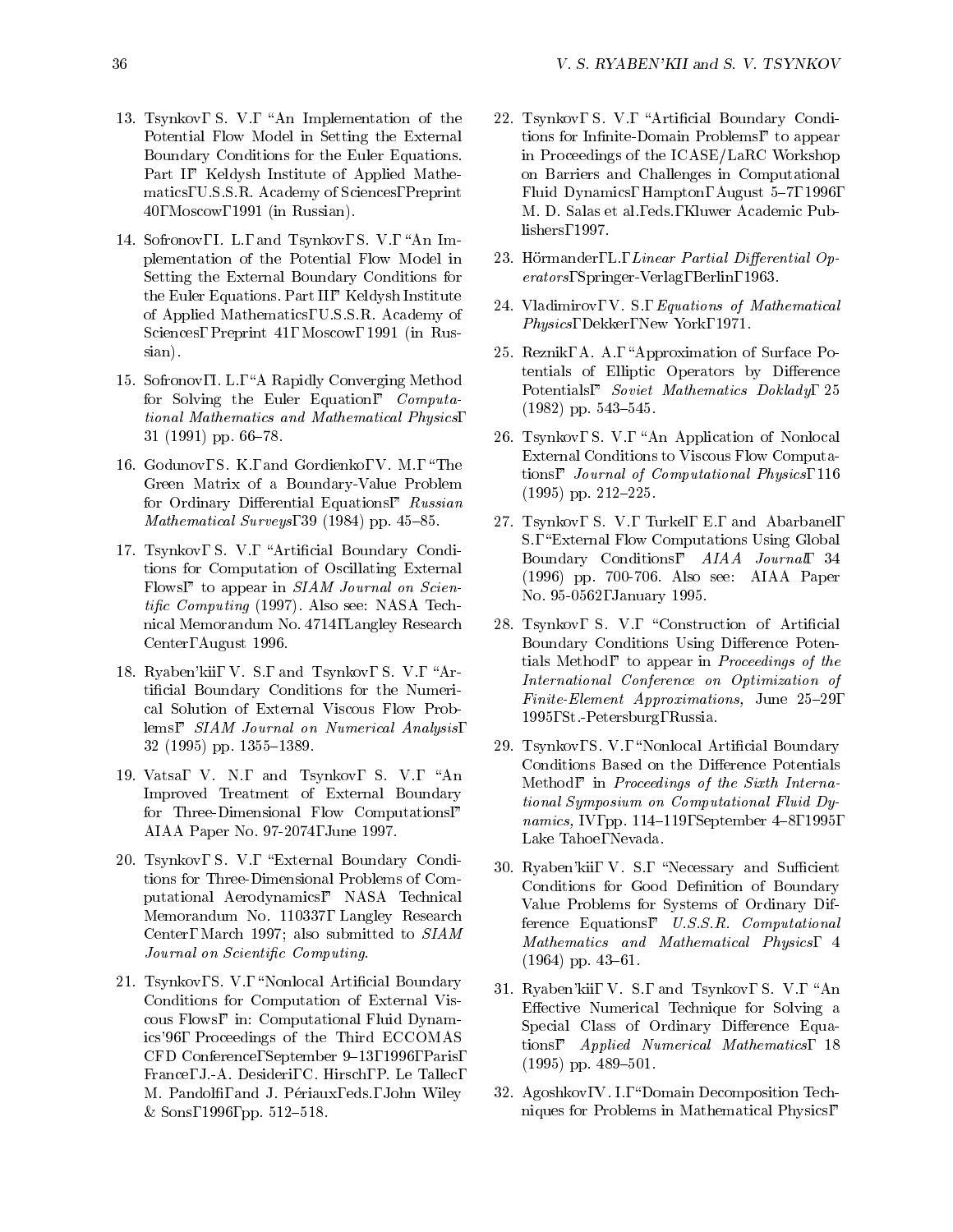13. Tsynkov, S. V., "An Implementation of the Potential Flow Model in Setting the External Boundary Conditions for the Euler Equations. Part I," Keldysh Institute of Applied Mathematics, U.S.S.R. Academy of Sciences, Preprint 40, Moscow, 1991 (in Russian).

14. Sofronov, I. L., and Tsynkov, S. V., "An Implementation of the Potential Flow Model in Setting the External Boundary Conditions for the Euler Equations. Part II," Keldysh Institute of Applied Mathematics, U.S.S.R. Academy of Sciences, Preprint 41, Moscow, 1991 (in Russian).

15. Sofronov, I. L., "A Rapidly Converging Method for Solving the Euler Equation," *Computational Mathematics and Mathematical Physics*, 31 (1991) pp. 66–78.

16. Godunov, S. K., and Gordienko, V. M., "The Green Matrix of a Boundary-Value Problem for Ordinary Differential Equations," *Russian Mathematical Surveys*, 39 (1984) pp. 45–85.

17. Tsynkov, S. V., "Artificial Boundary Conditions for Computation of Oscillating External Flows," to appear in *SIAM Journal on Scientific Computing* (1997). Also see: NASA Technical Memorandum No. 4714, Langley Research Center, August 1996.

18. Ryaben'kii, V. S., and Tsynkov, S. V., "Artificial Boundary Conditions for the Numerical Solution of External Viscous Flow Problems," *SIAM Journal on Numerical Analysis*, 32 (1995) pp. 1355–1389.

19. Vatsa, V. N., and Tsynkov, S. V., "An Improved Treatment of External Boundary for Three-Dimensional Flow Computations," AIAA Paper No. 97-2074, June 1997.

20. Tsynkov, S. V., "External Boundary Conditions for Three-Dimensional Problems of Computational Aerodynamics," NASA Technical Memorandum No. 110337, Langley Research Center, March 1997; also submitted to *SIAM Journal on Scientific Computing*.

21. Tsynkov, S. V., "Nonlocal Artificial Boundary Conditions for Computation of External Viscous Flows," in: Computational Fluid Dynamics'96, Proceedings of the Third ECCOMAS CFD Conference, September 9–13, 1996, Paris, France, J.-A. Desideri, C. Hirsch, P. Le Tallec, M. Pandolfi, and J. Périaux, eds., John Wiley & Sons, 1996, pp. 512–518.

22. Tsynkov, S. V., "Artificial Boundary Conditions for Infinite-Domain Problems," to appear in Proceedings of the ICASE/LaRC Workshop on Barriers and Challenges in Computational Fluid Dynamics, Hampton, August 5–7, 1996, M. D. Salas et al., eds., Kluwer Academic Publishers, 1997.

23. Hörmander, L., *Linear Partial Differential Operators*, Springer-Verlag, Berlin, 1963.

24. Vladimirov, V. S., *Equations of Mathematical Physics*, Dekker, New York, 1971.

25. Reznik, A. A., "Approximation of Surface Potentials of Elliptic Operators by Difference Potentials," *Soviet Mathematics Doklady*, 25 (1982) pp. 543–545.

26. Tsynkov, S. V., "An Application of Nonlocal External Conditions to Viscous Flow Computations," *Journal of Computational Physics*, 116 (1995) pp. 212–225.

27. Tsynkov, S. V., Turkel, E., and Abarbanel, S., "External Flow Computations Using Global Boundary Conditions," *AIAA Journal*, 34 (1996) pp. 700-706. Also see: AIAA Paper No. 95-0562, January 1995.

28. Tsynkov, S. V., "Construction of Artificial Boundary Conditions Using Difference Potentials Method," to appear in *Proceedings of the International Conference on Optimization of Finite-Element Approximations,* June 25–29, 1995, St.-Petersburg, Russia.

29. Tsynkov, S. V., "Nonlocal Artificial Boundary Conditions Based on the Difference Potentials Method," in *Proceedings of the Sixth International Symposium on Computational Fluid Dynamics,* IV, pp. 114–119, September 4–8, 1995, Lake Tahoe, Nevada.

30. Ryaben'kii, V. S., "Necessary and Sufficient Conditions for Good Definition of Boundary Value Problems for Systems of Ordinary Difference Equations," *U.S.S.R. Computational Mathematics and Mathematical Physics*, 4 (1964) pp. 43–61.

31. Ryaben'kii, V. S., and Tsynkov, S. V., "An Effective Numerical Technique for Solving a Special Class of Ordinary Difference Equations," *Applied Numerical Mathematics*, 18 (1995) pp. 489–501.

32. Agoshkov, V. I., "Domain Decomposition Techniques for Problems in Mathematical Physics,"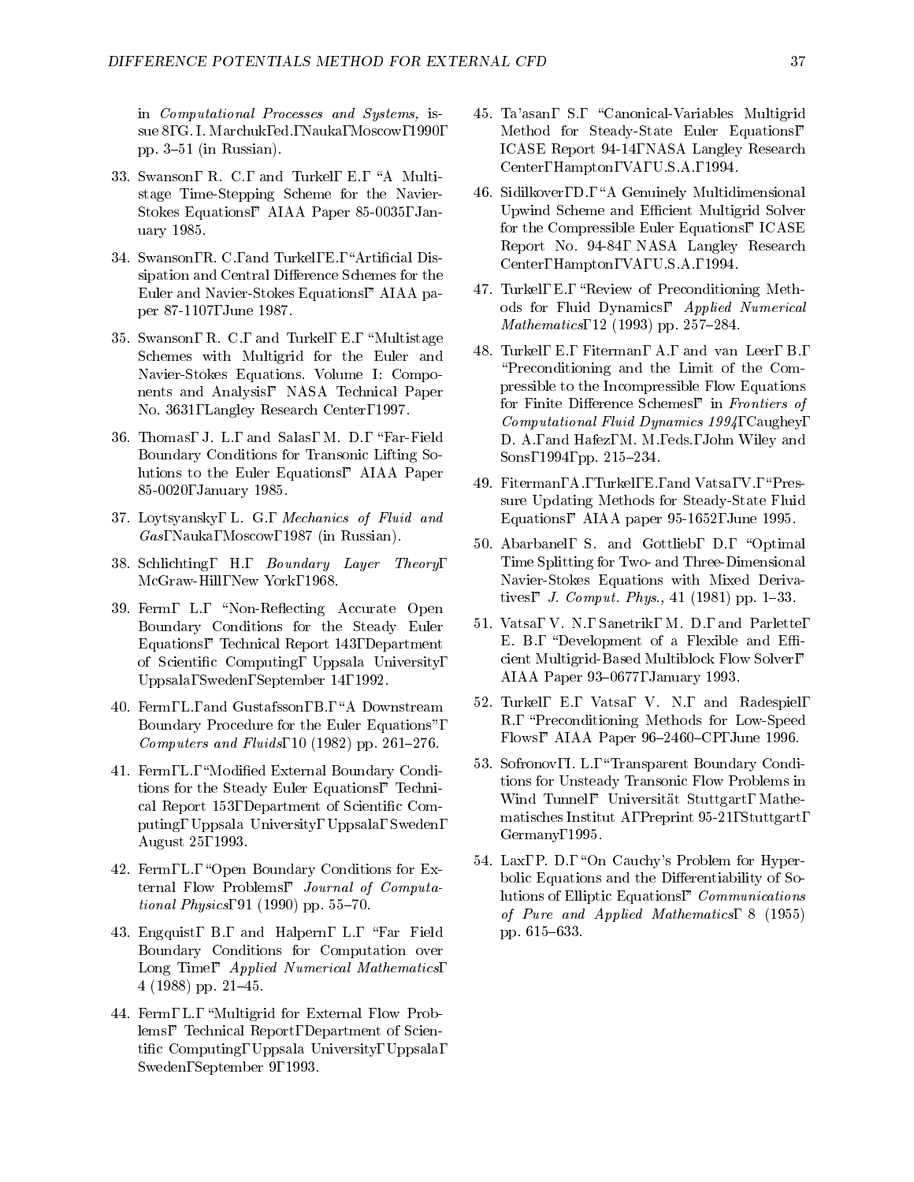in *Computational Processes and Systems*, issue 8, G. I. Marchuk, ed., Nauka, Moscow, 1990, pp. 3–51 (in Russian).

33. Swanson, R. C., and Turkel, E., "A Multistage Time-Stepping Scheme for the Navier-Stokes Equations," AIAA Paper 85-0035, January 1985.

34. Swanson, R. C., and Turkel, E., "Artificial Dissipation and Central Difference Schemes for the Euler and Navier-Stokes Equations," AIAA paper 87-1107, June 1987.

35. Swanson, R. C., and Turkel, E., "Multistage Schemes with Multigrid for the Euler and Navier-Stokes Equations. Volume I: Components and Analysis," NASA Technical Paper No. 3631, Langley Research Center, 1997.

36. Thomas, J. L., and Salas, M. D., "Far-Field Boundary Conditions for Transonic Lifting Solutions to the Euler Equations," AIAA Paper 85-0020, January 1985.

37. Loytsyansky, L. G., *Mechanics of Fluid and Gas*, Nauka, Moscow, 1987 (in Russian).

38. Schlichting, H., *Boundary Layer Theory*, McGraw-Hill, New York, 1968.

39. Ferm, L., "Non-Reflecting Accurate Open Boundary Conditions for the Steady Euler Equations," Technical Report 143, Department of Scientific Computing, Uppsala University, Uppsala, Sweden, September 14, 1992.

40. Ferm, L., and Gustafsson, B., "A Downstream Boundary Procedure for the Euler Equations", *Computers and Fluids*, 10 (1982) pp. 261–276.

41. Ferm, L., "Modified External Boundary Conditions for the Steady Euler Equations," Technical Report 153, Department of Scientific Computing, Uppsala University, Uppsala, Sweden, August 25, 1993.

42. Ferm, L., "Open Boundary Conditions for External Flow Problems," *Journal of Computational Physics*, 91 (1990) pp. 55–70.

43. Engquist, B., and Halpern, L., "Far Field Boundary Conditions for Computation over Long Time," *Applied Numerical Mathematics*, 4 (1988) pp. 21–45.

44. Ferm, L., "Multigrid for External Flow Problems," Technical Report, Department of Scientific Computing, Uppsala University, Uppsala, Sweden, September 9, 1993.

45. Ta'asan, S., "Canonical-Variables Multigrid Method for Steady-State Euler Equations," ICASE Report 94-14, NASA Langley Research Center, Hampton, VA, U.S.A., 1994.

46. Sidilkover, D., "A Genuinely Multidimensional Upwind Scheme and Efficient Multigrid Solver for the Compressible Euler Equations," ICASE Report No. 94-84, NASA Langley Research Center, Hampton, VA, U.S.A., 1994.

47. Turkel, E., "Review of Preconditioning Methods for Fluid Dynamics," *Applied Numerical Mathematics*, 12 (1993) pp. 257–284.

48. Turkel, E., Fiterman, A., and van Leer, B., "Preconditioning and the Limit of the Compressible to the Incompressible Flow Equations for Finite Difference Schemes," in *Frontiers of Computational Fluid Dynamics 1994*, Caughey, D. A., and Hafez, M. M., eds., John Wiley and Sons, 1994, pp. 215–234.

49. Fiterman, A., Turkel, E., and Vatsa, V., "Pressure Updating Methods for Steady-State Fluid Equations," AIAA paper 95-1652, June 1995.

50. Abarbanel, S. and Gottlieb, D., "Optimal Time Splitting for Two- and Three-Dimensional Navier-Stokes Equations with Mixed Derivatives," *J. Comput. Phys.*, 41 (1981) pp. 1–33.

51. Vatsa, V. N., Sanetrik, M. D., and Parlette, E. B., "Development of a Flexible and Efficient Multigrid-Based Multiblock Flow Solver," AIAA Paper 93–0677, January 1993.

52. Turkel, E., Vatsa, V. N., and Radespiel, R., "Preconditioning Methods for Low-Speed Flows," AIAA Paper 96–2460–CP, June 1996.

53. Sofronov, I. L., "Transparent Boundary Conditions for Unsteady Transonic Flow Problems in Wind Tunnel," Universität Stuttgart, Mathematisches Institut A, Preprint 95-21, Stuttgart, Germany, 1995.

54. Lax, P. D., "On Cauchy's Problem for Hyperbolic Equations and the Differentiability of Solutions of Elliptic Equations," *Communications of Pure and Applied Mathematics*, 8 (1955) pp. 615–633.